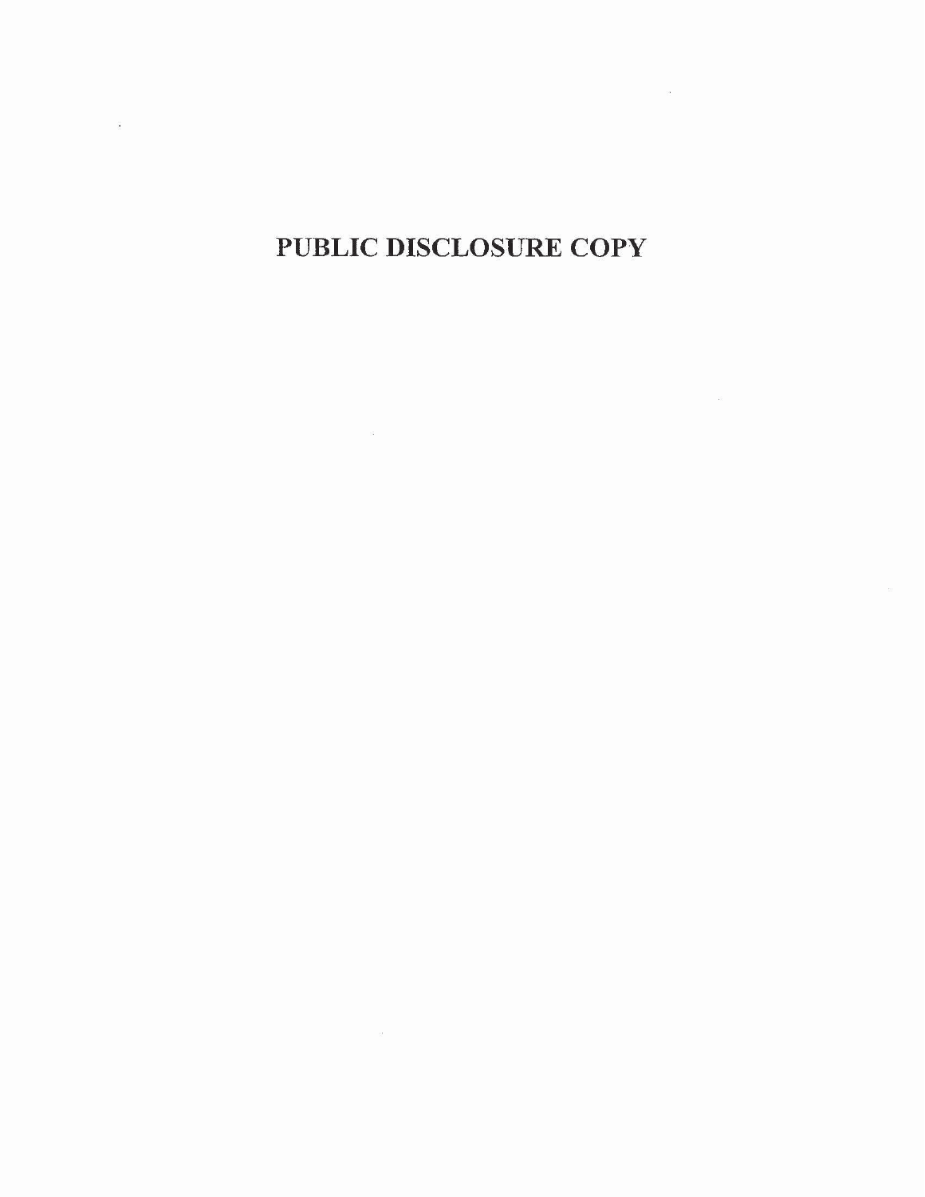# PUBLIC DISCLOSURE COPY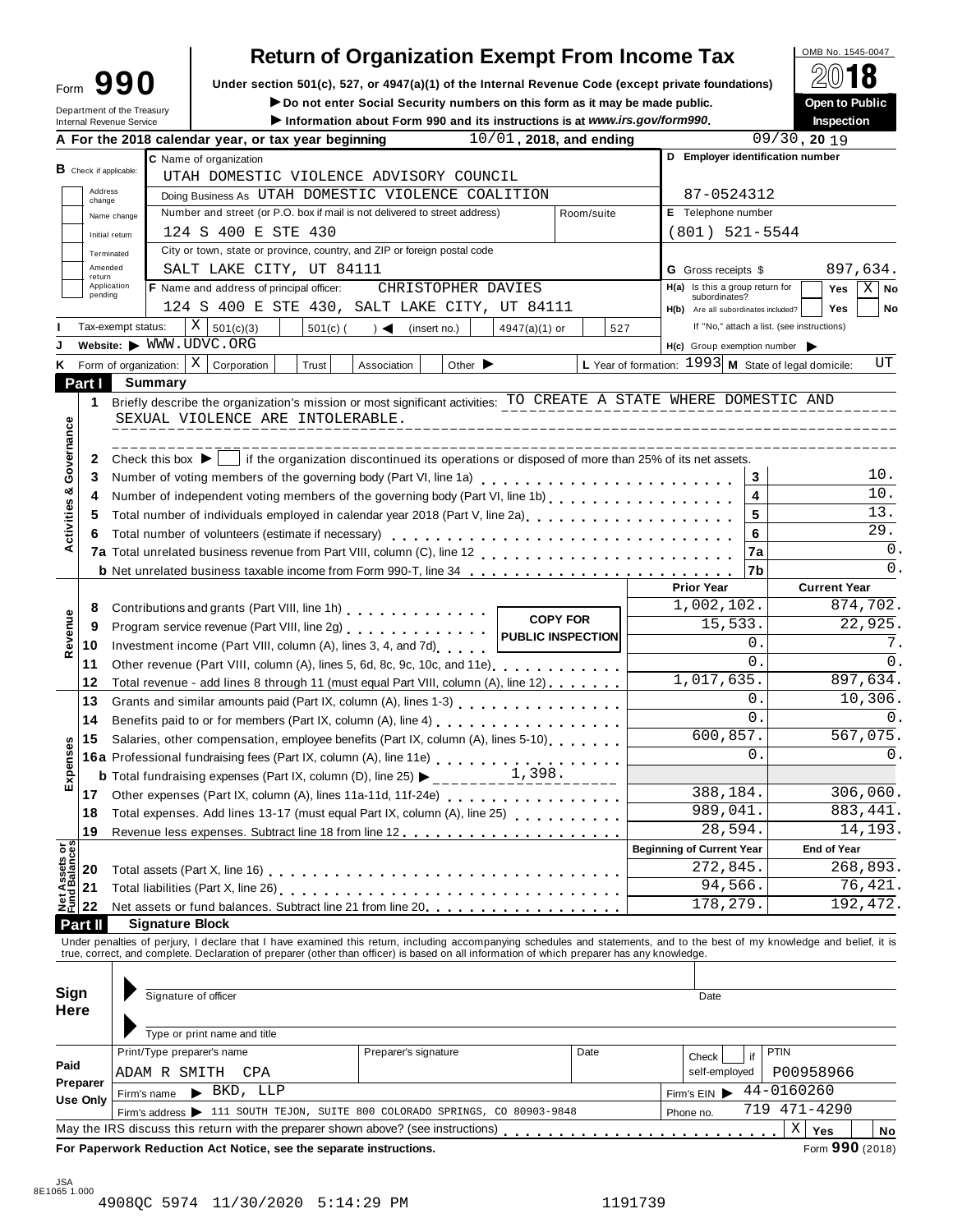Form **990**

Department of the Treasury
Internal Revenue Service

# Return of Organization Exempt From Income Tax

**Under section 501(c), 527, or 4947(a)(1) of the Internal Revenue Code (except private foundations)**

▶ **Do not enter Social Security numbers on this form as it may be made public.**

▶ **Information about Form 990 and its instructions is at www.irs.gov/form990.**

OMB No. 1545-0047

**2018**

**Open to Public Inspection**

**A** For the 2018 calendar year, or tax year beginning 10/01, 2018, and ending 09/30, 2019

**B** Check if applicable: Address change; Name change; Initial return; Terminated; Amended return; Application pending

**C** Name of organization: UTAH DOMESTIC VIOLENCE ADVISORY COUNCIL

Doing Business As: UTAH DOMESTIC VIOLENCE COALITION

Number and street (or P.O. box if mail is not delivered to street address) / Room/suite: 124 S 400 E STE 430

City or town, state or province, country, and ZIP or foreign postal code: SALT LAKE CITY, UT 84111

**D** Employer identification number: 87-0524312

**E** Telephone number: (801) 521-5544

**G** Gross receipts $ 897,634.

**F** Name and address of principal officer: CHRISTOPHER DAVIES, 124 S 400 E STE 430, SALT LAKE CITY, UT 84111

**H(a)** Is this a group return for subordinates? Yes [ ] No [X]

**H(b)** Are all subordinates included? Yes [ ] No [ ] If "No," attach a list. (see instructions)

**H(c)** Group exemption number ▶

**I** Tax-exempt status: [X] 501(c)(3) [ ] 501(c) ( ) ◀ (insert no.) [ ] 4947(a)(1) or [ ] 527

**J** Website: ▶ WWW.UDVC.ORG

**K** Form of organization: [X] Corporation [ ] Trust [ ] Association [ ] Other ▶

**L** Year of formation: 1993 **M** State of legal domicile: UT

## Part I Summary

**Activities & Governance**

1 Briefly describe the organization's mission or most significant activities: TO CREATE A STATE WHERE DOMESTIC AND SEXUAL VIOLENCE ARE INTOLERABLE.

2 Check this box ▶ [ ] if the organization discontinued its operations or disposed of more than 25% of its net assets.

| | | Line | |
|---|---|---|---|
| 3 | Number of voting members of the governing body (Part VI, line 1a) | 3 | 10. |
| 4 | Number of independent voting members of the governing body (Part VI, line 1b) | 4 | 10. |
| 5 | Total number of individuals employed in calendar year 2018 (Part V, line 2a) | 5 | 13. |
| 6 | Total number of volunteers (estimate if necessary) | 6 | 29. |
| 7a | Total unrelated business revenue from Part VIII, column (C), line 12 | 7a | 0. |
| b | Net unrelated business taxable income from Form 990-T, line 34 | 7b | 0. |

**COPY FOR PUBLIC INSPECTION**

| | | Prior Year | Current Year |
|---|---|---|---|
| **Revenue** | | | |
| 8 | Contributions and grants (Part VIII, line 1h) | 1,002,102. | 874,702. |
| 9 | Program service revenue (Part VIII, line 2g) | 15,533. | 22,925. |
| 10 | Investment income (Part VIII, column (A), lines 3, 4, and 7d) | 0. | 7. |
| 11 | Other revenue (Part VIII, column (A), lines 5, 6d, 8c, 9c, 10c, and 11e) | 0. | 0. |
| 12 | Total revenue - add lines 8 through 11 (must equal Part VIII, column (A), line 12) | 1,017,635. | 897,634. |
| **Expenses** | | | |
| 13 | Grants and similar amounts paid (Part IX, column (A), lines 1-3) | 0. | 10,306. |
| 14 | Benefits paid to or for members (Part IX, column (A), line 4) | 0. | 0. |
| 15 | Salaries, other compensation, employee benefits (Part IX, column (A), lines 5-10) | 600,857. | 567,075. |
| 16a | Professional fundraising fees (Part IX, column (A), line 11e) | 0. | 0. |
| b | Total fundraising expenses (Part IX, column (D), line 25) ▶ 1,398. | | |
| 17 | Other expenses (Part IX, column (A), lines 11a-11d, 11f-24e) | 388,184. | 306,060. |
| 18 | Total expenses. Add lines 13-17 (must equal Part IX, column (A), line 25) | 989,041. | 883,441. |
| 19 | Revenue less expenses. Subtract line 18 from line 12 | 28,594. | 14,193. |

| **Net Assets or Fund Balances** | | Beginning of Current Year | End of Year |
|---|---|---|---|
| 20 | Total assets (Part X, line 16) | 272,845. | 268,893. |
| 21 | Total liabilities (Part X, line 26) | 94,566. | 76,421. |
| 22 | Net assets or fund balances. Subtract line 21 from line 20 | 178,279. | 192,472. |

## Part II Signature Block

Under penalties of perjury, I declare that I have examined this return, including accompanying schedules and statements, and to the best of my knowledge and belief, it is true, correct, and complete. Declaration of preparer (other than officer) is based on all information of which preparer has any knowledge.

**Sign Here**

Signature of officer | Date

Type or print name and title

**Paid Preparer Use Only**

| Print/Type preparer's name | Preparer's signature | Date | Check [ ] if self-employed | PTIN |
|---|---|---|---|---|
| ADAM R SMITH CPA | | | | P00958966 |

Firm's name ▶ BKD, LLP — Firm's EIN ▶ 44-0160260

Firm's address ▶ 111 SOUTH TEJON, SUITE 800 COLORADO SPRINGS, CO 80903-9848 — Phone no. 719 471-4290

May the IRS discuss this return with the preparer shown above? (see instructions) [X] Yes [ ] No

**For Paperwork Reduction Act Notice, see the separate instructions.** Form **990** (2018)

JSA 8E1065 1.000

4908QC 5974 11/30/2020 5:14:29 PM 1191739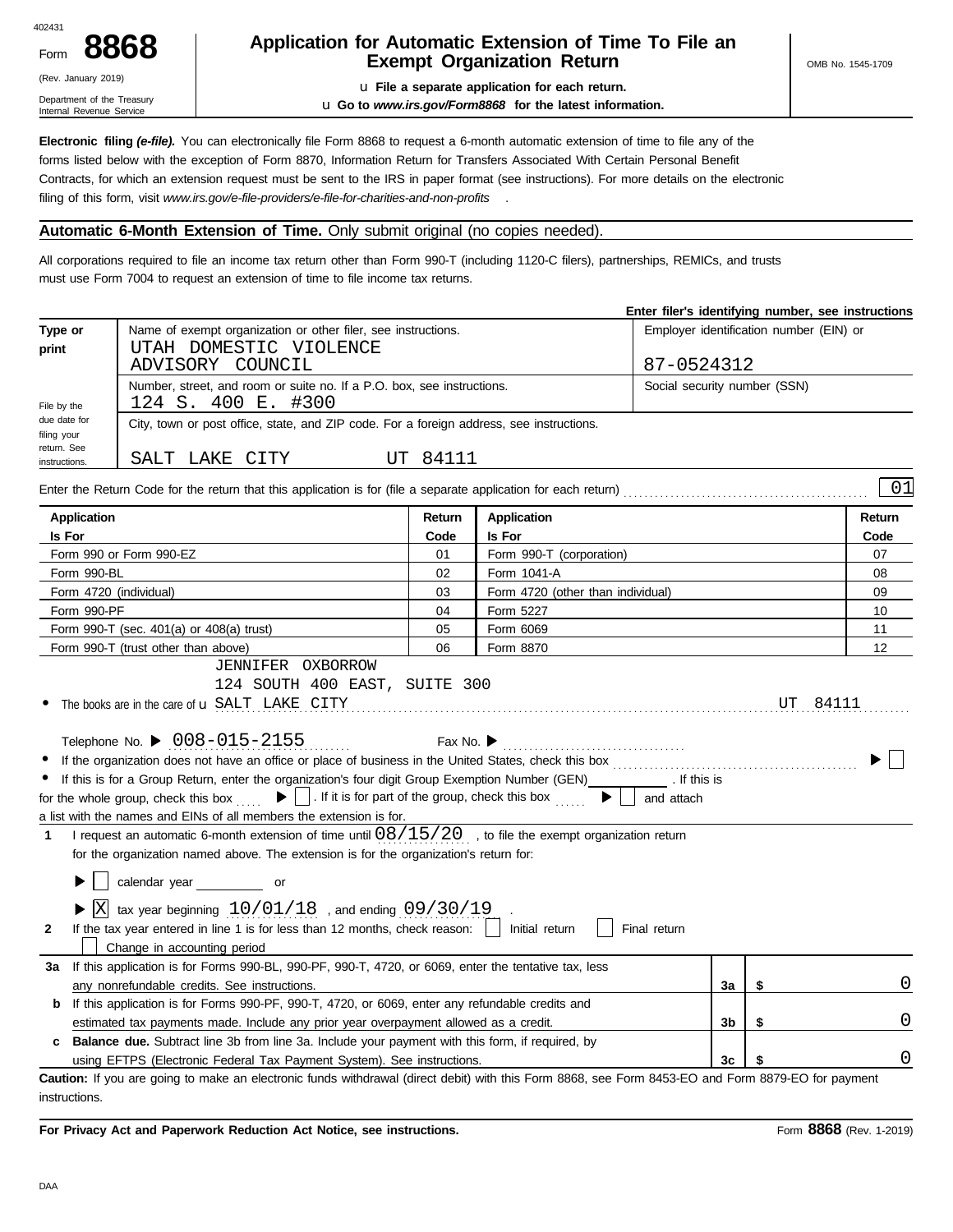402431

Form **8868**

(Rev. January 2019)

Department of the Treasury
Internal Revenue Service

# Application for Automatic Extension of Time To File an Exempt Organization Return

u **File a separate application for each return.**

u **Go to** ***www.irs.gov/Form8868*** **for the latest information.**

OMB No. 1545-1709

**Electronic filing** ***(e-file).*** You can electronically file Form 8868 to request a 6-month automatic extension of time to file any of the forms listed below with the exception of Form 8870, Information Return for Transfers Associated With Certain Personal Benefit Contracts, for which an extension request must be sent to the IRS in paper format (see instructions). For more details on the electronic filing of this form, visit *www.irs.gov/e-file-providers/e-file-for-charities-and-non-profits* .

## Automatic 6-Month Extension of Time. Only submit original (no copies needed).

All corporations required to file an income tax return other than Form 990-T (including 1120-C filers), partnerships, REMICs, and trusts must use Form 7004 to request an extension of time to file income tax returns.

**Enter filer's identifying number, see instructions**

| Type or print | Name of exempt organization or other filer, see instructions.<br>UTAH DOMESTIC VIOLENCE ADVISORY COUNCIL | Employer identification number (EIN) or<br>87-0524312 |
|---|---|---|
| File by the due date for filing your return. See instructions. | Number, street, and room or suite no. If a P.O. box, see instructions.<br>124 S. 400 E. #300 | Social security number (SSN) |
| | City, town or post office, state, and ZIP code. For a foreign address, see instructions.<br>SALT LAKE CITY UT 84111 | |

Enter the Return Code for the return that this application is for (file a separate application for each return) 01

| Application Is For | Return Code | Application Is For | Return Code |
|---|---|---|---|
| Form 990 or Form 990-EZ | 01 | Form 990-T (corporation) | 07 |
| Form 990-BL | 02 | Form 1041-A | 08 |
| Form 4720 (individual) | 03 | Form 4720 (other than individual) | 09 |
| Form 990-PF | 04 | Form 5227 | 10 |
| Form 990-T (sec. 401(a) or 408(a) trust) | 05 | Form 6069 | 11 |
| Form 990-T (trust other than above) | 06 | Form 8870 | 12 |

- The books are in the care of u JENNIFER OXBORROW, 124 SOUTH 400 EAST, SUITE 300, SALT LAKE CITY UT 84111

  Telephone No. ▶ 008-015-2155 Fax No. ▶

- If the organization does not have an office or place of business in the United States, check this box ▶ ☐
- If this is for a Group Return, enter the organization's four digit Group Exemption Number (GEN) ______ . If this is for the whole group, check this box ▶ ☐ . If it is for part of the group, check this box ▶ ☐ and attach a list with the names and EINs of all members the extension is for.

**1** I request an automatic 6-month extension of time until 08/15/20 , to the file the exempt organization return for the organization named above. The extension is for the organization's return for:

▶ ☐ calendar year ______ or

▶ ☒ tax year beginning 10/01/18 , and ending 09/30/19 .

**2** If the tax year entered in line 1 is for less than 12 months, check reason: ☐ Initial return ☐ Final return ☐ Change in accounting period

| | | | |
|---|---|---|---|
| **3a** | If this application is for Forms 990-BL, 990-PF, 990-T, 4720, or 6069, enter the tentative tax, less any nonrefundable credits. See instructions. | **3a** | $ 0 |
| **b** | If this application is for Forms 990-PF, 990-T, 4720, or 6069, enter any refundable credits and estimated tax payments made. Include any prior year overpayment allowed as a credit. | **3b** | $ 0 |
| **c** | **Balance due.** Subtract line 3b from line 3a. Include your payment with this form, if required, by using EFTPS (Electronic Federal Tax Payment System). See instructions. | **3c** | $ 0 |

**Caution:** If you are going to make an electronic funds withdrawal (direct debit) with this Form 8868, see Form 8453-EO and Form 8879-EO for payment instructions.

**For Privacy Act and Paperwork Reduction Act Notice, see instructions.** Form **8868** (Rev. 1-2019)

DAA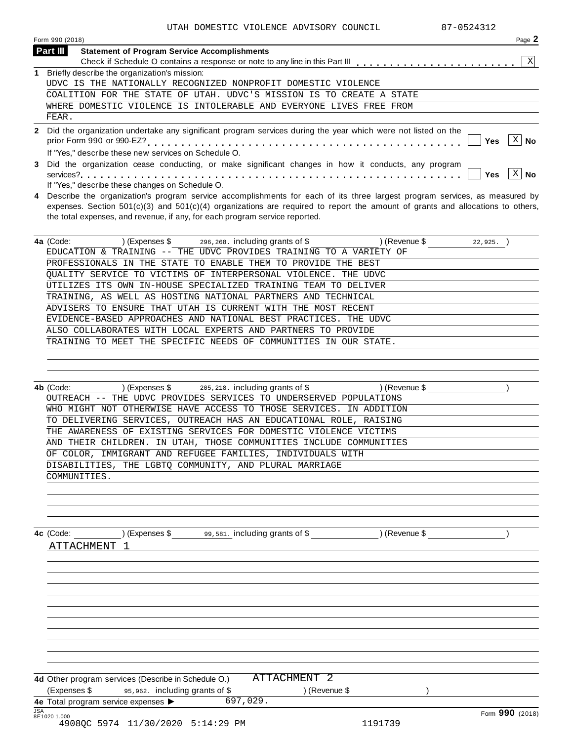UTAH DOMESTIC VIOLENCE ADVISORY COUNCIL 87-0524312

Form 990 (2018) Page 2

## Part III Statement of Program Service Accomplishments

Check if Schedule O contains a response or note to any line in this Part III . . . . . . . . . . . . . . . . . . . . . . . [X]

**1** Briefly describe the organization's mission:

UDVC IS THE NATIONALLY RECOGNIZED NONPROFIT DOMESTIC VIOLENCE COALITION FOR THE STATE OF UTAH. UDVC'S MISSION IS TO CREATE A STATE WHERE DOMESTIC VIOLENCE IS INTOLERABLE AND EVERYONE LIVES FREE FROM FEAR.

**2** Did the organization undertake any significant program services during the year which were not listed on the prior Form 990 or 990-EZ? . . . . . . . . . . . . . . . . . . . . . . . . . . . . . . . . . . . . . . . . [ ] Yes [X] No

If "Yes," describe these new services on Schedule O.

**3** Did the organization cease conducting, or make significant changes in how it conducts, any program services? . . . . . . . . . . . . . . . . . . . . . . . . . . . . . . . . . . . . . . . . . . . . . . . . . . . . . . [ ] Yes [X] No

If "Yes," describe these changes on Schedule O.

**4** Describe the organization's program service accomplishments for each of its three largest program services, as measured by expenses. Section 501(c)(3) and 501(c)(4) organizations are required to report the amount of grants and allocations to others, the total expenses, and revenue, if any, for each program service reported.

**4a** (Code: ) (Expenses $ 296,268. including grants of $ ) (Revenue $ 22,925. )

EDUCATION & TRAINING -- THE UDVC PROVIDES TRAINING TO A VARIETY OF PROFESSIONALS IN THE STATE TO ENABLE THEM TO PROVIDE THE BEST QUALITY SERVICE TO VICTIMS OF INTERPERSONAL VIOLENCE. THE UDVC UTILIZES ITS OWN IN-HOUSE SPECIALIZED TRAINING TEAM TO DELIVER TRAINING, AS WELL AS HOSTING NATIONAL PARTNERS AND TECHNICAL ADVISERS TO ENSURE THAT UTAH IS CURRENT WITH THE MOST RECENT EVIDENCE-BASED APPROACHES AND NATIONAL BEST PRACTICES. THE UDVC ALSO COLLABORATES WITH LOCAL EXPERTS AND PARTNERS TO PROVIDE TRAINING TO MEET THE SPECIFIC NEEDS OF COMMUNITIES IN OUR STATE.

**4b** (Code: ) (Expenses $ 205,218. including grants of $ ) (Revenue $ )

OUTREACH -- THE UDVC PROVIDES SERVICES TO UNDERSERVED POPULATIONS WHO MIGHT NOT OTHERWISE HAVE ACCESS TO THOSE SERVICES. IN ADDITION TO DELIVERING SERVICES, OUTREACH HAS AN EDUCATIONAL ROLE, RAISING THE AWARENESS OF EXISTING SERVICES FOR DOMESTIC VIOLENCE VICTIMS AND THEIR CHILDREN. IN UTAH, THOSE COMMUNITIES INCLUDE COMMUNITIES OF COLOR, IMMIGRANT AND REFUGEE FAMILIES, INDIVIDUALS WITH DISABILITIES, THE LGBTQ COMMUNITY, AND PLURAL MARRIAGE COMMUNITIES.

**4c** (Code: ) (Expenses $ 99,581. including grants of $ ) (Revenue $ )

ATTACHMENT 1

**4d** Other program services (Describe in Schedule O.) ATTACHMENT 2

(Expenses $ 95,962. including grants of $ ) (Revenue $ )

**4e** Total program service expenses ▶ 697,029.

Form **990** (2018)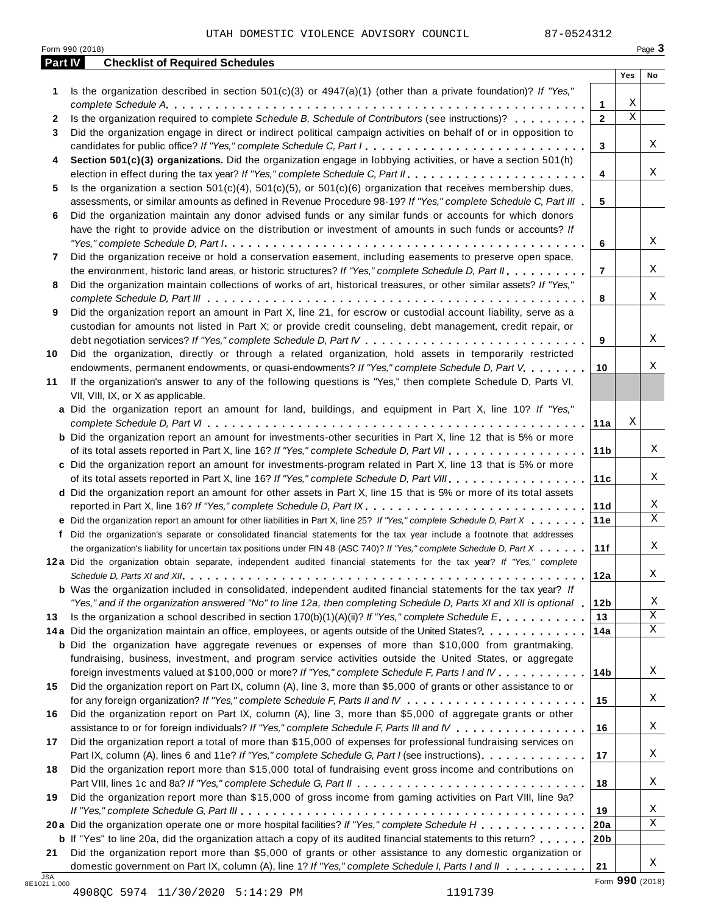UTAH DOMESTIC VIOLENCE ADVISORY COUNCIL 87-0524312

Form 990 (2018) Page **3**

## Part IV Checklist of Required Schedules

| | | | Yes | No |
|---|---|---|---|---|
| **1** | Is the organization described in section 501(c)(3) or 4947(a)(1) (other than a private foundation)? *If "Yes," complete Schedule A* | **1** | X | |
| **2** | Is the organization required to complete *Schedule B, Schedule of Contributors* (see instructions)? | **2** | X | |
| **3** | Did the organization engage in direct or indirect political campaign activities on behalf of or in opposition to candidates for public office? *If "Yes," complete Schedule C, Part I* | **3** | | X |
| **4** | **Section 501(c)(3) organizations.** Did the organization engage in lobbying activities, or have a section 501(h) election in effect during the tax year? *If "Yes," complete Schedule C, Part II* | **4** | | X |
| **5** | Is the organization a section 501(c)(4), 501(c)(5), or 501(c)(6) organization that receives membership dues, assessments, or similar amounts as defined in Revenue Procedure 98-19? *If "Yes," complete Schedule C, Part III* | **5** | | |
| **6** | Did the organization maintain any donor advised funds or any similar funds or accounts for which donors have the right to provide advice on the distribution or investment of amounts in such funds or accounts? *If "Yes," complete Schedule D, Part I* | **6** | | X |
| **7** | Did the organization receive or hold a conservation easement, including easements to preserve open space, the environment, historic land areas, or historic structures? *If "Yes," complete Schedule D, Part II* | **7** | | X |
| **8** | Did the organization maintain collections of works of art, historical treasures, or other similar assets? *If "Yes," complete Schedule D, Part III* | **8** | | X |
| **9** | Did the organization report an amount in Part X, line 21, for escrow or custodial account liability, serve as a custodian for amounts not listed in Part X; or provide credit counseling, debt management, credit repair, or debt negotiation services? *If "Yes," complete Schedule D, Part IV* | **9** | | X |
| **10** | Did the organization, directly or through a related organization, hold assets in temporarily restricted endowments, permanent endowments, or quasi-endowments? *If "Yes," complete Schedule D, Part V* | **10** | | X |
| **11** | If the organization's answer to any of the following questions is "Yes," then complete Schedule D, Parts VI, VII, VIII, IX, or X as applicable. | | | |
| **a** | Did the organization report an amount for land, buildings, and equipment in Part X, line 10? *If "Yes," complete Schedule D, Part VI* | **11a** | X | |
| **b** | Did the organization report an amount for investments-other securities in Part X, line 12 that is 5% or more of its total assets reported in Part X, line 16? *If "Yes," complete Schedule D, Part VII* | **11b** | | X |
| **c** | Did the organization report an amount for investments-program related in Part X, line 13 that is 5% or more of its total assets reported in Part X, line 16? *If "Yes," complete Schedule D, Part VIII* | **11c** | | X |
| **d** | Did the organization report an amount for other assets in Part X, line 15 that is 5% or more of its total assets reported in Part X, line 16? *If "Yes," complete Schedule D, Part IX* | **11d** | | X |
| **e** | Did the organization report an amount for other liabilities in Part X, line 25? *If "Yes," complete Schedule D, Part X* | **11e** | | X |
| **f** | Did the organization's separate or consolidated financial statements for the tax year include a footnote that addresses the organization's liability for uncertain tax positions under FIN 48 (ASC 740)? *If "Yes," complete Schedule D, Part X* | **11f** | | X |
| **12a** | Did the organization obtain separate, independent audited financial statements for the tax year? *If "Yes," complete Schedule D, Parts XI and XII* | **12a** | | X |
| **b** | Was the organization included in consolidated, independent audited financial statements for the tax year? *If "Yes," and if the organization answered "No" to line 12a, then completing Schedule D, Parts XI and XII is optional* | **12b** | | X |
| **13** | Is the organization a school described in section 170(b)(1)(A)(ii)? *If "Yes," complete Schedule E* | **13** | | X |
| **14a** | Did the organization maintain an office, employees, or agents outside of the United States? | **14a** | | X |
| **b** | Did the organization have aggregate revenues or expenses of more than $10,000 from grantmaking, fundraising, business, investment, and program service activities outside the United States, or aggregate foreign investments valued at $100,000 or more? *If "Yes," complete Schedule F, Parts I and IV* | **14b** | | X |
| **15** | Did the organization report on Part IX, column (A), line 3, more than $5,000 of grants or other assistance to or for any foreign organization? *If "Yes," complete Schedule F, Parts II and IV* | **15** | | X |
| **16** | Did the organization report on Part IX, column (A), line 3, more than $5,000 of aggregate grants or other assistance to or for foreign individuals? *If "Yes," complete Schedule F, Parts III and IV* | **16** | | X |
| **17** | Did the organization report a total of more than $15,000 of expenses for professional fundraising services on Part IX, column (A), lines 6 and 11e? *If "Yes," complete Schedule G, Part I* (see instructions) | **17** | | X |
| **18** | Did the organization report more than $15,000 total of fundraising event gross income and contributions on Part VIII, lines 1c and 8a? *If "Yes," complete Schedule G, Part II* | **18** | | X |
| **19** | Did the organization report more than $15,000 of gross income from gaming activities on Part VIII, line 9a? *If "Yes," complete Schedule G, Part III* | **19** | | X |
| **20a** | Did the organization operate one or more hospital facilities? *If "Yes," complete Schedule H* | **20a** | | X |
| **b** | If "Yes" to line 20a, did the organization attach a copy of its audited financial statements to this return? | **20b** | | |
| **21** | Did the organization report more than $5,000 of grants or other assistance to any domestic organization or domestic government on Part IX, column (A), line 1? *If "Yes," complete Schedule I, Parts I and II* | **21** | | X |

JSA 8E1021 1.000

4908QC 5974 11/30/2020 5:14:29 PM 1191739

Form **990** (2018)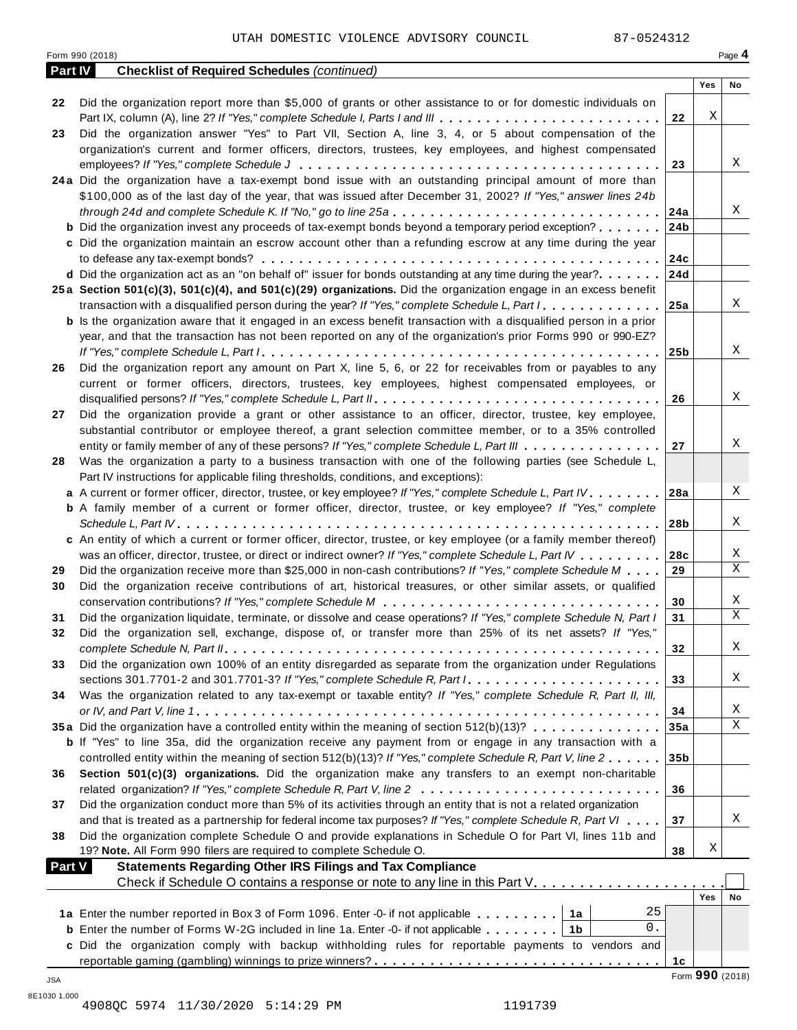UTAH DOMESTIC VIOLENCE ADVISORY COUNCIL 87-0524312

Form 990 (2018) Page **4**

**Part IV Checklist of Required Schedules** *(continued)*

| | | | Yes | No |
|---|---|---|---|---|
| 22 | Did the organization report more than $5,000 of grants or other assistance to or for domestic individuals on Part IX, column (A), line 2? *If "Yes," complete Schedule I, Parts I and III* | 22 | X | |
| 23 | Did the organization answer "Yes" to Part VII, Section A, line 3, 4, or 5 about compensation of the organization's current and former officers, directors, trustees, key employees, and highest compensated employees? *If "Yes," complete Schedule J* | 23 | | X |
| 24a | Did the organization have a tax-exempt bond issue with an outstanding principal amount of more than $100,000 as of the last day of the year, that was issued after December 31, 2002? *If "Yes," answer lines 24b through 24d and complete Schedule K. If "No," go to line 25a* | 24a | | X |
| b | Did the organization invest any proceeds of tax-exempt bonds beyond a temporary period exception? | 24b | | |
| c | Did the organization maintain an escrow account other than a refunding escrow at any time during the year to defease any tax-exempt bonds? | 24c | | |
| d | Did the organization act as an "on behalf of" issuer for bonds outstanding at any time during the year? | 24d | | |
| 25a | **Section 501(c)(3), 501(c)(4), and 501(c)(29) organizations.** Did the organization engage in an excess benefit transaction with a disqualified person during the year? *If "Yes," complete Schedule L, Part I* | 25a | | X |
| b | Is the organization aware that it engaged in an excess benefit transaction with a disqualified person in a prior year, and that the transaction has not been reported on any of the organization's prior Forms 990 or 990-EZ? *If "Yes," complete Schedule L, Part I* | 25b | | X |
| 26 | Did the organization report any amount on Part X, line 5, 6, or 22 for receivables from or payables to any current or former officers, directors, trustees, key employees, highest compensated employees, or disqualified persons? *If "Yes," complete Schedule L, Part II* | 26 | | X |
| 27 | Did the organization provide a grant or other assistance to an officer, director, trustee, key employee, substantial contributor or employee thereof, a grant selection committee member, or to a 35% controlled entity or family member of any of these persons? *If "Yes," complete Schedule L, Part III* | 27 | | X |
| 28 | Was the organization a party to a business transaction with one of the following parties (see Schedule L, Part IV instructions for applicable filing thresholds, conditions, and exceptions): | | | |
| a | A current or former officer, director, trustee, or key employee? *If "Yes," complete Schedule L, Part IV* | 28a | | X |
| b | A family member of a current or former officer, director, trustee, or key employee? *If "Yes," complete Schedule L, Part IV* | 28b | | X |
| c | An entity of which a current or former officer, director, trustee, or key employee (or a family member thereof) was an officer, director, trustee, or direct or indirect owner? *If "Yes," complete Schedule L, Part IV* | 28c | | X |
| 29 | Did the organization receive more than $25,000 in non-cash contributions? *If "Yes," complete Schedule M* | 29 | | X |
| 30 | Did the organization receive contributions of art, historical treasures, or other similar assets, or qualified conservation contributions? *If "Yes," complete Schedule M* | 30 | | X |
| 31 | Did the organization liquidate, terminate, or dissolve and cease operations? *If "Yes," complete Schedule N, Part I* | 31 | | X |
| 32 | Did the organization sell, exchange, dispose of, or transfer more than 25% of its net assets? *If "Yes," complete Schedule N, Part II* | 32 | | X |
| 33 | Did the organization own 100% of an entity disregarded as separate from the organization under Regulations sections 301.7701-2 and 301.7701-3? *If "Yes," complete Schedule R, Part I* | 33 | | X |
| 34 | Was the organization related to any tax-exempt or taxable entity? *If "Yes," complete Schedule R, Part II, III, or IV, and Part V, line 1* | 34 | | X |
| 35a | Did the organization have a controlled entity within the meaning of section 512(b)(13)? | 35a | | X |
| b | If "Yes" to line 35a, did the organization receive any payment from or engage in any transaction with a controlled entity within the meaning of section 512(b)(13)? *If "Yes," complete Schedule R, Part V, line 2* | 35b | | |
| 36 | **Section 501(c)(3) organizations.** Did the organization make any transfers to an exempt non-charitable related organization? *If "Yes," complete Schedule R, Part V, line 2* | 36 | | |
| 37 | Did the organization conduct more than 5% of its activities through an entity that is not a related organization and that is treated as a partnership for federal income tax purposes? *If "Yes," complete Schedule R, Part VI* | 37 | | X |
| 38 | Did the organization complete Schedule O and provide explanations in Schedule O for Part VI, lines 11b and 19? **Note.** All Form 990 filers are required to complete Schedule O. | 38 | X | |

**Part V Statements Regarding Other IRS Filings and Tax Compliance**

Check if Schedule O contains a response or note to any line in this Part V [ ]

| | | | | | Yes | No |
|---|---|---|---|---|---|---|
| 1a | Enter the number reported in Box 3 of Form 1096. Enter -0- if not applicable | 1a | 25 | | | |
| b | Enter the number of Forms W-2G included in line 1a. Enter -0- if not applicable | 1b | 0. | | | |
| c | Did the organization comply with backup withholding rules for reportable payments to vendors and reportable gaming (gambling) winnings to prize winners? | | | 1c | | |

Form **990** (2018)

JSA
8E1030 1.000
4908QC 5974 11/30/2020 5:14:29 PM 1191739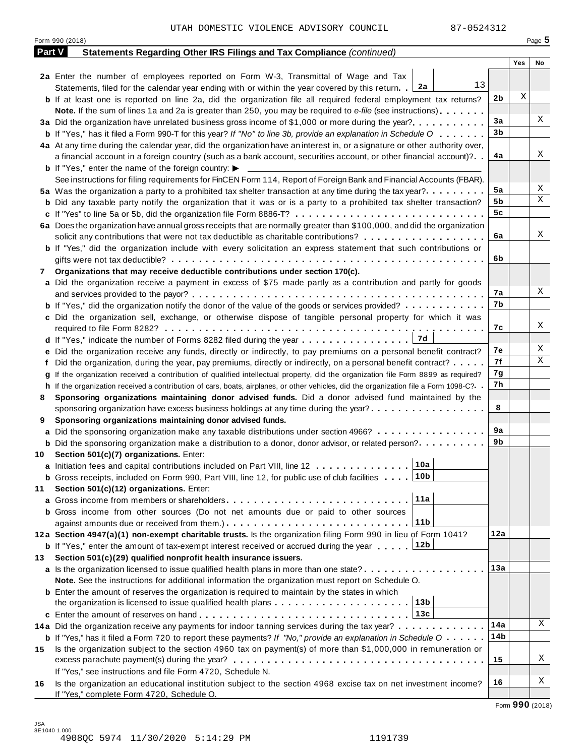UTAH DOMESTIC VIOLENCE ADVISORY COUNCIL 87-0524312

Form 990 (2018) Page **5**

## Part V Statements Regarding Other IRS Filings and Tax Compliance *(continued)*

| | | | Yes | No |
|---|---|---|---|---|
| **2a** | Enter the number of employees reported on Form W-3, Transmittal of Wage and Tax Statements, filed for the calendar year ending with or within the year covered by this return . . **2a** 13 | | | |
| **b** | If at least one is reported on line 2a, did the organization file all required federal employment tax returns? | **2b** | X | |
| | **Note.** If the sum of lines 1a and 2a is greater than 250, you may be required to *e-file* (see instructions) | | | |
| **3a** | Did the organization have unrelated business gross income of $1,000 or more during the year? | **3a** | | X |
| **b** | If "Yes," has it filed a Form 990-T for this year? *If "No" to line 3b, provide an explanation in Schedule O* | **3b** | | |
| **4a** | At any time during the calendar year, did the organization have an interest in, or a signature or other authority over, a financial account in a foreign country (such as a bank account, securities account, or other financial account)? | **4a** | | X |
| **b** | If "Yes," enter the name of the foreign country: ▶ | | | |
| | See instructions for filing requirements for FinCEN Form 114, Report of Foreign Bank and Financial Accounts (FBAR). | | | |
| **5a** | Was the organization a party to a prohibited tax shelter transaction at any time during the tax year? | **5a** | | X |
| **b** | Did any taxable party notify the organization that it was or is a party to a prohibited tax shelter transaction? | **5b** | | X |
| **c** | If "Yes" to line 5a or 5b, did the organization file Form 8886-T? | **5c** | | |
| **6a** | Does the organization have annual gross receipts that are normally greater than $100,000, and did the organization solicit any contributions that were not tax deductible as charitable contributions? | **6a** | | X |
| **b** | If "Yes," did the organization include with every solicitation an express statement that such contributions or gifts were not tax deductible? | **6b** | | |
| **7** | **Organizations that may receive deductible contributions under section 170(c).** | | | |
| **a** | Did the organization receive a payment in excess of $75 made partly as a contribution and partly for goods and services provided to the payor? | **7a** | | X |
| **b** | If "Yes," did the organization notify the donor of the value of the goods or services provided? | **7b** | | |
| **c** | Did the organization sell, exchange, or otherwise dispose of tangible personal property for which it was required to file Form 8282? | **7c** | | X |
| **d** | If "Yes," indicate the number of Forms 8282 filed during the year . . . **7d** | | | |
| **e** | Did the organization receive any funds, directly or indirectly, to pay premiums on a personal benefit contract? | **7e** | | X |
| **f** | Did the organization, during the year, pay premiums, directly or indirectly, on a personal benefit contract? | **7f** | | X |
| **g** | If the organization received a contribution of qualified intellectual property, did the organization file Form 8899 as required? | **7g** | | |
| **h** | If the organization received a contribution of cars, boats, airplanes, or other vehicles, did the organization file a Form 1098-C? | **7h** | | |
| **8** | **Sponsoring organizations maintaining donor advised funds.** Did a donor advised fund maintained by the sponsoring organization have excess business holdings at any time during the year? | **8** | | |
| **9** | **Sponsoring organizations maintaining donor advised funds.** | | | |
| **a** | Did the sponsoring organization make any taxable distributions under section 4966? | **9a** | | |
| **b** | Did the sponsoring organization make a distribution to a donor, donor advisor, or related person? | **9b** | | |
| **10** | **Section 501(c)(7) organizations.** Enter: | | | |
| **a** | Initiation fees and capital contributions included on Part VIII, line 12 . . . **10a** | | | |
| **b** | Gross receipts, included on Form 990, Part VIII, line 12, for public use of club facilities . . . **10b** | | | |
| **11** | **Section 501(c)(12) organizations.** Enter: | | | |
| **a** | Gross income from members or shareholders . . . **11a** | | | |
| **b** | Gross income from other sources (Do not net amounts due or paid to other sources against amounts due or received from them.) . . . **11b** | | | |
| **12a** | **Section 4947(a)(1) non-exempt charitable trusts.** Is the organization filing Form 990 in lieu of Form 1041? | **12a** | | |
| **b** | If "Yes," enter the amount of tax-exempt interest received or accrued during the year . . . **12b** | | | |
| **13** | **Section 501(c)(29) qualified nonprofit health insurance issuers.** | | | |
| **a** | Is the organization licensed to issue qualified health plans in more than one state? | **13a** | | |
| | **Note.** See the instructions for additional information the organization must report on Schedule O. | | | |
| **b** | Enter the amount of reserves the organization is required to maintain by the states in which the organization is licensed to issue qualified health plans . . . **13b** | | | |
| **c** | Enter the amount of reserves on hand . . . **13c** | | | |
| **14a** | Did the organization receive any payments for indoor tanning services during the tax year? | **14a** | | X |
| **b** | If "Yes," has it filed a Form 720 to report these payments? *If "No," provide an explanation in Schedule O* | **14b** | | |
| **15** | Is the organization subject to the section 4960 tax on payment(s) of more than $1,000,000 in remuneration or excess parachute payment(s) during the year? | **15** | | X |
| | If "Yes," see instructions and file Form 4720, Schedule N. | | | |
| **16** | Is the organization an educational institution subject to the section 4968 excise tax on net investment income? | **16** | | X |
| | If "Yes," complete Form 4720, Schedule O. | | | |

Form **990** (2018)

JSA
8E1040 1.000
4908QC 5974 11/30/2020 5:14:29 PM 1191739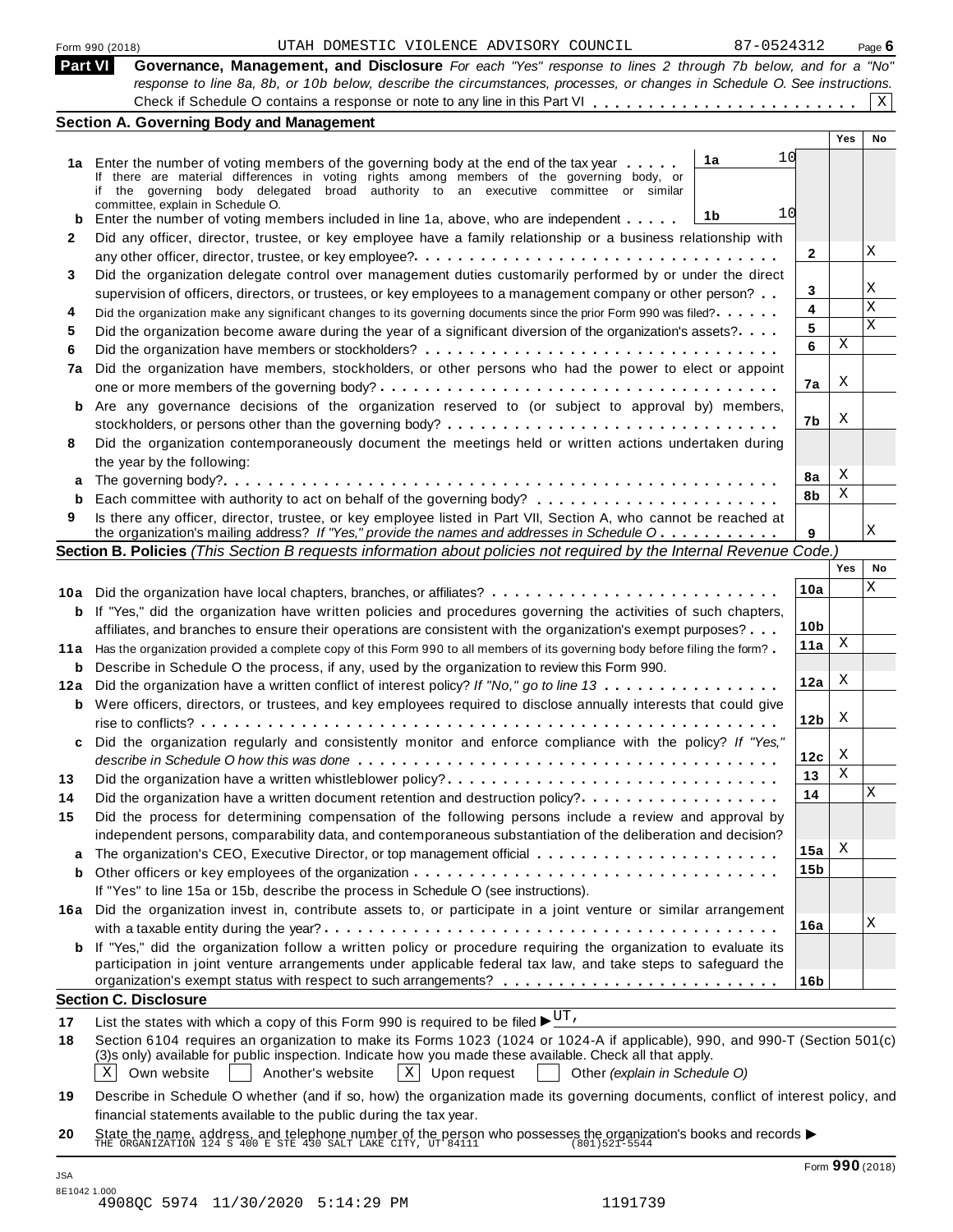Form 990 (2018) UTAH DOMESTIC VIOLENCE ADVISORY COUNCIL 87-0524312 Page **6**

**Part VI Governance, Management, and Disclosure** *For each "Yes" response to lines 2 through 7b below, and for a "No" response to line 8a, 8b, or 10b below, describe the circumstances, processes, or changes in Schedule O. See instructions.*

Check if Schedule O contains a response or note to any line in this Part VI . . . . . . . . . . . . . . . . . . . . . . . . X

### Section A. Governing Body and Management

| | | | | Yes | No |
|---|---|---|---|---|---|
| **1a** | Enter the number of voting members of the governing body at the end of the tax year . . . . . If there are material differences in voting rights among members of the governing body, or if the governing body delegated broad authority to an executive committee or similar committee, explain in Schedule O. | 1a: 10 | | | |
| **b** | Enter the number of voting members included in line 1a, above, who are independent . . . . . | 1b: 10 | | | |
| **2** | Did any officer, director, trustee, or key employee have a family relationship or a business relationship with any other officer, director, trustee, or key employee? | | 2 | | X |
| **3** | Did the organization delegate control over management duties customarily performed by or under the direct supervision of officers, directors, or trustees, or key employees to a management company or other person? | | 3 | | X |
| **4** | Did the organization make any significant changes to its governing documents since the prior Form 990 was filed? | | 4 | | X |
| **5** | Did the organization become aware during the year of a significant diversion of the organization's assets? | | 5 | | X |
| **6** | Did the organization have members or stockholders? | | 6 | X | |
| **7a** | Did the organization have members, stockholders, or other persons who had the power to elect or appoint one or more members of the governing body? | | 7a | X | |
| **b** | Are any governance decisions of the organization reserved to (or subject to approval by) members, stockholders, or persons other than the governing body? | | 7b | X | |
| **8** | Did the organization contemporaneously document the meetings held or written actions undertaken during the year by the following: | | | | |
| **a** | The governing body? | | 8a | X | |
| **b** | Each committee with authority to act on behalf of the governing body? | | 8b | X | |
| **9** | Is there any officer, director, trustee, or key employee listed in Part VII, Section A, who cannot be reached at the organization's mailing address? *If "Yes," provide the names and addresses in Schedule O* | | 9 | | X |

### Section B. Policies *(This Section B requests information about policies not required by the Internal Revenue Code.)*

| | | | Yes | No |
|---|---|---|---|---|
| **10a** | Did the organization have local chapters, branches, or affiliates? | 10a | | X |
| **b** | If "Yes," did the organization have written policies and procedures governing the activities of such chapters, affiliates, and branches to ensure their operations are consistent with the organization's exempt purposes? | 10b | | |
| **11a** | Has the organization provided a complete copy of this Form 990 to all members of its governing body before filing the form? | 11a | X | |
| **b** | Describe in Schedule O the process, if any, used by the organization to review this Form 990. | | | |
| **12a** | Did the organization have a written conflict of interest policy? *If "No," go to line 13* | 12a | X | |
| **b** | Were officers, directors, or trustees, and key employees required to disclose annually interests that could give rise to conflicts? | 12b | X | |
| **c** | Did the organization regularly and consistently monitor and enforce compliance with the policy? *If "Yes," describe in Schedule O how this was done* | 12c | X | |
| **13** | Did the organization have a written whistleblower policy? | 13 | X | |
| **14** | Did the organization have a written document retention and destruction policy? | 14 | | X |
| **15** | Did the process for determining compensation of the following persons include a review and approval by independent persons, comparability data, and contemporaneous substantiation of the deliberation and decision? | | | |
| **a** | The organization's CEO, Executive Director, or top management official | 15a | X | |
| **b** | Other officers or key employees of the organization | 15b | | |
| | If "Yes" to line 15a or 15b, describe the process in Schedule O (see instructions). | | | |
| **16a** | Did the organization invest in, contribute assets to, or participate in a joint venture or similar arrangement with a taxable entity during the year? | 16a | | X |
| **b** | If "Yes," did the organization follow a written policy or procedure requiring the organization to evaluate its participation in joint venture arrangements under applicable federal tax law, and take steps to safeguard the organization's exempt status with respect to such arrangements? | 16b | | |

### Section C. Disclosure

**17** List the states with which a copy of this Form 990 is required to be filed ▶ UT,

**18** Section 6104 requires an organization to make its Forms 1023 (1024 or 1024-A if applicable), 990, and 990-T (Section 501(c)(3)s only) available for public inspection. Indicate how you made these available. Check all that apply.

[X] Own website [ ] Another's website [X] Upon request [ ] Other *(explain in Schedule O)*

**19** Describe in Schedule O whether (and if so, how) the organization made its governing documents, conflict of interest policy, and financial statements available to the public during the tax year.

**20** State the name, address, and telephone number of the person who possesses the organization's books and records ▶
THE ORGANIZATION 124 S 400 E STE 430 SALT LAKE CITY, UT 84111 (801)521-5544

Form **990** (2018)

JSA
8E1042 1.000
4908QC 5974 11/30/2020 5:14:29 PM 1191739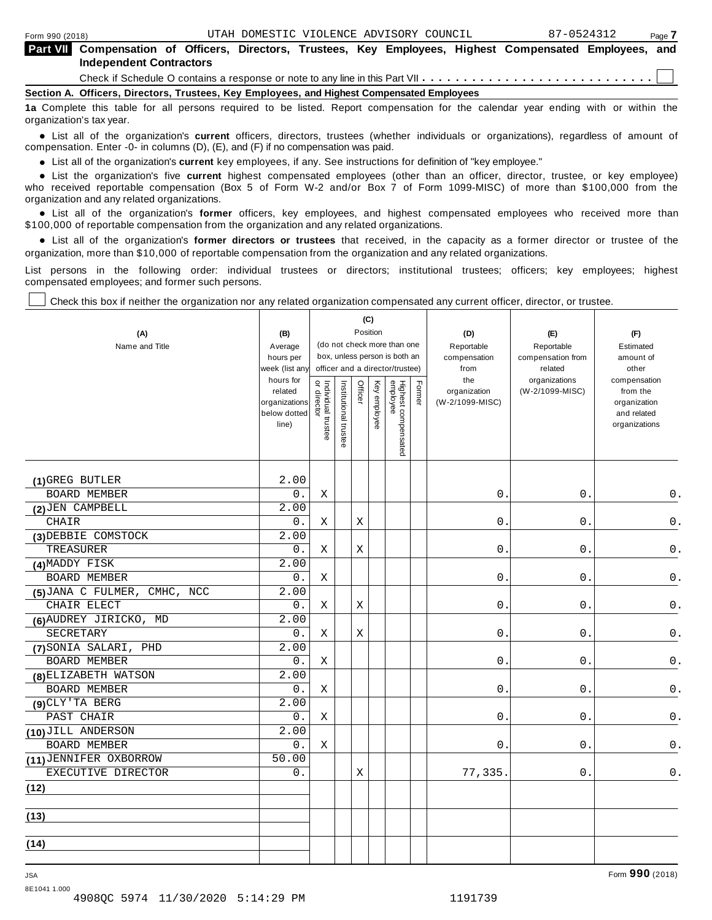UTAH DOMESTIC VIOLENCE ADVISORY COUNCIL 87-0524312

## Part VII Compensation of Officers, Directors, Trustees, Key Employees, Highest Compensated Employees, and Independent Contractors

Check if Schedule O contains a response or note to any line in this Part VII . . . . . . . . . . . . . . . . . . . . . . . . . . . ☐

### Section A. Officers, Directors, Trustees, Key Employees, and Highest Compensated Employees

**1a** Complete this table for all persons required to be listed. Report compensation for the calendar year ending with or within the organization's tax year.

- List all of the organization's **current** officers, directors, trustees (whether individuals or organizations), regardless of amount of compensation. Enter -0- in columns (D), (E), and (F) if no compensation was paid.
- List all of the organization's **current** key employees, if any. See instructions for definition of "key employee."
- List the organization's five **current** highest compensated employees (other than an officer, director, trustee, or key employee) who received reportable compensation (Box 5 of Form W-2 and/or Box 7 of Form 1099-MISC) of more than $100,000 from the organization and any related organizations.
- List all of the organization's **former** officers, key employees, and highest compensated employees who received more than $100,000 of reportable compensation from the organization and any related organizations.
- List all of the organization's **former directors or trustees** that received, in the capacity as a former director or trustee of the organization, more than $10,000 of reportable compensation from the organization and any related organizations.

List persons in the following order: individual trustees or directors; institutional trustees; officers; key employees; highest compensated employees; and former such persons.

☐ Check this box if neither the organization nor any related organization compensated any current officer, director, or trustee.

| (A) Name and Title | (B) Average hours per week (list any hours for related organizations below dotted line) | (C) Position (do not check more than one box, unless person is both an officer and a director/trustee) | | | | | | (D) Reportable compensation from the organization (W-2/1099-MISC) | (E) Reportable compensation from related organizations (W-2/1099-MISC) | (F) Estimated amount of other compensation from the organization and related organizations |
|---|---|---|---|---|---|---|---|---|---|---|
| | | Individual trustee or director | Institutional trustee | Officer | Key employee | Highest compensated employee | Former | | | |
| (1) GREG BUTLER<br>BOARD MEMBER | 2.00<br>0. | X | | | | | | 0. | 0. | 0. |
| (2) JEN CAMPBELL<br>CHAIR | 2.00<br>0. | X | | X | | | | 0. | 0. | 0. |
| (3) DEBBIE COMSTOCK<br>TREASURER | 2.00<br>0. | X | | X | | | | 0. | 0. | 0. |
| (4) MADDY FISK<br>BOARD MEMBER | 2.00<br>0. | X | | | | | | 0. | 0. | 0. |
| (5) JANA C FULMER, CMHC, NCC<br>CHAIR ELECT | 2.00<br>0. | X | | X | | | | 0. | 0. | 0. |
| (6) AUDREY JIRICKO, MD<br>SECRETARY | 2.00<br>0. | X | | X | | | | 0. | 0. | 0. |
| (7) SONIA SALARI, PHD<br>BOARD MEMBER | 2.00<br>0. | X | | | | | | 0. | 0. | 0. |
| (8) ELIZABETH WATSON<br>BOARD MEMBER | 2.00<br>0. | X | | | | | | 0. | 0. | 0. |
| (9) CLY'TA BERG<br>PAST CHAIR | 2.00<br>0. | X | | | | | | 0. | 0. | 0. |
| (10) JILL ANDERSON<br>BOARD MEMBER | 2.00<br>0. | X | | | | | | 0. | 0. | 0. |
| (11) JENNIFER OXBORROW<br>EXECUTIVE DIRECTOR | 50.00<br>0. | | | X | | | | 77,335. | 0. | 0. |
| (12) | | | | | | | | | | |
| (13) | | | | | | | | | | |
| (14) | | | | | | | | | | |

JSA
8E1041 1.000
4908QC 5974 11/30/2020 5:14:29 PM 1191739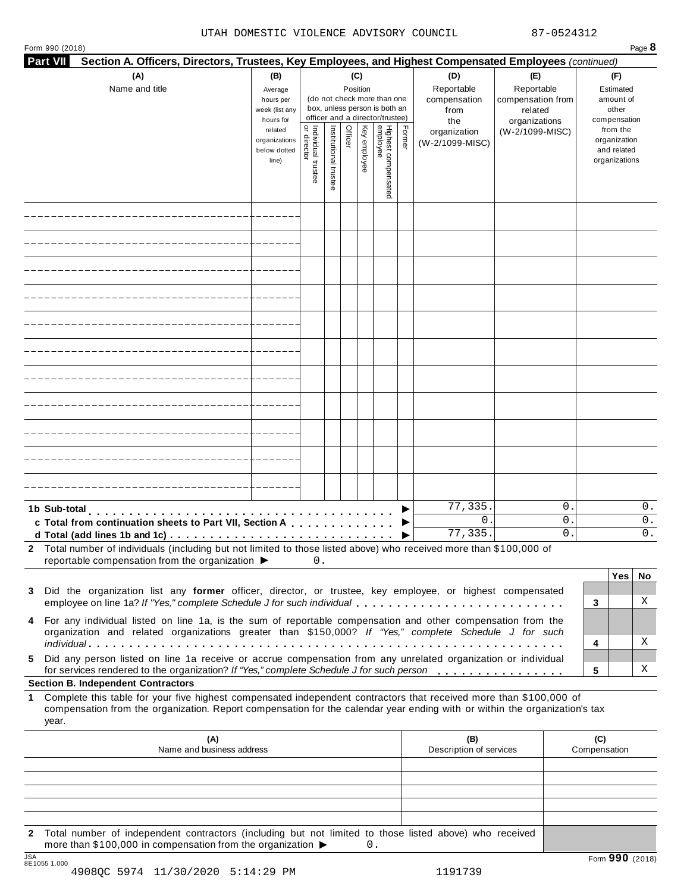UTAH DOMESTIC VIOLENCE ADVISORY COUNCIL 87-0524312

Form 990 (2018) Page **8**

**Part VII Section A. Officers, Directors, Trustees, Key Employees, and Highest Compensated Employees** *(continued)*

| (A) Name and title | (B) Average hours per week (list any hours for related organizations below dotted line) | (C) Position (do not check more than one box, unless person is both an officer and a director/trustee): Individual trustee or director | Institutional trustee | Officer | Key employee | Highest compensated employee | Former | (D) Reportable compensation from the organization (W-2/1099-MISC) | (E) Reportable compensation from related organizations (W-2/1099-MISC) | (F) Estimated amount of other compensation from the organization and related organizations |
|---|---|---|---|---|---|---|---|---|---|---|
| | | | | | | | | | | |
| | | | | | | | | | | |
| | | | | | | | | | | |
| | | | | | | | | | | |
| | | | | | | | | | | |
| | | | | | | | | | | |
| | | | | | | | | | | |
| | | | | | | | | | | |
| | | | | | | | | | | |
| | | | | | | | | | | |
| | | | | | | | | | | |
| **1b Sub-total** | | | | | | | ▶ | 77,335. | 0. | 0. |
| **c Total from continuation sheets to Part VII, Section A** | | | | | | | ▶ | 0. | 0. | 0. |
| **d Total (add lines 1b and 1c)** | | | | | | | ▶ | 77,335. | 0. | 0. |

**2** Total number of individuals (including but not limited to those listed above) who received more than $100,000 of reportable compensation from the organization ▶ 0.

| | | Yes | No |
|---|---|---|---|
| **3** Did the organization list any **former** officer, director, or trustee, key employee, or highest compensated employee on line 1a? *If "Yes," complete Schedule J for such individual* | **3** | | X |
| **4** For any individual listed on line 1a, is the sum of reportable compensation and other compensation from the organization and related organizations greater than $150,000? *If "Yes," complete Schedule J for such individual* | **4** | | X |
| **5** Did any person listed on line 1a receive or accrue compensation from any unrelated organization or individual for services rendered to the organization? *If "Yes," complete Schedule J for such person* | **5** | | X |

**Section B. Independent Contractors**

**1** Complete this table for your five highest compensated independent contractors that received more than $100,000 of compensation from the organization. Report compensation for the calendar year ending with or within the organization's tax year.

| (A) Name and business address | (B) Description of services | (C) Compensation |
|---|---|---|
| | | |
| | | |
| | | |
| | | |
| | | |

**2** Total number of independent contractors (including but not limited to those listed above) who received more than $100,000 in compensation from the organization ▶ 0.

JSA 8E1055 1.000

4908QC 5974 11/30/2020 5:14:29 PM 1191739

Form **990** (2018)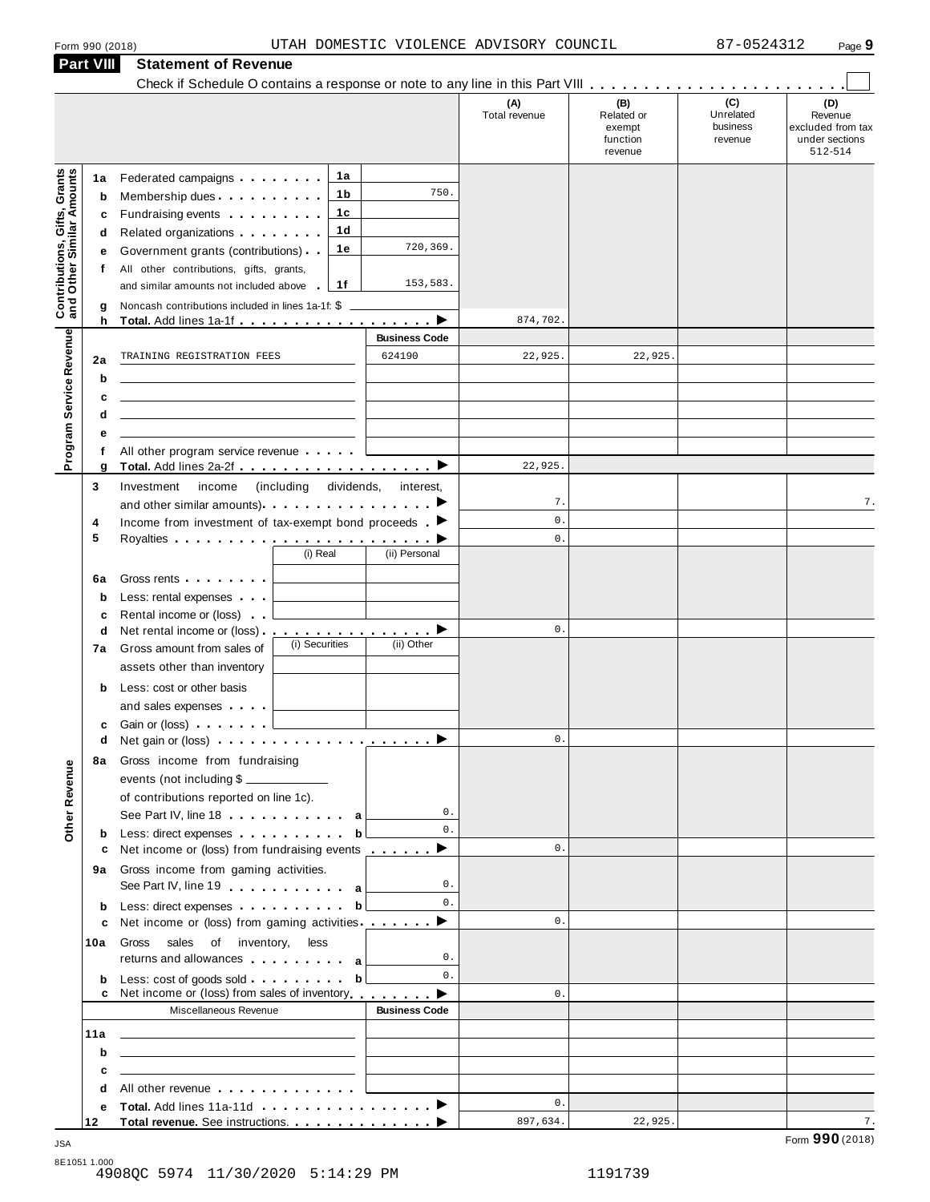Form 990 (2018) UTAH DOMESTIC VIOLENCE ADVISORY COUNCIL 87-0524312

## Part VIII Statement of Revenue

Check if Schedule O contains a response or note to any line in this Part VIII . . . . . . . . . . . . . . . . . . . . . . . ☐

| | | | | (A) Total revenue | (B) Related or exempt function revenue | (C) Unrelated business revenue | (D) Revenue excluded from tax under sections 512-514 |
|---|---|---|---|---|---|---|---|
| **Contributions, Gifts, Grants and Other Similar Amounts** | 1a Federated campaigns | 1a | | | | | |
| | b Membership dues | 1b | 750. | | | | |
| | c Fundraising events | 1c | | | | | |
| | d Related organizations | 1d | | | | | |
| | e Government grants (contributions) | 1e | 720,369. | | | | |
| | f All other contributions, gifts, grants, and similar amounts not included above | 1f | 153,583. | | | | |
| | g Noncash contributions included in lines 1a-1f: $ | | | | | | |
| | h **Total.** Add lines 1a-1f | | ▶ | 874,702. | | | |
| **Program Service Revenue** | | | **Business Code** | | | | |
| | 2a TRAINING REGISTRATION FEES | | 624190 | 22,925. | 22,925. | | |
| | b | | | | | | |
| | c | | | | | | |
| | d | | | | | | |
| | e | | | | | | |
| | f All other program service revenue | | | | | | |
| | g **Total.** Add lines 2a-2f | | ▶ | 22,925. | | | |
| **Other Revenue** | 3 Investment income (including dividends, interest, and other similar amounts) | | ▶ | 7. | | | 7. |
| | 4 Income from investment of tax-exempt bond proceeds | | ▶ | 0. | | | |
| | 5 Royalties | | ▶ | 0. | | | |
| | | (i) Real | (ii) Personal | | | | |
| | 6a Gross rents | | | | | | |
| | b Less: rental expenses | | | | | | |
| | c Rental income or (loss) | | | | | | |
| | d Net rental income or (loss) | | ▶ | 0. | | | |
| | | (i) Securities | (ii) Other | | | | |
| | 7a Gross amount from sales of assets other than inventory | | | | | | |
| | b Less: cost or other basis and sales expenses | | | | | | |
| | c Gain or (loss) | | | | | | |
| | d Net gain or (loss) | | ▶ | 0. | | | |
| | 8a Gross income from fundraising events (not including $ ______ of contributions reported on line 1c). See Part IV, line 18 | a | 0. | | | | |
| | b Less: direct expenses | b | 0. | | | | |
| | c Net income or (loss) from fundraising events | | ▶ | 0. | | | |
| | 9a Gross income from gaming activities. See Part IV, line 19 | a | 0. | | | | |
| | b Less: direct expenses | b | 0. | | | | |
| | c Net income or (loss) from gaming activities | | ▶ | 0. | | | |
| | 10a Gross sales of inventory, less returns and allowances | a | 0. | | | | |
| | b Less: cost of goods sold | b | 0. | | | | |
| | c Net income or (loss) from sales of inventory | | ▶ | 0. | | | |
| | Miscellaneous Revenue | | **Business Code** | | | | |
| | 11a | | | | | | |
| | b | | | | | | |
| | c | | | | | | |
| | d All other revenue | | | | | | |
| | e **Total.** Add lines 11a-11d | | ▶ | 0. | | | |
| | 12 **Total revenue.** See instructions. | | ▶ | 897,634. | 22,925. | | 7. |

Form **990** (2018)

JSA 8E1051 1.000
4908QC 5974 11/30/2020 5:14:29 PM 1191739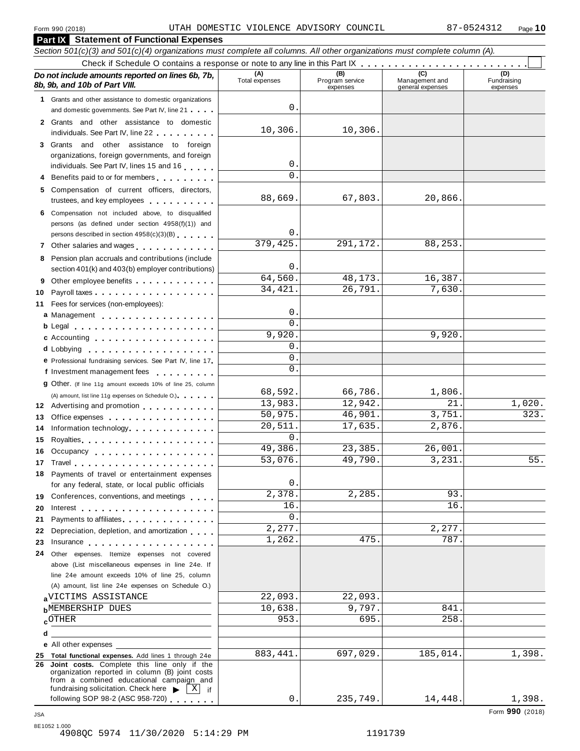Form 990 (2018) UTAH DOMESTIC VIOLENCE ADVISORY COUNCIL 87-0524312 Page 10

## Part IX Statement of Functional Expenses

*Section 501(c)(3) and 501(c)(4) organizations must complete all columns. All other organizations must complete column (A).*

Check if Schedule O contains a response or note to any line in this Part IX . . . . . . . . . . . . . . . . . . . . . . . . ☐

| *Do not include amounts reported on lines 6b, 7b, 8b, 9b, and 10b of Part VIII.* | (A) Total expenses | (B) Program service expenses | (C) Management and general expenses | (D) Fundraising expenses |
|---|---|---|---|---|
| **1** Grants and other assistance to domestic organizations and domestic governments. See Part IV, line 21 | 0. | | | |
| **2** Grants and other assistance to domestic individuals. See Part IV, line 22 | 10,306. | 10,306. | | |
| **3** Grants and other assistance to foreign organizations, foreign governments, and foreign individuals. See Part IV, lines 15 and 16 | 0. | | | |
| **4** Benefits paid to or for members | 0. | | | |
| **5** Compensation of current officers, directors, trustees, and key employees | 88,669. | 67,803. | 20,866. | |
| **6** Compensation not included above, to disqualified persons (as defined under section 4958(f)(1)) and persons described in section 4958(c)(3)(B) | 0. | | | |
| **7** Other salaries and wages | 379,425. | 291,172. | 88,253. | |
| **8** Pension plan accruals and contributions (include section 401(k) and 403(b) employer contributions) | 0. | | | |
| **9** Other employee benefits | 64,560. | 48,173. | 16,387. | |
| **10** Payroll taxes | 34,421. | 26,791. | 7,630. | |
| **11** Fees for services (non-employees): | | | | |
| **a** Management | 0. | | | |
| **b** Legal | 0. | | | |
| **c** Accounting | 9,920. | | 9,920. | |
| **d** Lobbying | 0. | | | |
| **e** Professional fundraising services. See Part IV, line 17 | 0. | | | |
| **f** Investment management fees | 0. | | | |
| **g** Other. (If line 11g amount exceeds 10% of line 25, column (A) amount, list line 11g expenses on Schedule O.) | 68,592. | 66,786. | 1,806. | |
| **12** Advertising and promotion | 13,983. | 12,942. | 21. | 1,020. |
| **13** Office expenses | 50,975. | 46,901. | 3,751. | 323. |
| **14** Information technology | 20,511. | 17,635. | 2,876. | |
| **15** Royalties | 0. | | | |
| **16** Occupancy | 49,386. | 23,385. | 26,001. | |
| **17** Travel | 53,076. | 49,790. | 3,231. | 55. |
| **18** Payments of travel or entertainment expenses for any federal, state, or local public officials | 0. | | | |
| **19** Conferences, conventions, and meetings | 2,378. | 2,285. | 93. | |
| **20** Interest | 16. | | 16. | |
| **21** Payments to affiliates | 0. | | | |
| **22** Depreciation, depletion, and amortization | 2,277. | | 2,277. | |
| **23** Insurance | 1,262. | 475. | 787. | |
| **24** Other expenses. Itemize expenses not covered above (List miscellaneous expenses in line 24e. If line 24e amount exceeds 10% of line 25, column (A) amount, list line 24e expenses on Schedule O.) | | | | |
| **a** VICTIMS ASSISTANCE | 22,093. | 22,093. | | |
| **b** MEMBERSHIP DUES | 10,638. | 9,797. | 841. | |
| **c** OTHER | 953. | 695. | 258. | |
| **d** | | | | |
| **e** All other expenses | | | | |
| **25 Total functional expenses.** Add lines 1 through 24e | 883,441. | 697,029. | 185,014. | 1,398. |
| **26 Joint costs.** Complete this line only if the organization reported in column (B) joint costs from a combined educational campaign and fundraising solicitation. Check here ▶ ☒ if following SOP 98-2 (ASC 958-720) | 0. | 235,749. | 14,448. | 1,398. |

Form **990** (2018)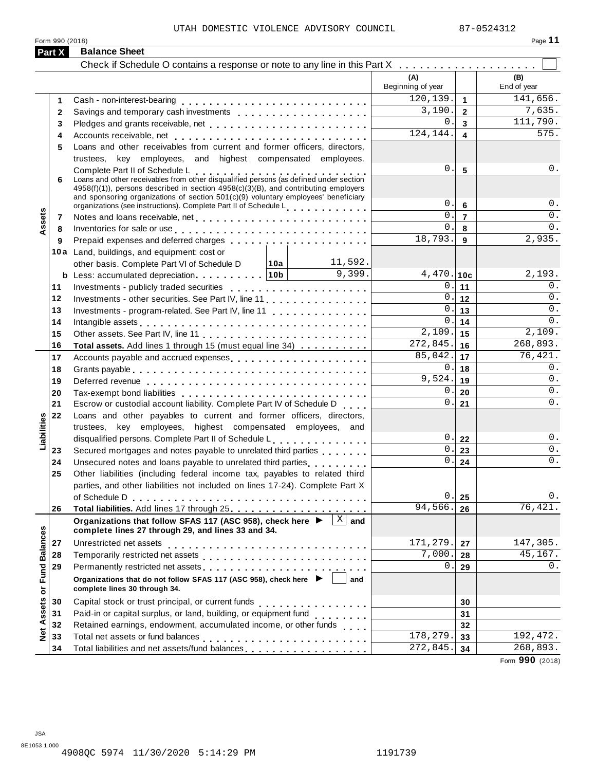UTAH DOMESTIC VIOLENCE ADVISORY COUNCIL 87-0524312

Form 990 (2018)

## Part X Balance Sheet

Check if Schedule O contains a response or note to any line in this Part X . . . . . . . . . . . . . . . . . . . ☐

| | | | (A) Beginning of year | | (B) End of year |
|---|---|---|---|---|---|
| **Assets** | 1 | Cash - non-interest-bearing | 120,139. | 1 | 141,656. |
| | 2 | Savings and temporary cash investments | 3,190. | 2 | 7,635. |
| | 3 | Pledges and grants receivable, net | 0. | 3 | 111,790. |
| | 4 | Accounts receivable, net | 124,144. | 4 | 575. |
| | 5 | Loans and other receivables from current and former officers, directors, trustees, key employees, and highest compensated employees. Complete Part II of Schedule L | 0. | 5 | 0. |
| | 6 | Loans and other receivables from other disqualified persons (as defined under section 4958(f)(1)), persons described in section 4958(c)(3)(B), and contributing employers and sponsoring organizations of section 501(c)(9) voluntary employees' beneficiary organizations (see instructions). Complete Part II of Schedule L | 0. | 6 | 0. |
| | 7 | Notes and loans receivable, net | 0. | 7 | 0. |
| | 8 | Inventories for sale or use | 0. | 8 | 0. |
| | 9 | Prepaid expenses and deferred charges | 18,793. | 9 | 2,935. |
| | 10a | Land, buildings, and equipment: cost or other basis. Complete Part VI of Schedule D — 10a: 11,592. | | | |
| | b | Less: accumulated depreciation — 10b: 9,399. | 4,470. | 10c | 2,193. |
| | 11 | Investments - publicly traded securities | 0. | 11 | 0. |
| | 12 | Investments - other securities. See Part IV, line 11 | 0. | 12 | 0. |
| | 13 | Investments - program-related. See Part IV, line 11 | 0. | 13 | 0. |
| | 14 | Intangible assets | 0. | 14 | 0. |
| | 15 | Other assets. See Part IV, line 11 | 2,109. | 15 | 2,109. |
| | 16 | **Total assets.** Add lines 1 through 15 (must equal line 34) | 272,845. | 16 | 268,893. |
| **Liabilities** | 17 | Accounts payable and accrued expenses | 85,042. | 17 | 76,421. |
| | 18 | Grants payable | 0. | 18 | 0. |
| | 19 | Deferred revenue | 9,524. | 19 | 0. |
| | 20 | Tax-exempt bond liabilities | 0. | 20 | 0. |
| | 21 | Escrow or custodial account liability. Complete Part IV of Schedule D | 0. | 21 | 0. |
| | 22 | Loans and other payables to current and former officers, directors, trustees, key employees, highest compensated employees, and disqualified persons. Complete Part II of Schedule L | 0. | 22 | 0. |
| | 23 | Secured mortgages and notes payable to unrelated third parties | 0. | 23 | 0. |
| | 24 | Unsecured notes and loans payable to unrelated third parties | 0. | 24 | 0. |
| | 25 | Other liabilities (including federal income tax, payables to related third parties, and other liabilities not included on lines 17-24). Complete Part X of Schedule D | 0. | 25 | 0. |
| | 26 | **Total liabilities.** Add lines 17 through 25 | 94,566. | 26 | 76,421. |
| **Net Assets or Fund Balances** | | **Organizations that follow SFAS 117 (ASC 958), check here ▶ ☒ and complete lines 27 through 29, and lines 33 and 34.** | | | |
| | 27 | Unrestricted net assets | 171,279. | 27 | 147,305. |
| | 28 | Temporarily restricted net assets | 7,000. | 28 | 45,167. |
| | 29 | Permanently restricted net assets | 0. | 29 | 0. |
| | | **Organizations that do not follow SFAS 117 (ASC 958), check here ▶ ☐ and complete lines 30 through 34.** | | | |
| | 30 | Capital stock or trust principal, or current funds | | 30 | |
| | 31 | Paid-in or capital surplus, or land, building, or equipment fund | | 31 | |
| | 32 | Retained earnings, endowment, accumulated income, or other funds | | 32 | |
| | 33 | Total net assets or fund balances | 178,279. | 33 | 192,472. |
| | 34 | Total liabilities and net assets/fund balances | 272,845. | 34 | 268,893. |

Form **990** (2018)

JSA
8E1053 1.000
4908QC 5974 11/30/2020 5:14:29 PM 1191739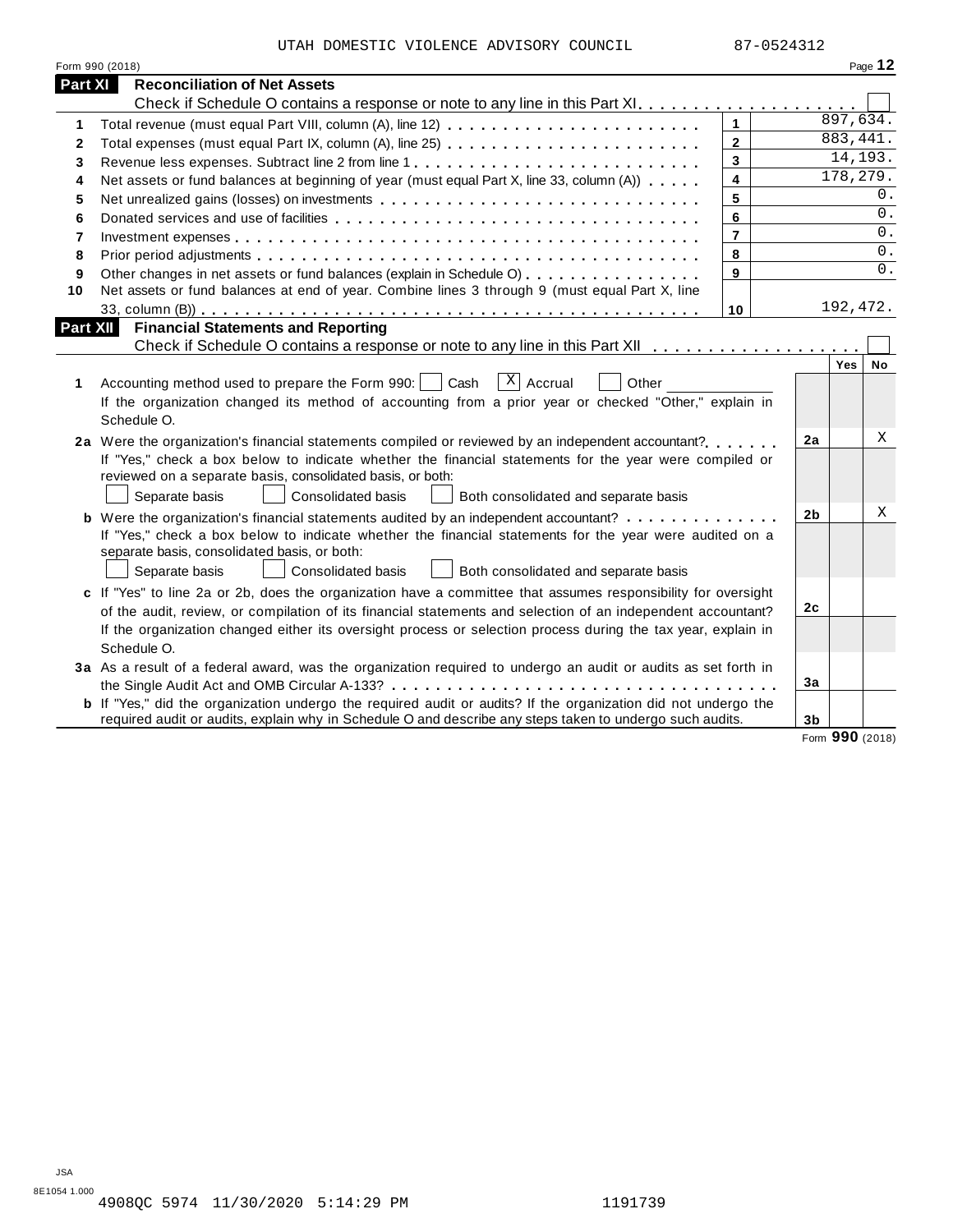UTAH DOMESTIC VIOLENCE ADVISORY COUNCIL 87-0524312

Form 990 (2018) Page **12**

## Part XI Reconciliation of Net Assets

Check if Schedule O contains a response or note to any line in this Part XI. . . . . . . . . . . . . . . . . . . . ☐

| | | | |
|---|---|---|---|
| **1** | Total revenue (must equal Part VIII, column (A), line 12) | **1** | 897,634. |
| **2** | Total expenses (must equal Part IX, column (A), line 25) | **2** | 883,441. |
| **3** | Revenue less expenses. Subtract line 2 from line 1 | **3** | 14,193. |
| **4** | Net assets or fund balances at beginning of year (must equal Part X, line 33, column (A)) | **4** | 178,279. |
| **5** | Net unrealized gains (losses) on investments | **5** | 0. |
| **6** | Donated services and use of facilities | **6** | 0. |
| **7** | Investment expenses | **7** | 0. |
| **8** | Prior period adjustments | **8** | 0. |
| **9** | Other changes in net assets or fund balances (explain in Schedule O) | **9** | 0. |
| **10** | Net assets or fund balances at end of year. Combine lines 3 through 9 (must equal Part X, line 33, column (B)) | **10** | 192,472. |

## Part XII Financial Statements and Reporting

Check if Schedule O contains a response or note to any line in this Part XII . . . . . . . . . . . . . . . . . . . ☐

| | | | Yes | No |
|---|---|---|---|---|
| **1** | Accounting method used to prepare the Form 990: ☐ Cash ☒ Accrual ☐ Other ____________<br>If the organization changed its method of accounting from a prior year or checked "Other," explain in Schedule O. | | | |
| **2a** | Were the organization's financial statements compiled or reviewed by an independent accountant?<br>If "Yes," check a box below to indicate whether the financial statements for the year were compiled or reviewed on a separate basis, consolidated basis, or both:<br>☐ Separate basis ☐ Consolidated basis ☐ Both consolidated and separate basis | **2a** | | X |
| **b** | Were the organization's financial statements audited by an independent accountant?<br>If "Yes," check a box below to indicate whether the financial statements for the year were audited on a separate basis, consolidated basis, or both:<br>☐ Separate basis ☐ Consolidated basis ☐ Both consolidated and separate basis | **2b** | | X |
| **c** | If "Yes" to line 2a or 2b, does the organization have a committee that assumes responsibility for oversight of the audit, review, or compilation of its financial statements and selection of an independent accountant?<br>If the organization changed either its oversight process or selection process during the tax year, explain in Schedule O. | **2c** | | |
| **3a** | As a result of a federal award, was the organization required to undergo an audit or audits as set forth in the Single Audit Act and OMB Circular A-133? | **3a** | | |
| **b** | If "Yes," did the organization undergo the required audit or audits? If the organization did not undergo the required audit or audits, explain in Schedule O and describe any steps taken to undergo such audits. | **3b** | | |

Form **990** (2018)

JSA
8E1054 1.000
4908QC 5974 11/30/2020 5:14:29 PM 1191739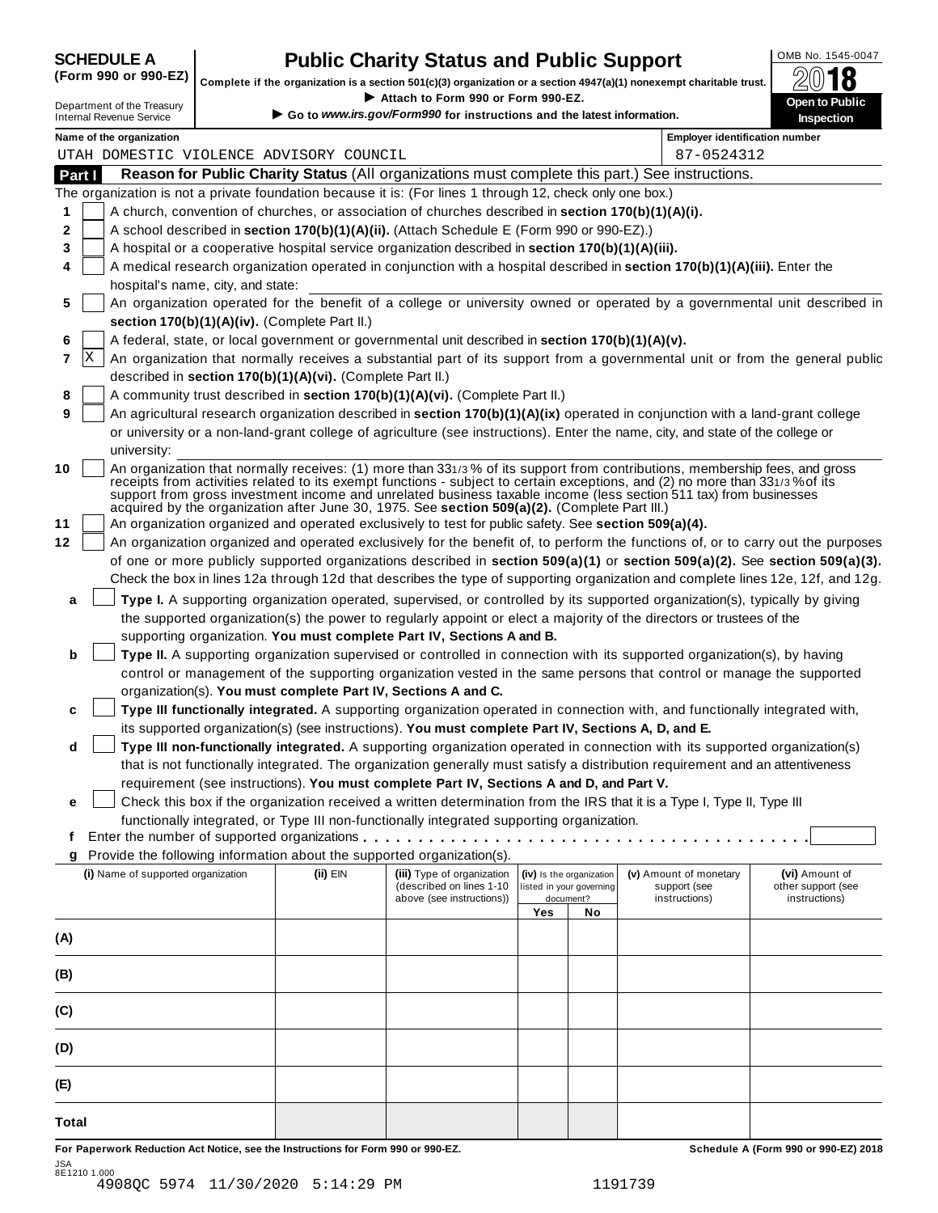# SCHEDULE A (Form 990 or 990-EZ)

Department of the Treasury
Internal Revenue Service

# Public Charity Status and Public Support

**Complete if the organization is a section 501(c)(3) organization or a section 4947(a)(1) nonexempt charitable trust.**

► Attach to Form 990 or Form 990-EZ.

► Go to *www.irs.gov/Form990* for instructions and the latest information.

OMB No. 1545-0047

2018

**Open to Public Inspection**

| Name of the organization | Employer identification number |
|---|---|
| UTAH DOMESTIC VIOLENCE ADVISORY COUNCIL | 87-0524312 |

## Part I Reason for Public Charity Status (All organizations must complete this part.) See instructions.

The organization is not a private foundation because it is: (For lines 1 through 12, check only one box.)

1. [ ] A church, convention of churches, or association of churches described in **section 170(b)(1)(A)(i).**
2. [ ] A school described in **section 170(b)(1)(A)(ii).** (Attach Schedule E (Form 990 or 990-EZ).)
3. [ ] A hospital or a cooperative hospital service organization described in **section 170(b)(1)(A)(iii).**
4. [ ] A medical research organization operated in conjunction with a hospital described in **section 170(b)(1)(A)(iii).** Enter the hospital's name, city, and state:
5. [ ] An organization operated for the benefit of a college or university owned or operated by a governmental unit described in **section 170(b)(1)(A)(iv).** (Complete Part II.)
6. [ ] A federal, state, or local government or governmental unit described in **section 170(b)(1)(A)(v).**
7. [X] An organization that normally receives a substantial part of its support from a governmental unit or from the general public described in **section 170(b)(1)(A)(vi).** (Complete Part II.)
8. [ ] A community trust described in **section 170(b)(1)(A)(vi).** (Complete Part II.)
9. [ ] An agricultural research organization described in **section 170(b)(1)(A)(ix)** operated in conjunction with a land-grant college or university or a non-land-grant college of agriculture (see instructions). Enter the name, city, and state of the college or university:
10. [ ] An organization that normally receives: (1) more than 33 1/3 % of its support from contributions, membership fees, and gross receipts from activities related to its exempt functions - subject to certain exceptions, and (2) no more than 33 1/3 % of its support from gross investment income and unrelated business taxable income (less section 511 tax) from businesses acquired by the organization after June 30, 1975. See **section 509(a)(2).** (Complete Part III.)
11. [ ] An organization organized and operated exclusively to test for public safety. See **section 509(a)(4).**
12. [ ] An organization organized and operated exclusively for the benefit of, to perform the functions of, or to carry out the purposes of one or more publicly supported organizations described in **section 509(a)(1)** or **section 509(a)(2).** See **section 509(a)(3).** Check the box in lines 12a through 12d that describes the type of supporting organization and complete lines 12e, 12f, and 12g.
    - **a** [ ] **Type I.** A supporting organization operated, supervised, or controlled by its supported organization(s), typically by giving the supported organization(s) the power to regularly appoint or elect a majority of the directors or trustees of the supporting organization. **You must complete Part IV, Sections A and B.**
    - **b** [ ] **Type II.** A supporting organization supervised or controlled in connection with its supported organization(s), by having control or management of the supporting organization vested in the same persons that control or manage the supported organization(s). **You must complete Part IV, Sections A and C.**
    - **c** [ ] **Type III functionally integrated.** A supporting organization operated in connection with, and functionally integrated with, its supported organization(s) (see instructions). **You must complete Part IV, Sections A, D, and E.**
    - **d** [ ] **Type III non-functionally integrated.** A supporting organization operated in connection with its supported organization(s) that is not functionally integrated. The organization generally must satisfy a distribution requirement and an attentiveness requirement (see instructions). **You must complete Part IV, Sections A and D, and Part V.**
    - **e** [ ] Check this box if the organization received a written determination from the IRS that it is a Type I, Type II, Type III functionally integrated, or Type III non-functionally integrated supporting organization.
    - **f** Enter the number of supported organizations . . . . . . . . . . . . . . . . . . . . . . . . . . . . . . . . . . . . .
    - **g** Provide the following information about the supported organization(s).

| (i) Name of supported organization | (ii) EIN | (iii) Type of organization (described on lines 1-10 above (see instructions)) | (iv) Is the organization listed in your governing document? | | (v) Amount of monetary support (see instructions) | (vi) Amount of other support (see instructions) |
|---|---|---|---|---|---|---|
| | | | Yes | No | | |
| (A) | | | | | | |
| (B) | | | | | | |
| (C) | | | | | | |
| (D) | | | | | | |
| (E) | | | | | | |
| Total | | | | | | |

**For Paperwork Reduction Act Notice, see the Instructions for Form 990 or 990-EZ.** **Schedule A (Form 990 or 990-EZ) 2018**

JSA
8E1210 1.000
4908QC 5974 11/30/2020 5:14:29 PM 1191739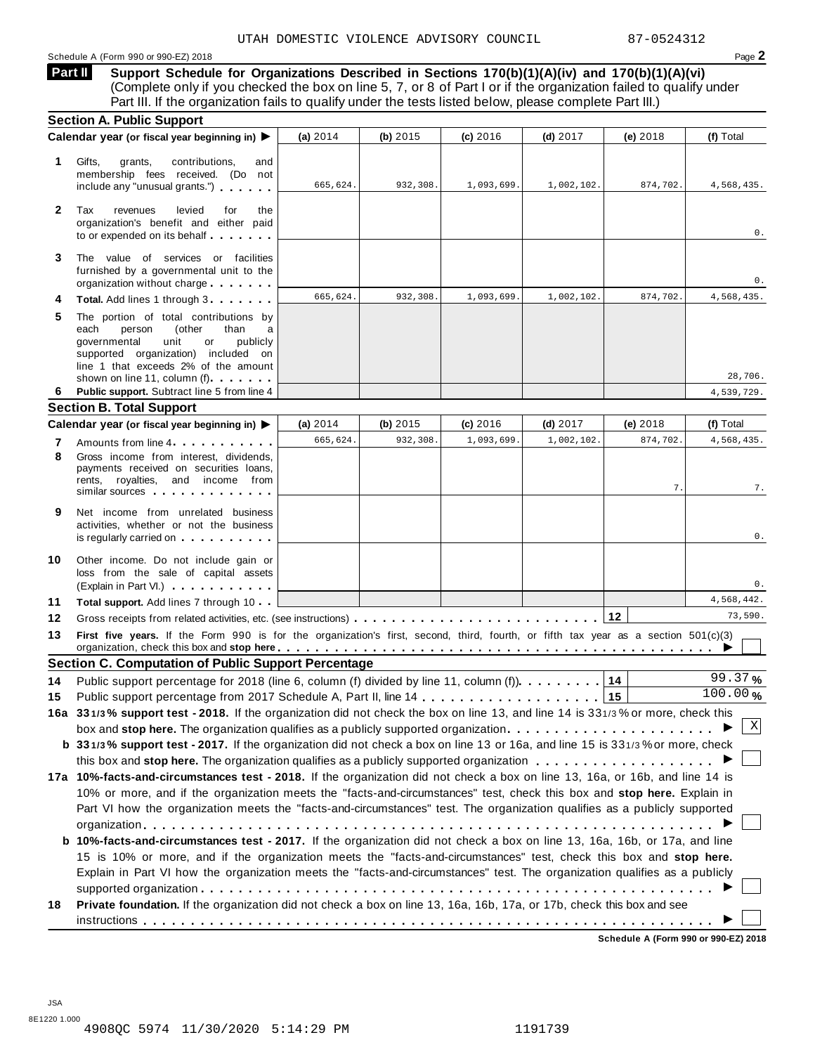UTAH DOMESTIC VIOLENCE ADVISORY COUNCIL 87-0524312

Schedule A (Form 990 or 990-EZ) 2018

## Part II Support Schedule for Organizations Described in Sections 170(b)(1)(A)(iv) and 170(b)(1)(A)(vi)

(Complete only if you checked the box on line 5, 7, or 8 of Part I or if the organization failed to qualify under Part III. If the organization fails to qualify under the tests listed below, please complete Part III.)

### Section A. Public Support

| Calendar year (or fiscal year beginning in) ▶ | (a) 2014 | (b) 2015 | (c) 2016 | (d) 2017 | (e) 2018 | (f) Total |
|---|---|---|---|---|---|---|
| **1** Gifts, grants, contributions, and membership fees received. (Do not include any "unusual grants.") | 665,624. | 932,308. | 1,093,699. | 1,002,102. | 874,702. | 4,568,435. |
| **2** Tax revenues levied for the organization's benefit and either paid to or expended on its behalf | | | | | | 0. |
| **3** The value of services or facilities furnished by a governmental unit to the organization without charge | | | | | | 0. |
| **4** **Total.** Add lines 1 through 3 | 665,624. | 932,308. | 1,093,699. | 1,002,102. | 874,702. | 4,568,435. |
| **5** The portion of total contributions by each person (other than a governmental unit or publicly supported organization) included on line 1 that exceeds 2% of the amount shown on line 11, column (f) | | | | | | 28,706. |
| **6** **Public support.** Subtract line 5 from line 4 | | | | | | 4,539,729. |

### Section B. Total Support

| Calendar year (or fiscal year beginning in) ▶ | (a) 2014 | (b) 2015 | (c) 2016 | (d) 2017 | (e) 2018 | (f) Total |
|---|---|---|---|---|---|---|
| **7** Amounts from line 4 | 665,624. | 932,308. | 1,093,699. | 1,002,102. | 874,702. | 4,568,435. |
| **8** Gross income from interest, dividends, payments received on securities loans, rents, royalties, and income from similar sources | | | | | 7. | 7. |
| **9** Net income from unrelated business activities, whether or not the business is regularly carried on | | | | | | 0. |
| **10** Other income. Do not include gain or loss from the sale of capital assets (Explain in Part VI.) | | | | | | 0. |
| **11** **Total support.** Add lines 7 through 10 | | | | | | 4,568,442. |

**12** Gross receipts from related activities, etc. (see instructions) **12** 73,590.

**13** **First five years.** If the Form 990 is for the organization's first, second, third, fourth, or fifth tax year as a section 501(c)(3) organization, check this box and **stop here** ▶ ☐

### Section C. Computation of Public Support Percentage

**14** Public support percentage for 2018 (line 6, column (f) divided by line 11, column (f)) **14** 99.37 %

**15** Public support percentage from 2017 Schedule A, Part II, line 14 **15** 100.00 %

**16a** **33 1/3 % support test - 2018.** If the organization did not check the box on line 13, and line 14 is 33 1/3 % or more, check this box and **stop here.** The organization qualifies as a publicly supported organization ▶ ☒

**b** **33 1/3 % support test - 2017.** If the organization did not check a box on line 13 or 16a, and line 15 is 33 1/3 % or more, check this box and **stop here.** The organization qualifies as a publicly supported organization ▶ ☐

**17a** **10%-facts-and-circumstances test - 2018.** If the organization did not check a box on line 13, 16a, or 16b, and line 14 is 10% or more, and if the organization meets the "facts-and-circumstances" test, check this box and **stop here.** Explain in Part VI how the organization meets the "facts-and-circumstances" test. The organization qualifies as a publicly supported organization ▶ ☐

**b** **10%-facts-and-circumstances test - 2017.** If the organization did not check a box on line 13, 16a, 16b, or 17a, and line 15 is 10% or more, and if the organization meets the "facts-and-circumstances" test, check this box and **stop here.** Explain in Part VI how the organization meets the "facts-and-circumstances" test. The organization qualifies as a publicly supported organization ▶ ☐

**18** **Private foundation.** If the organization did not check a box on line 13, 16a, 16b, 17a, or 17b, check this box and see instructions ▶ ☐

**Schedule A (Form 990 or 990-EZ) 2018**

JSA
8E1220 1.000
4908QC 5974 11/30/2020 5:14:29 PM 1191739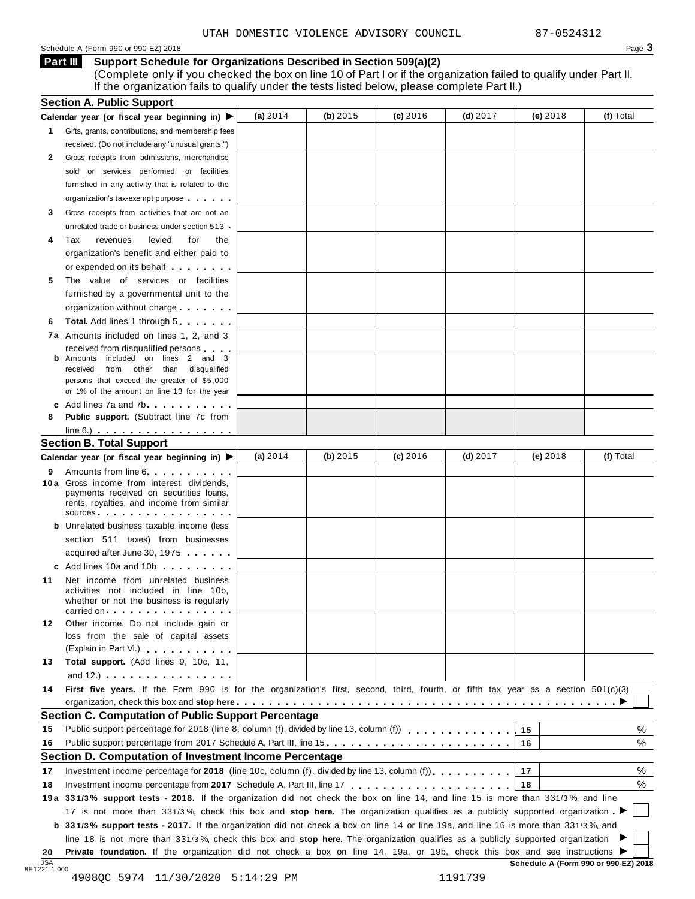UTAH DOMESTIC VIOLENCE ADVISORY COUNCIL 87-0524312

Schedule A (Form 990 or 990-EZ) 2018

## Part III Support Schedule for Organizations Described in Section 509(a)(2)

(Complete only if you checked the box on line 10 of Part I or if the organization failed to qualify under Part II. If the organization fails to qualify under the tests listed below, please complete Part II.)

### Section A. Public Support

| Calendar year (or fiscal year beginning in) ▶ | (a) 2014 | (b) 2015 | (c) 2016 | (d) 2017 | (e) 2018 | (f) Total |
|---|---|---|---|---|---|---|
| 1 Gifts, grants, contributions, and membership fees received. (Do not include any "unusual grants.") | | | | | | |
| 2 Gross receipts from admissions, merchandise sold or services performed, or facilities furnished in any activity that is related to the organization's tax-exempt purpose | | | | | | |
| 3 Gross receipts from activities that are not an unrelated trade or business under section 513 | | | | | | |
| 4 Tax revenues levied for the organization's benefit and either paid to or expended on its behalf | | | | | | |
| 5 The value of services or facilities furnished by a governmental unit to the organization without charge | | | | | | |
| 6 **Total.** Add lines 1 through 5 | | | | | | |
| 7a Amounts included on lines 1, 2, and 3 received from disqualified persons | | | | | | |
| b Amounts included on lines 2 and 3 received from other than disqualified persons that exceed the greater of $5,000 or 1% of the amount on line 13 for the year | | | | | | |
| c Add lines 7a and 7b | | | | | | |
| 8 **Public support.** (Subtract line 7c from line 6.) | | | | | | |

### Section B. Total Support

| Calendar year (or fiscal year beginning in) ▶ | (a) 2014 | (b) 2015 | (c) 2016 | (d) 2017 | (e) 2018 | (f) Total |
|---|---|---|---|---|---|---|
| 9 Amounts from line 6 | | | | | | |
| 10a Gross income from interest, dividends, payments received on securities loans, rents, royalties, and income from similar sources | | | | | | |
| b Unrelated business taxable income (less section 511 taxes) from businesses acquired after June 30, 1975 | | | | | | |
| c Add lines 10a and 10b | | | | | | |
| 11 Net income from unrelated business activities not included in line 10b, whether or not the business is regularly carried on | | | | | | |
| 12 Other income. Do not include gain or loss from the sale of capital assets (Explain in Part VI.) | | | | | | |
| 13 **Total support.** (Add lines 9, 10c, 11, and 12.) | | | | | | |

14 **First five years.** If the Form 990 is for the organization's first, second, third, fourth, or fifth tax year as a section 501(c)(3) organization, check this box and **stop here** ▶ ☐

### Section C. Computation of Public Support Percentage

| | | | |
|---|---|---|---|
| 15 | Public support percentage for 2018 (line 8, column (f), divided by line 13, column (f)) | 15 | % |
| 16 | Public support percentage from 2017 Schedule A, Part III, line 15 | 16 | % |

### Section D. Computation of Investment Income Percentage

| | | | |
|---|---|---|---|
| 17 | Investment income percentage for **2018** (line 10c, column (f), divided by line 13, column (f)) | 17 | % |
| 18 | Investment income percentage from **2017** Schedule A, Part III, line 17 | 18 | % |

19a **33 1/3% support tests - 2018.** If the organization did not check the box on line 14, and line 15 is more than 33 1/3%, and line 17 is not more than 33 1/3%, check this box and **stop here.** The organization qualifies as a publicly supported organization ▶ ☐

b **33 1/3% support tests - 2017.** If the organization did not check a box on line 14 or line 19a, and line 16 is more than 33 1/3%, and line 18 is not more than 33 1/3%, check this box and **stop here.** The organization qualifies as a publicly supported organization ▶ ☐

20 **Private foundation.** If the organization did not check a box on line 14, 19a, or 19b, check this box and see instructions ▶ ☐

JSA 8E1221 1.000 **Schedule A (Form 990 or 990-EZ) 2018**

4908QC 5974 11/30/2020 5:14:29 PM 1191739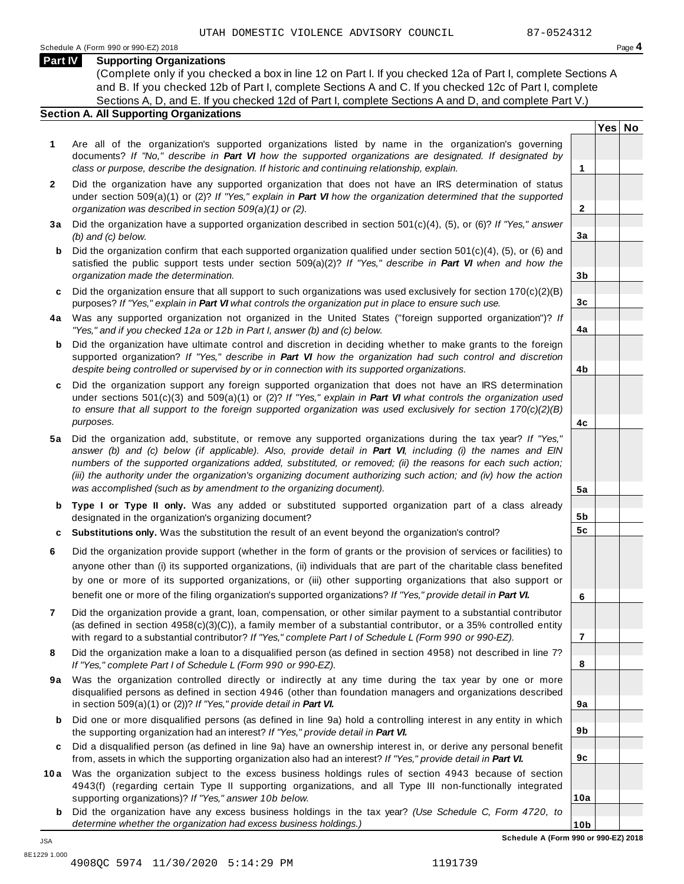UTAH DOMESTIC VIOLENCE ADVISORY COUNCIL 87-0524312

Schedule A (Form 990 or 990-EZ) 2018

**Part IV Supporting Organizations**

(Complete only if you checked a box in line 12 on Part I. If you checked 12a of Part I, complete Sections A and B. If you checked 12b of Part I, complete Sections A and C. If you checked 12c of Part I, complete Sections A, D, and E. If you checked 12d of Part I, complete Sections A and D, and complete Part V.)

**Section A. All Supporting Organizations**

| | | Line | Yes | No |
|---|---|---|---|---|
| **1** | Are all of the organization's supported organizations listed by name in the organization's governing documents? *If "No," describe in **Part VI** how the supported organizations are designated. If designated by class or purpose, describe the designation. If historic and continuing relationship, explain.* | 1 | | |
| **2** | Did the organization have any supported organization that does not have an IRS determination of status under section 509(a)(1) or (2)? *If "Yes," explain in **Part VI** how the organization determined that the supported organization was described in section 509(a)(1) or (2).* | 2 | | |
| **3a** | Did the organization have a supported organization described in section 501(c)(4), (5), or (6)? *If "Yes," answer (b) and (c) below.* | 3a | | |
| **b** | Did the organization confirm that each supported organization qualified under section 501(c)(4), (5), or (6) and satisfied the public support tests under section 509(a)(2)? *If "Yes," describe in **Part VI** when and how the organization made the determination.* | 3b | | |
| **c** | Did the organization ensure that all support to such organizations was used exclusively for section 170(c)(2)(B) purposes? *If "Yes," explain in **Part VI** what controls the organization put in place to ensure such use.* | 3c | | |
| **4a** | Was any supported organization not organized in the United States ("foreign supported organization")? *If "Yes," and if you checked 12a or 12b in Part I, answer (b) and (c) below.* | 4a | | |
| **b** | Did the organization have ultimate control and discretion in deciding whether to make grants to the foreign supported organization? *If "Yes," describe in **Part VI** how the organization had such control and discretion despite being controlled or supervised by or in connection with its supported organizations.* | 4b | | |
| **c** | Did the organization support any foreign supported organization that does not have an IRS determination under sections 501(c)(3) and 509(a)(1) or (2)? *If "Yes," explain in **Part VI** what controls the organization used to ensure that all support to the foreign supported organization was used exclusively for section 170(c)(2)(B) purposes.* | 4c | | |
| **5a** | Did the organization add, substitute, or remove any supported organizations during the tax year? *If "Yes," answer (b) and (c) below (if applicable). Also, provide detail in **Part VI**, including (i) the names and EIN numbers of the supported organizations added, substituted, or removed; (ii) the reasons for each such action; (iii) the authority under the organization's organizing document authorizing such action; and (iv) how the action was accomplished (such as by amendment to the organizing document).* | 5a | | |
| **b** | **Type I or Type II only.** Was any added or substituted supported organization part of a class already designated in the organization's organizing document? | 5b | | |
| **c** | **Substitutions only.** Was the substitution the result of an event beyond the organization's control? | 5c | | |
| **6** | Did the organization provide support (whether in the form of grants or the provision of services or facilities) to anyone other than (i) its supported organizations, (ii) individuals that are part of the charitable class benefited by one or more of its supported organizations, or (iii) other supporting organizations that also support or benefit one or more of the filing organization's supported organizations? *If "Yes," provide detail in **Part VI.*** | 6 | | |
| **7** | Did the organization provide a grant, loan, compensation, or other similar payment to a substantial contributor (as defined in section 4958(c)(3)(C)), a family member of a substantial contributor, or a 35% controlled entity with regard to a substantial contributor? *If "Yes," complete Part I of Schedule L (Form 990 or 990-EZ).* | 7 | | |
| **8** | Did the organization make a loan to a disqualified person (as defined in section 4958) not described in line 7? *If "Yes," complete Part I of Schedule L (Form 990 or 990-EZ).* | 8 | | |
| **9a** | Was the organization controlled directly or indirectly at any time during the tax year by one or more disqualified persons as defined in section 4946 (other than foundation managers and organizations described in section 509(a)(1) or (2))? *If "Yes," provide detail in **Part VI.*** | 9a | | |
| **b** | Did one or more disqualified persons (as defined in line 9a) hold a controlling interest in any entity in which the supporting organization had an interest? *If "Yes," provide detail in **Part VI.*** | 9b | | |
| **c** | Did a disqualified person (as defined in line 9a) have an ownership interest in, or derive any personal benefit from, assets in which the supporting organization also had an interest? *If "Yes," provide detail in **Part VI.*** | 9c | | |
| **10a** | Was the organization subject to the excess business holdings rules of section 4943 because of section 4943(f) (regarding certain Type II supporting organizations, and all Type III non-functionally integrated supporting organizations)? *If "Yes," answer 10b below.* | 10a | | |
| **b** | Did the organization have any excess business holdings in the tax year? *(Use Schedule C, Form 4720, to determine whether the organization had excess business holdings.)* | 10b | | |

**Schedule A (Form 990 or 990-EZ) 2018**

JSA
8E1229 1.000
4908QC 5974 11/30/2020 5:14:29 PM 1191739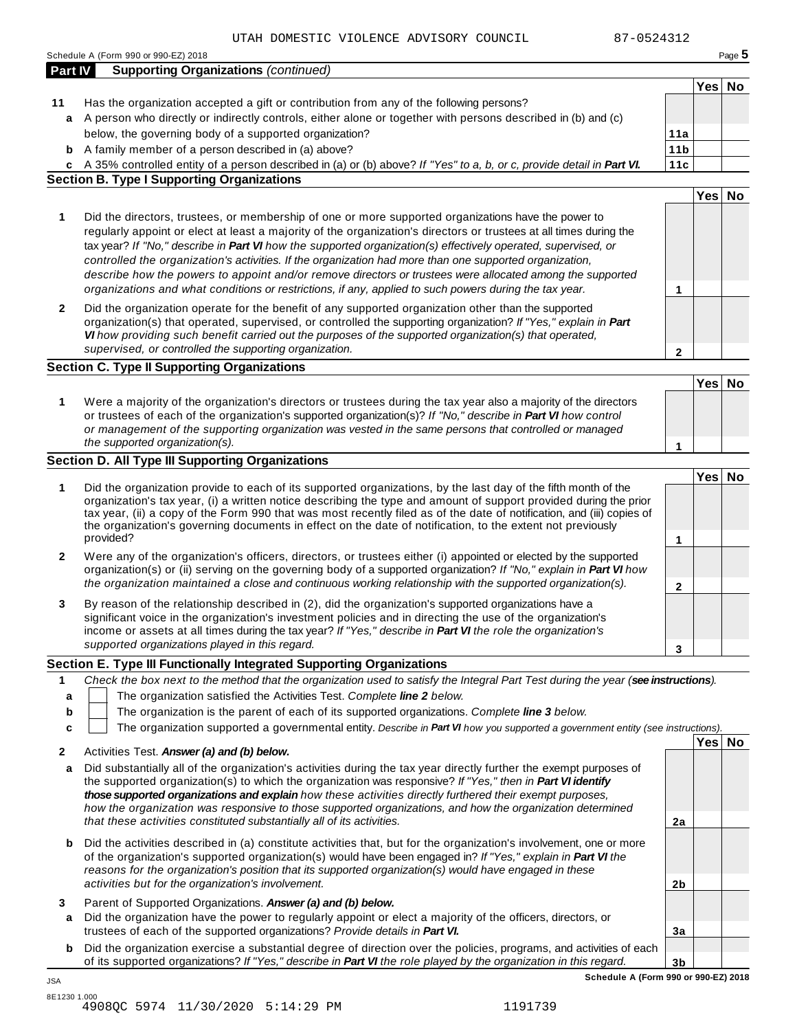UTAH DOMESTIC VIOLENCE ADVISORY COUNCIL 87-0524312

Schedule A (Form 990 or 990-EZ) 2018

**Part IV** **Supporting Organizations** *(continued)*

| | | | Yes | No |
|---|---|---|---|---|
| **11** | Has the organization accepted a gift or contribution from any of the following persons? | | | |
| **a** | A person who directly or indirectly controls, either alone or together with persons described in (b) and (c) below, the governing body of a supported organization? | **11a** | | |
| **b** | A family member of a person described in (a) above? | **11b** | | |
| **c** | A 35% controlled entity of a person described in (a) or (b) above? *If "Yes" to a, b, or c, provide detail in* ***Part VI.*** | **11c** | | |

### Section B. Type I Supporting Organizations

| | | | Yes | No |
|---|---|---|---|---|
| **1** | Did the directors, trustees, or membership of one or more supported organizations have the power to regularly appoint or elect at least a majority of the organization's directors or trustees at all times during the tax year? *If "No," describe in* ***Part VI*** *how the supported organization(s) effectively operated, supervised, or controlled the organization's activities. If the organization had more than one supported organization, describe how the powers to appoint and/or remove directors or trustees were allocated among the supported organizations and what conditions or restrictions, if any, applied to such powers during the tax year.* | **1** | | |
| **2** | Did the organization operate for the benefit of any supported organization other than the supported organization(s) that operated, supervised, or controlled the supporting organization? *If "Yes," explain in* ***Part VI*** *how providing such benefit carried out the purposes of the supported organization(s) that operated, supervised, or controlled the supporting organization.* | **2** | | |

### Section C. Type II Supporting Organizations

| | | | Yes | No |
|---|---|---|---|---|
| **1** | Were a majority of the organization's directors or trustees during the tax year also a majority of the directors or trustees of each of the organization's supported organization(s)? *If "No," describe in* ***Part VI*** *how control or management of the supporting organization was vested in the same persons that controlled or managed the supported organization(s).* | **1** | | |

### Section D. All Type III Supporting Organizations

| | | | Yes | No |
|---|---|---|---|---|
| **1** | Did the organization provide to each of its supported organizations, by the last day of the fifth month of the organization's tax year, (i) a written notice describing the type and amount of support provided during the prior tax year, (ii) a copy of the Form 990 that was most recently filed as of the date of notification, and (iii) copies of the organization's governing documents in effect on the date of notification, to the extent not previously provided? | **1** | | |
| **2** | Were any of the organization's officers, directors, or trustees either (i) appointed or elected by the supported organization(s) or (ii) serving on the governing body of a supported organization? *If "No," explain in* ***Part VI*** *how the organization maintained a close and continuous working relationship with the supported organization(s).* | **2** | | |
| **3** | By reason of the relationship described in (2), did the organization's supported organizations have a significant voice in the organization's investment policies and in directing the use of the organization's income or assets at all times during the tax year? *If "Yes," describe in* ***Part VI*** *the role the organization's supported organizations played in this regard.* | **3** | | |

### Section E. Type III Functionally Integrated Supporting Organizations

**1** *Check the box next to the method that the organization used to satisfy the Integral Part Test during the year (**see instructions**).*

- **a** ☐ The organization satisfied the Activities Test. *Complete **line 2** below.*
- **b** ☐ The organization is the parent of each of its supported organizations. *Complete **line 3** below.*
- **c** ☐ The organization supported a governmental entity. *Describe in **Part VI** how you supported a government entity (see instructions).*

| | | | Yes | No |
|---|---|---|---|---|
| **2** | Activities Test. ***Answer (a) and (b) below.*** | | | |
| **a** | Did substantially all of the organization's activities during the tax year directly further the exempt purposes of the supported organization(s) to which the organization was responsive? *If "Yes," then in* ***Part VI identify those supported organizations and explain*** *how these activities directly furthered their exempt purposes, how the organization was responsive to those supported organizations, and how the organization determined that these activities constituted substantially all of its activities.* | **2a** | | |
| **b** | Did the activities described in (a) constitute activities that, but for the organization's involvement, one or more of the organization's supported organization(s) would have been engaged in? *If "Yes," explain in* ***Part VI*** *the reasons for the organization's position that its supported organization(s) would have engaged in these activities but for the organization's involvement.* | **2b** | | |
| **3** | Parent of Supported Organizations. ***Answer (a) and (b) below.*** | | | |
| **a** | Did the organization have the power to regularly appoint or elect a majority of the officers, directors, or trustees of each of the supported organizations? *Provide details in* ***Part VI.*** | **3a** | | |
| **b** | Did the organization exercise a substantial degree of direction over the policies, programs, and activities of each of its supported organizations? *If "Yes," describe in* ***Part VI*** *the role played by the organization in this regard.* | **3b** | | |

**Schedule A (Form 990 or 990-EZ) 2018**

JSA
8E1230 1.000
4908QC 5974 11/30/2020 5:14:29 PM 1191739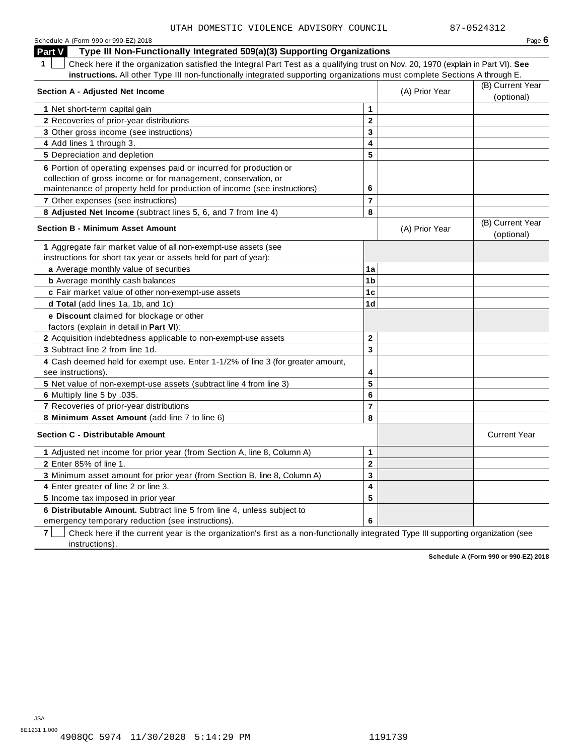UTAH DOMESTIC VIOLENCE ADVISORY COUNCIL 87-0524312

Schedule A (Form 990 or 990-EZ) 2018

## Part V Type III Non-Functionally Integrated 509(a)(3) Supporting Organizations

**1** ☐ Check here if the organization satisfied the Integral Part Test as a qualifying trust on Nov. 20, 1970 (explain in Part VI). **See instructions.** All other Type III non-functionally integrated supporting organizations must complete Sections A through E.

| **Section A - Adjusted Net Income** | | (A) Prior Year | (B) Current Year (optional) |
|---|---|---|---|
| **1** Net short-term capital gain | **1** | | |
| **2** Recoveries of prior-year distributions | **2** | | |
| **3** Other gross income (see instructions) | **3** | | |
| **4** Add lines 1 through 3. | **4** | | |
| **5** Depreciation and depletion | **5** | | |
| **6** Portion of operating expenses paid or incurred for production or collection of gross income or for management, conservation, or maintenance of property held for production of income (see instructions) | **6** | | |
| **7** Other expenses (see instructions) | **7** | | |
| **8 Adjusted Net Income** (subtract lines 5, 6, and 7 from line 4) | **8** | | |

| **Section B - Minimum Asset Amount** | | (A) Prior Year | (B) Current Year (optional) |
|---|---|---|---|
| **1** Aggregate fair market value of all non-exempt-use assets (see instructions for short tax year or assets held for part of year): | | | |
| **a** Average monthly value of securities | **1a** | | |
| **b** Average monthly cash balances | **1b** | | |
| **c** Fair market value of other non-exempt-use assets | **1c** | | |
| **d Total** (add lines 1a, 1b, and 1c) | **1d** | | |
| **e Discount** claimed for blockage or other factors (explain in detail in **Part VI**): | | | |
| **2** Acquisition indebtedness applicable to non-exempt-use assets | **2** | | |
| **3** Subtract line 2 from line 1d. | **3** | | |
| **4** Cash deemed held for exempt use. Enter 1-1/2% of line 3 (for greater amount, see instructions). | **4** | | |
| **5** Net value of non-exempt-use assets (subtract line 4 from line 3) | **5** | | |
| **6** Multiply line 5 by .035. | **6** | | |
| **7** Recoveries of prior-year distributions | **7** | | |
| **8 Minimum Asset Amount** (add line 7 to line 6) | **8** | | |

| **Section C - Distributable Amount** | | | Current Year |
|---|---|---|---|
| **1** Adjusted net income for prior year (from Section A, line 8, Column A) | **1** | | |
| **2** Enter 85% of line 1. | **2** | | |
| **3** Minimum asset amount for prior year (from Section B, line 8, Column A) | **3** | | |
| **4** Enter greater of line 2 or line 3. | **4** | | |
| **5** Income tax imposed in prior year | **5** | | |
| **6 Distributable Amount.** Subtract line 5 from line 4, unless subject to emergency temporary reduction (see instructions). | **6** | | |

**7** ☐ Check here if the current year is the organization's first as a non-functionally integrated Type III supporting organization (see instructions).

**Schedule A (Form 990 or 990-EZ) 2018**

JSA
8E1231 1.000
4908QC 5974 11/30/2020 5:14:29 PM 1191739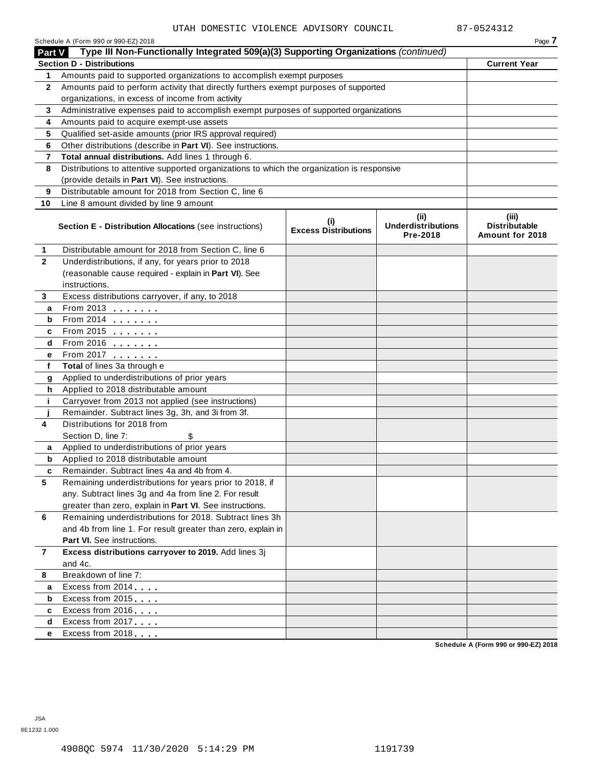UTAH DOMESTIC VIOLENCE ADVISORY COUNCIL 87-0524312

Schedule A (Form 990 or 990-EZ) 2018

## Part V Type III Non-Functionally Integrated 509(a)(3) Supporting Organizations *(continued)*

| Section D - Distributions | | Current Year |
|---|---|---|
| 1 | Amounts paid to supported organizations to accomplish exempt purposes | |
| 2 | Amounts paid to perform activity that directly furthers exempt purposes of supported organizations, in excess of income from activity | |
| 3 | Administrative expenses paid to accomplish exempt purposes of supported organizations | |
| 4 | Amounts paid to acquire exempt-use assets | |
| 5 | Qualified set-aside amounts (prior IRS approval required) | |
| 6 | Other distributions (describe in **Part VI**). See instructions. | |
| 7 | **Total annual distributions.** Add lines 1 through 6. | |
| 8 | Distributions to attentive supported organizations to which the organization is responsive (provide details in **Part VI**). See instructions. | |
| 9 | Distributable amount for 2018 from Section C, line 6 | |
| 10 | Line 8 amount divided by line 9 amount | |

| | Section E - Distribution Allocations (see instructions) | (i) Excess Distributions | (ii) Underdistributions Pre-2018 | (iii) Distributable Amount for 2018 |
|---|---|---|---|---|
| 1 | Distributable amount for 2018 from Section C, line 6 | | | |
| 2 | Underdistributions, if any, for years prior to 2018 (reasonable cause required - explain in **Part VI**). See instructions. | | | |
| 3 | Excess distributions carryover, if any, to 2018 | | | |
| a | From 2013 | | | |
| b | From 2014 | | | |
| c | From 2015 | | | |
| d | From 2016 | | | |
| e | From 2017 | | | |
| f | **Total** of lines 3a through e | | | |
| g | Applied to underdistributions of prior years | | | |
| h | Applied to 2018 distributable amount | | | |
| i | Carryover from 2013 not applied (see instructions) | | | |
| j | Remainder. Subtract lines 3g, 3h, and 3i from 3f. | | | |
| 4 | Distributions for 2018 from Section D, line 7: $ | | | |
| a | Applied to underdistributions of prior years | | | |
| b | Applied to 2018 distributable amount | | | |
| c | Remainder. Subtract lines 4a and 4b from 4. | | | |
| 5 | Remaining underdistributions for years prior to 2018, if any. Subtract lines 3g and 4a from line 2. For result greater than zero, explain in **Part VI**. See instructions. | | | |
| 6 | Remaining underdistributions for 2018. Subtract lines 3h and 4b from line 1. For result greater than zero, explain in **Part VI.** See instructions. | | | |
| 7 | **Excess distributions carryover to 2019.** Add lines 3j and 4c. | | | |
| 8 | Breakdown of line 7: | | | |
| a | Excess from 2014 | | | |
| b | Excess from 2015 | | | |
| c | Excess from 2016 | | | |
| d | Excess from 2017 | | | |
| e | Excess from 2018 | | | |

Schedule A (Form 990 or 990-EZ) 2018

JSA
8E1232 1.000

4908QC 5974 11/30/2020 5:14:29 PM 1191739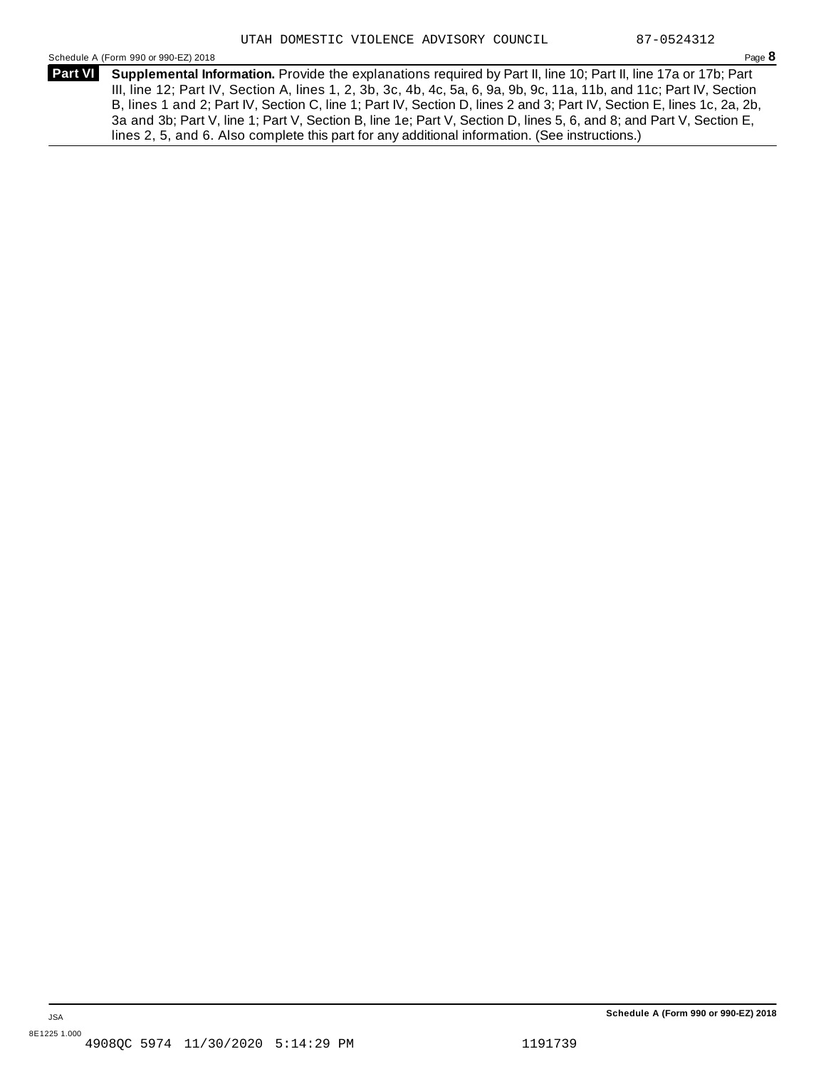UTAH DOMESTIC VIOLENCE ADVISORY COUNCIL 87-0524312

Schedule A (Form 990 or 990-EZ) 2018 Page **8**

**Part VI** **Supplemental Information.** Provide the explanations required by Part II, line 10; Part II, line 17a or 17b; Part III, line 12; Part IV, Section A, lines 1, 2, 3b, 3c, 4b, 4c, 5a, 6, 9a, 9b, 9c, 11a, 11b, and 11c; Part IV, Section B, lines 1 and 2; Part IV, Section C, line 1; Part IV, Section D, lines 2 and 3; Part IV, Section E, lines 1c, 2a, 2b, 3a and 3b; Part V, line 1; Part V, Section B, line 1e; Part V, Section D, lines 5, 6, and 8; and Part V, Section E, lines 2, 5, and 6. Also complete this part for any additional information. (See instructions.)

JSA

8E1225 1.000

4908QC 5974 11/30/2020 5:14:29 PM 1191739

**Schedule A (Form 990 or 990-EZ) 2018**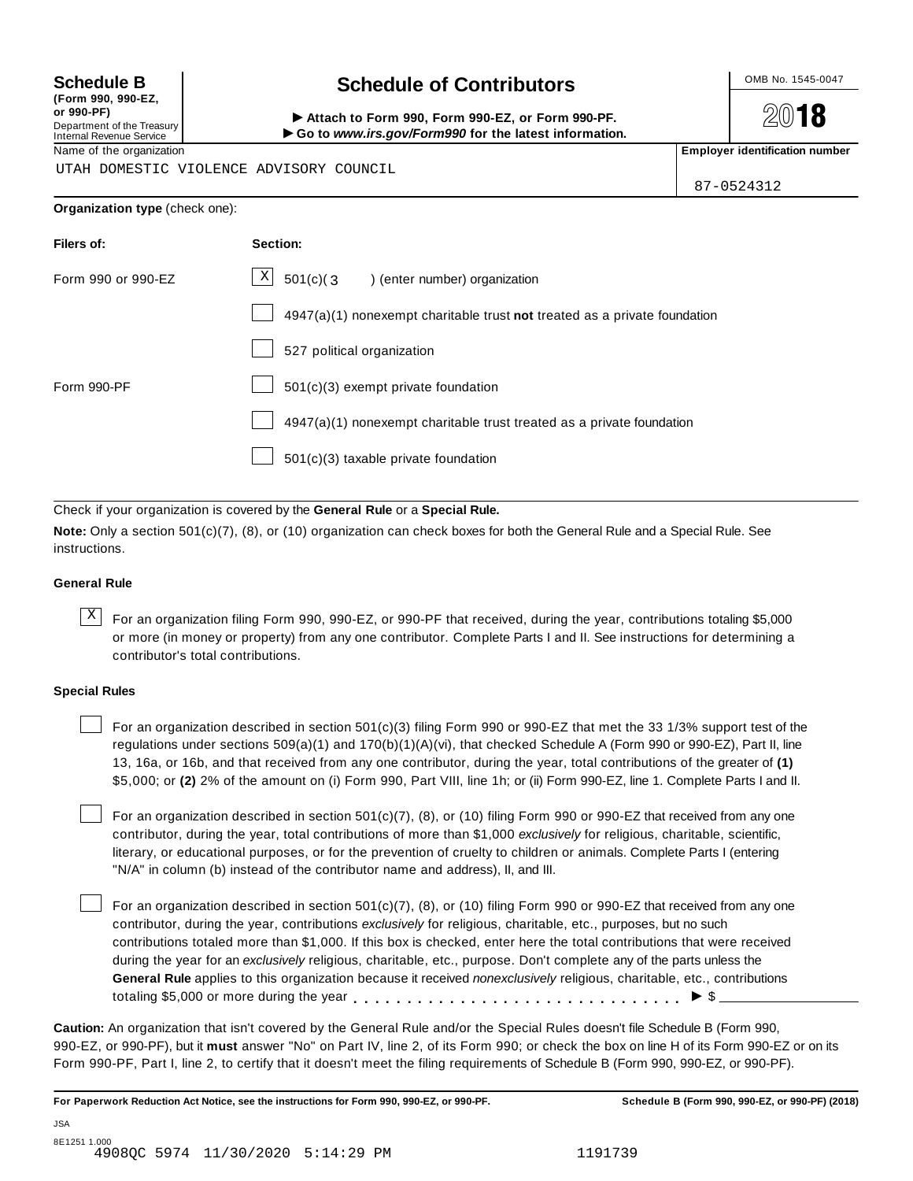**Schedule B**
**(Form 990, 990-EZ, or 990-PF)**
Department of the Treasury
Internal Revenue Service

# Schedule of Contributors

► **Attach to Form 990, Form 990-EZ, or Form 990-PF.**
► **Go to *www.irs.gov/Form990* for the latest information.**

OMB No. 1545-0047

**2018**

Name of the organization

UTAH DOMESTIC VIOLENCE ADVISORY COUNCIL

**Employer identification number**

87-0524312

**Organization type** (check one):

| **Filers of:** | **Section:** |
|---|---|
| Form 990 or 990-EZ | [X] 501(c)( 3 ) (enter number) organization |
| | [ ] 4947(a)(1) nonexempt charitable trust **not** treated as a private foundation |
| | [ ] 527 political organization |
| Form 990-PF | [ ] 501(c)(3) exempt private foundation |
| | [ ] 4947(a)(1) nonexempt charitable trust treated as a private foundation |
| | [ ] 501(c)(3) taxable private foundation |

Check if your organization is covered by the **General Rule** or a **Special Rule.**

**Note:** Only a section 501(c)(7), (8), or (10) organization can check boxes for both the General Rule and a Special Rule. See instructions.

**General Rule**

[X] For an organization filing Form 990, 990-EZ, or 990-PF that received, during the year, contributions totaling $5,000 or more (in money or property) from any one contributor. Complete Parts I and II. See instructions for determining a contributor's total contributions.

**Special Rules**

[ ] For an organization described in section 501(c)(3) filing Form 990 or 990-EZ that met the 33 1/3% support test of the regulations under sections 509(a)(1) and 170(b)(1)(A)(vi), that checked Schedule A (Form 990 or 990-EZ), Part II, line 13, 16a, or 16b, and that received from any one contributor, during the year, total contributions of the greater of **(1)** $5,000; or **(2)** 2% of the amount on (i) Form 990, Part VIII, line 1h; or (ii) Form 990-EZ, line 1. Complete Parts I and II.

[ ] For an organization described in section 501(c)(7), (8), or (10) filing Form 990 or 990-EZ that received from any one contributor, during the year, total contributions of more than $1,000 *exclusively* for religious, charitable, scientific, literary, or educational purposes, or for the prevention of cruelty to children or animals. Complete Parts I (entering "N/A" in column (b) instead of the contributor name and address), II, and III.

[ ] For an organization described in section 501(c)(7), (8), or (10) filing Form 990 or 990-EZ that received from any one contributor, during the year, contributions *exclusively* for religious, charitable, etc., purposes, but no such contributions totaled more than $1,000. If this box is checked, enter here the total contributions that were received during the year for an *exclusively* religious, charitable, etc., purpose. Don't complete any of the parts unless the **General Rule** applies to this organization because it received *nonexclusively* religious, charitable, etc., contributions totaling $5,000 or more during the year . . . . . . . . . . . . . . . . . . . . . . . . . . . . . ► $ ____________

**Caution:** An organization that isn't covered by the General Rule and/or the Special Rules doesn't file Schedule B (Form 990, 990-EZ, or 990-PF), but it **must** answer "No" on Part IV, line 2, of its Form 990; or check the box on line H of its Form 990-EZ or on its Form 990-PF, Part I, line 2, to certify that it doesn't meet the filing requirements of Schedule B (Form 990, 990-EZ, or 990-PF).

**For Paperwork Reduction Act Notice, see the instructions for Form 990, 990-EZ, or 990-PF.** **Schedule B (Form 990, 990-EZ, or 990-PF) (2018)**

JSA
8E1251 1.000
4908QC 5974 11/30/2020 5:14:29 PM 1191739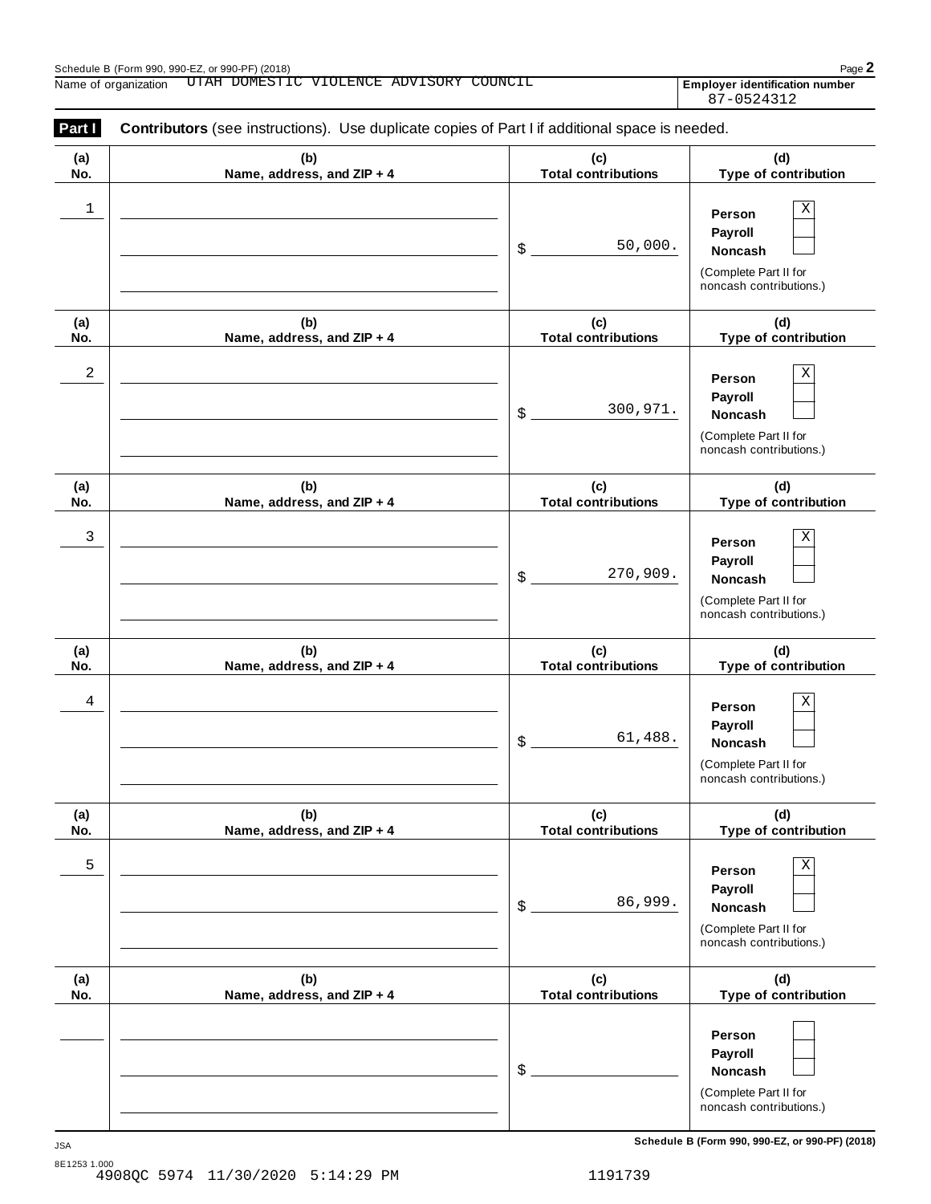Schedule B (Form 990, 990-EZ, or 990-PF) (2018)

Name of organization UTAH DOMESTIC VIOLENCE ADVISORY COUNCIL

**Employer identification number** 87-0524312

**Part I** **Contributors** (see instructions). Use duplicate copies of Part I if additional space is needed.

| (a) No. | (b) Name, address, and ZIP + 4 | (c) Total contributions | (d) Type of contribution |
|---|---|---|---|
| 1 | | $ 50,000. | Person X<br>Payroll<br>Noncash<br>(Complete Part II for noncash contributions.) |
| 2 | | $ 300,971. | Person X<br>Payroll<br>Noncash<br>(Complete Part II for noncash contributions.) |
| 3 | | $ 270,909. | Person X<br>Payroll<br>Noncash<br>(Complete Part II for noncash contributions.) |
| 4 | | $ 61,488. | Person X<br>Payroll<br>Noncash<br>(Complete Part II for noncash contributions.) |
| 5 | | $ 86,999. | Person X<br>Payroll<br>Noncash<br>(Complete Part II for noncash contributions.) |
| | | $ | Person<br>Payroll<br>Noncash<br>(Complete Part II for noncash contributions.) |

JSA

8E1253 1.000

4908QC 5974 11/30/2020 5:14:29 PM 1191739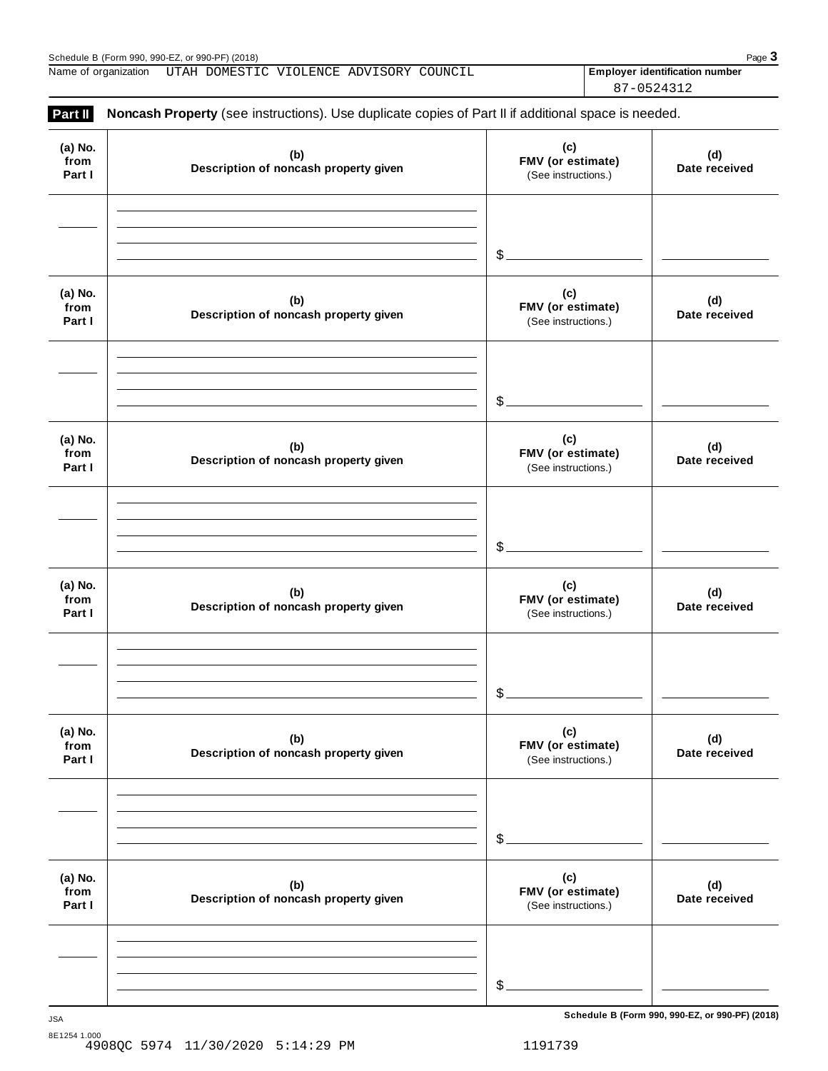Name of organization UTAH DOMESTIC VIOLENCE ADVISORY COUNCIL

**Employer identification number** 87-0524312

**Part II** **Noncash Property** (see instructions). Use duplicate copies of Part II if additional space is needed.

| (a) No. from Part I | (b) Description of noncash property given | (c) FMV (or estimate) (See instructions.) | (d) Date received |
|---|---|---|---|
| | | $ | |

| (a) No. from Part I | (b) Description of noncash property given | (c) FMV (or estimate) (See instructions.) | (d) Date received |
|---|---|---|---|
| | | $ | |

| (a) No. from Part I | (b) Description of noncash property given | (c) FMV (or estimate) (See instructions.) | (d) Date received |
|---|---|---|---|
| | | $ | |

| (a) No. from Part I | (b) Description of noncash property given | (c) FMV (or estimate) (See instructions.) | (d) Date received |
|---|---|---|---|
| | | $ | |

| (a) No. from Part I | (b) Description of noncash property given | (c) FMV (or estimate) (See instructions.) | (d) Date received |
|---|---|---|---|
| | | $ | |

| (a) No. from Part I | (b) Description of noncash property given | (c) FMV (or estimate) (See instructions.) | (d) Date received |
|---|---|---|---|
| | | $ | |

JSA

8E1254 1.000

4908QC 5974 11/30/2020 5:14:29 PM 1191739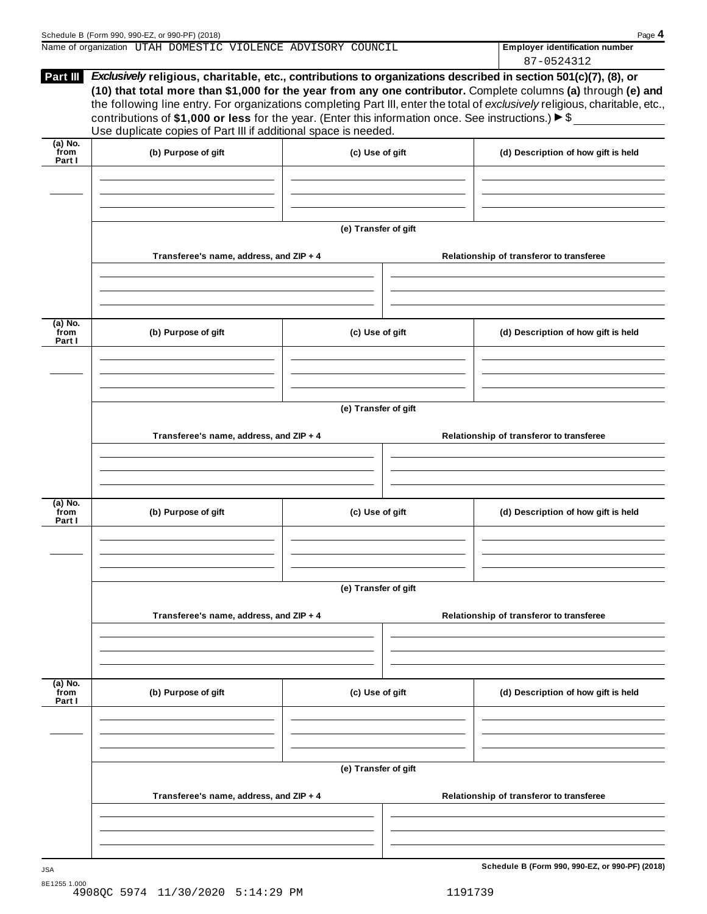Name of organization UTAH DOMESTIC VIOLENCE ADVISORY COUNCIL

**Employer identification number**

87-0524312

**Part III** ***Exclusively*** **religious, charitable, etc., contributions to organizations described in section 501(c)(7), (8), or (10) that total more than $1,000 for the year from any one contributor.** Complete columns **(a)** through **(e)** and the following line entry. For organizations completing Part III, enter the total of *exclusively* religious, charitable, etc., contributions of **$1,000 or less** for the year. (Enter this information once. See instructions.) ▶ $

Use duplicate copies of Part III if additional space is needed.

| (a) No. from Part I | (b) Purpose of gift | (c) Use of gift | (d) Description of how gift is held |
|---|---|---|---|
| | | | |

**(e) Transfer of gift**

| Transferee's name, address, and ZIP + 4 | Relationship of transferor to transferee |
|---|---|
| | |

| (a) No. from Part I | (b) Purpose of gift | (c) Use of gift | (d) Description of how gift is held |
|---|---|---|---|
| | | | |

**(e) Transfer of gift**

| Transferee's name, address, and ZIP + 4 | Relationship of transferor to transferee |
|---|---|
| | |

| (a) No. from Part I | (b) Purpose of gift | (c) Use of gift | (d) Description of how gift is held |
|---|---|---|---|
| | | | |

**(e) Transfer of gift**

| Transferee's name, address, and ZIP + 4 | Relationship of transferor to transferee |
|---|---|
| | |

| (a) No. from Part I | (b) Purpose of gift | (c) Use of gift | (d) Description of how gift is held |
|---|---|---|---|
| | | | |

**(e) Transfer of gift**

| Transferee's name, address, and ZIP + 4 | Relationship of transferor to transferee |
|---|---|
| | |

JSA

8E1255 1.000

4908QC 5974 11/30/2020 5:14:29 PM 1191739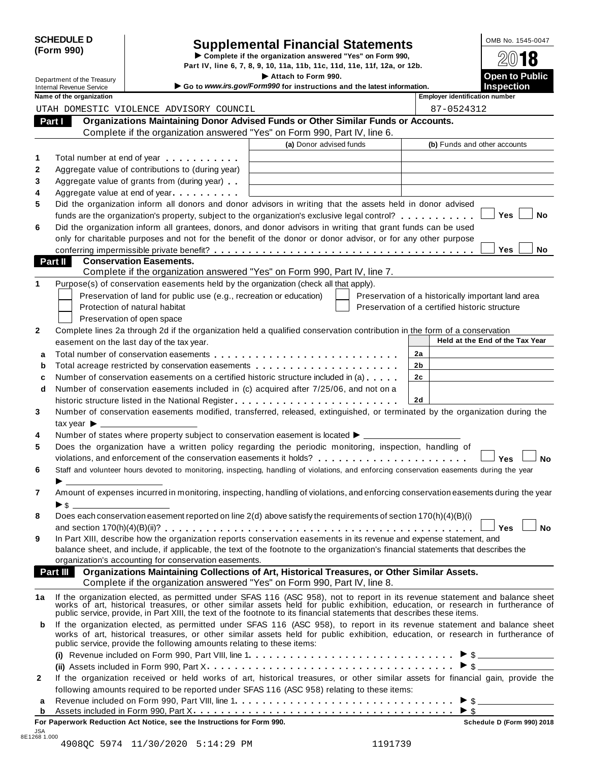**SCHEDULE D (Form 990)**

Department of the Treasury
Internal Revenue Service

# Supplemental Financial Statements

▶ Complete if the organization answered "Yes" on Form 990, Part IV, line 6, 7, 8, 9, 10, 11a, 11b, 11c, 11d, 11e, 11f, 12a, or 12b.
▶ Attach to Form 990.
▶ Go to *www.irs.gov/Form990* for instructions and the latest information.

OMB No. 1545-0047
2018
Open to Public Inspection

| Name of the organization | Employer identification number |
|---|---|
| UTAH DOMESTIC VIOLENCE ADVISORY COUNCIL | 87-0524312 |

**Part I — Organizations Maintaining Donor Advised Funds or Other Similar Funds or Accounts.**
Complete if the organization answered "Yes" on Form 990, Part IV, line 6.

| | | (a) Donor advised funds | (b) Funds and other accounts |
|---|---|---|---|
| 1 | Total number at end of year | | |
| 2 | Aggregate value of contributions to (during year) | | |
| 3 | Aggregate value of grants from (during year) | | |
| 4 | Aggregate value at end of year | | |

5 Did the organization inform all donors and donor advisors in writing that the assets held in donor advised funds are the organization's property, subject to the organization's exclusive legal control? ☐ Yes ☐ No

6 Did the organization inform all grantees, donors, and donor advisors in writing that grant funds can be used only for charitable purposes and not for the benefit of the donor or donor advisor, or for any other purpose conferring impermissible private benefit? ☐ Yes ☐ No

**Part II — Conservation Easements.**
Complete if the organization answered "Yes" on Form 990, Part IV, line 7.

1 Purpose(s) of conservation easements held by the organization (check all that apply).
- ☐ Preservation of land for public use (e.g., recreation or education)
- ☐ Protection of natural habitat
- ☐ Preservation of open space
- ☐ Preservation of a historically important land area
- ☐ Preservation of a certified historic structure

2 Complete lines 2a through 2d if the organization held a qualified conservation contribution in the form of a conservation easement on the last day of the tax year.

| | | | Held at the End of the Tax Year |
|---|---|---|---|
| a | Total number of conservation easements | 2a | |
| b | Total acreage restricted by conservation easements | 2b | |
| c | Number of conservation easements on a certified historic structure included in (a) | 2c | |
| d | Number of conservation easements included in (c) acquired after 7/25/06, and not on a historic structure listed in the National Register | 2d | |

3 Number of conservation easements modified, transferred, released, extinguished, or terminated by the organization during the tax year ▶ ____________

4 Number of states where property subject to conservation easement is located ▶ ____________

5 Does the organization have a written policy regarding the periodic monitoring, inspection, handling of violations, and enforcement of the conservation easements it holds? ☐ Yes ☐ No

6 Staff and volunteer hours devoted to monitoring, inspecting, handling of violations, and enforcing conservation easements during the year ▶ ____________

7 Amount of expenses incurred in monitoring, inspecting, handling of violations, and enforcing conservation easements during the year ▶ $ ____________

8 Does each conservation easement reported on line 2(d) above satisfy the requirements of section 170(h)(4)(B)(i) and section 170(h)(4)(B)(ii)? ☐ Yes ☐ No

9 In Part XIII, describe how the organization reports conservation easements in its revenue and expense statement, and balance sheet, and include, if applicable, the text of the footnote to the organization's financial statements that describes the organization's accounting for conservation easements.

**Part III — Organizations Maintaining Collections of Art, Historical Treasures, or Other Similar Assets.**
Complete if the organization answered "Yes" on Form 990, Part IV, line 8.

1a If the organization elected, as permitted under SFAS 116 (ASC 958), not to report in its revenue statement and balance sheet works of art, historical treasures, or other similar assets held for public exhibition, education, or research in furtherance of public service, provide, in Part XIII, the text of the footnote to its financial statements that describes these items.

b If the organization elected, as permitted under SFAS 116 (ASC 958), to report in its revenue statement and balance sheet works of art, historical treasures, or other similar assets held for public exhibition, education, or research in furtherance of public service, provide the following amounts relating to these items:

(i) Revenue included on Form 990, Part VIII, line 1 ▶ $ ____________

(ii) Assets included in Form 990, Part X ▶ $ ____________

2 If the organization received or held works of art, historical treasures, or other similar assets for financial gain, provide the following amounts required to be reported under SFAS 116 (ASC 958) relating to these items:

a Revenue included on Form 990, Part VIII, line 1 ▶ $ ____________

b Assets included in Form 990, Part X ▶ $ ____________

**For Paperwork Reduction Act Notice, see the Instructions for Form 990.** Schedule D (Form 990) 2018

JSA
8E1268 1.000
4908QC 5974 11/30/2020 5:14:29 PM 1191739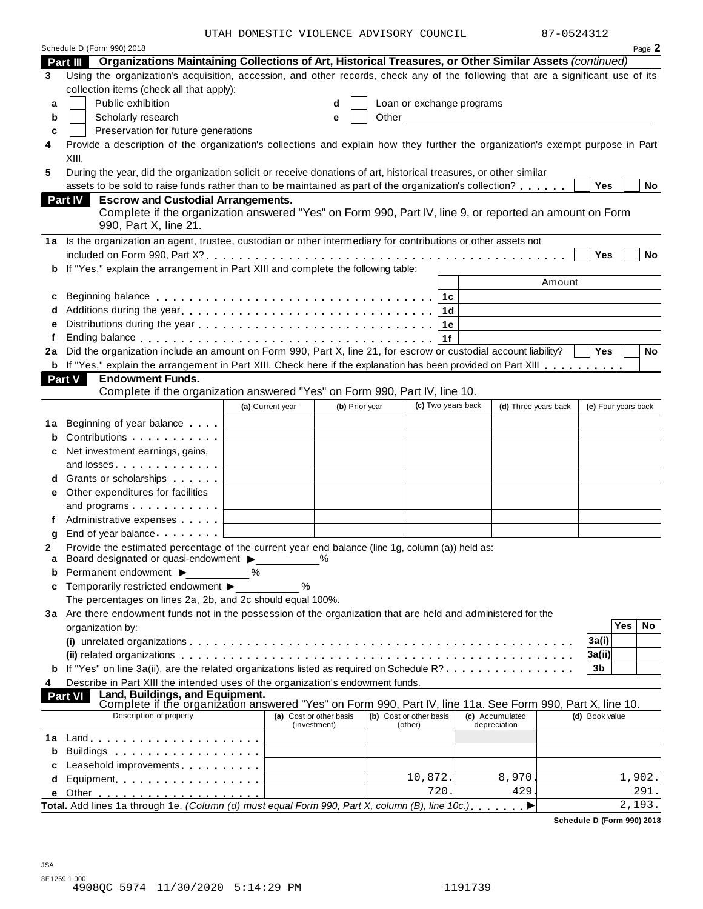UTAH DOMESTIC VIOLENCE ADVISORY COUNCIL 87-0524312

Schedule D (Form 990) 2018 Page **2**

## Part III Organizations Maintaining Collections of Art, Historical Treasures, or Other Similar Assets *(continued)*

**3** Using the organization's acquisition, accession, and other records, check any of the following that are a significant use of its collection items (check all that apply):

- **a** ☐ Public exhibition
- **b** ☐ Scholarly research
- **c** ☐ Preservation for future generations
- **d** ☐ Loan or exchange programs
- **e** ☐ Other

**4** Provide a description of the organization's collections and explain how they further the organization's exempt purpose in Part XIII.

**5** During the year, did the organization solicit or receive donations of art, historical treasures, or other similar assets to be sold to raise funds rather than to be maintained as part of the organization's collection? ☐ Yes ☐ No

## Part IV Escrow and Custodial Arrangements.

Complete if the organization answered "Yes" on Form 990, Part IV, line 9, or reported an amount on Form 990, Part X, line 21.

**1a** Is the organization an agent, trustee, custodian or other intermediary for contributions or other assets not included on Form 990, Part X? ☐ Yes ☐ No

**b** If "Yes," explain the arrangement in Part XIII and complete the following table:

| | | | Amount |
|---|---|---|---|
| **c** | Beginning balance | 1c | |
| **d** | Additions during the year | 1d | |
| **e** | Distributions during the year | 1e | |
| **f** | Ending balance | 1f | |

**2a** Did the organization include an amount on Form 990, Part X, line 21, for escrow or custodial account liability? ☐ Yes ☐ No

**b** If "Yes," explain the arrangement in Part XIII. Check here if the explanation has been provided on Part XIII ☐

## Part V Endowment Funds.

Complete if the organization answered "Yes" on Form 990, Part IV, line 10.

| | | (a) Current year | (b) Prior year | (c) Two years back | (d) Three years back | (e) Four years back |
|---|---|---|---|---|---|---|
| **1a** | Beginning of year balance | | | | | |
| **b** | Contributions | | | | | |
| **c** | Net investment earnings, gains, and losses | | | | | |
| **d** | Grants or scholarships | | | | | |
| **e** | Other expenditures for facilities and programs | | | | | |
| **f** | Administrative expenses | | | | | |
| **g** | End of year balance | | | | | |

**2** Provide the estimated percentage of the current year end balance (line 1g, column (a)) held as:

- **a** Board designated or quasi-endowment ▶ ______ %
- **b** Permanent endowment ▶ ______ %
- **c** Temporarily restricted endowment ▶ ______ %

The percentages on lines 2a, 2b, and 2c should equal 100%.

**3a** Are there endowment funds not in the possession of the organization that are held and administered for the organization by:

| | | | Yes | No |
|---|---|---|---|---|
| | **(i)** unrelated organizations | 3a(i) | | |
| | **(ii)** related organizations | 3a(ii) | | |
| **b** | If "Yes" on line 3a(ii), are the related organizations listed as required on Schedule R? | 3b | | |

**4** Describe in Part XIII the intended uses of the organization's endowment funds.

## Part VI Land, Buildings, and Equipment.

Complete if the organization answered "Yes" on Form 990, Part IV, line 11a. See Form 990, Part X, line 10.

| | Description of property | (a) Cost or other basis (investment) | (b) Cost or other basis (other) | (c) Accumulated depreciation | (d) Book value |
|---|---|---|---|---|---|
| **1a** | Land | | | | |
| **b** | Buildings | | | | |
| **c** | Leasehold improvements | | | | |
| **d** | Equipment | | 10,872. | 8,970. | 1,902. |
| **e** | Other | | 720. | 429. | 291. |
| **Total.** | Add lines 1a through 1e. *(Column (d) must equal Form 990, Part X, column (B), line 10c.)* ▶ | | | | 2,193. |

**Schedule D (Form 990) 2018**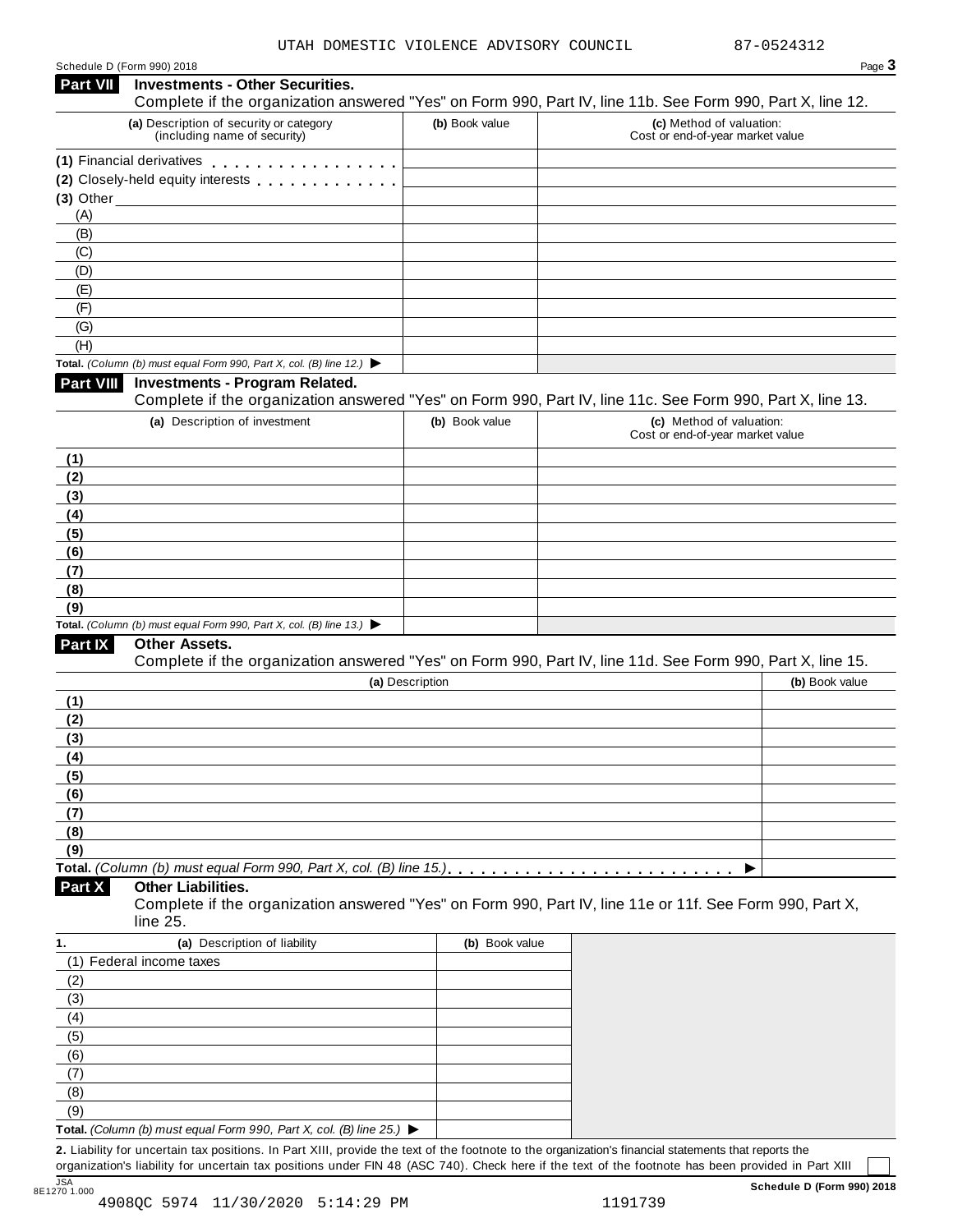UTAH DOMESTIC VIOLENCE ADVISORY COUNCIL 87-0524312

Schedule D (Form 990) 2018

## Part VII Investments - Other Securities.

Complete if the organization answered "Yes" on Form 990, Part IV, line 11b. See Form 990, Part X, line 12.

| (a) Description of security or category (including name of security) | (b) Book value | (c) Method of valuation: Cost or end-of-year market value |
|---|---|---|
| (1) Financial derivatives | | |
| (2) Closely-held equity interests | | |
| (3) Other | | |
| (A) | | |
| (B) | | |
| (C) | | |
| (D) | | |
| (E) | | |
| (F) | | |
| (G) | | |
| (H) | | |
| **Total.** *(Column (b) must equal Form 990, Part X, col. (B) line 12.)* ▶ | | |

## Part VIII Investments - Program Related.

Complete if the organization answered "Yes" on Form 990, Part IV, line 11c. See Form 990, Part X, line 13.

| (a) Description of investment | (b) Book value | (c) Method of valuation: Cost or end-of-year market value |
|---|---|---|
| (1) | | |
| (2) | | |
| (3) | | |
| (4) | | |
| (5) | | |
| (6) | | |
| (7) | | |
| (8) | | |
| (9) | | |
| **Total.** *(Column (b) must equal Form 990, Part X, col. (B) line 13.)* ▶ | | |

## Part IX Other Assets.

Complete if the organization answered "Yes" on Form 990, Part IV, line 11d. See Form 990, Part X, line 15.

| (a) Description | (b) Book value |
|---|---|
| (1) | |
| (2) | |
| (3) | |
| (4) | |
| (5) | |
| (6) | |
| (7) | |
| (8) | |
| (9) | |
| **Total.** *(Column (b) must equal Form 990, Part X, col. (B) line 15.)* ▶ | |

## Part X Other Liabilities.

Complete if the organization answered "Yes" on Form 990, Part IV, line 11e or 11f. See Form 990, Part X, line 25.

| 1. (a) Description of liability | (b) Book value |
|---|---|
| (1) Federal income taxes | |
| (2) | |
| (3) | |
| (4) | |
| (5) | |
| (6) | |
| (7) | |
| (8) | |
| (9) | |
| **Total.** *(Column (b) must equal Form 990, Part X, col. (B) line 25.)* ▶ | |

**2.** Liability for uncertain tax positions. In Part XIII, provide the text of the footnote to the organization's financial statements that reports the organization's liability for uncertain tax positions under FIN 48 (ASC 740). Check here if the text of the footnote has been provided in Part XIII ☐

JSA 8E1270 1.000

**Schedule D (Form 990) 2018**

4908QC 5974 11/30/2020 5:14:29 PM 1191739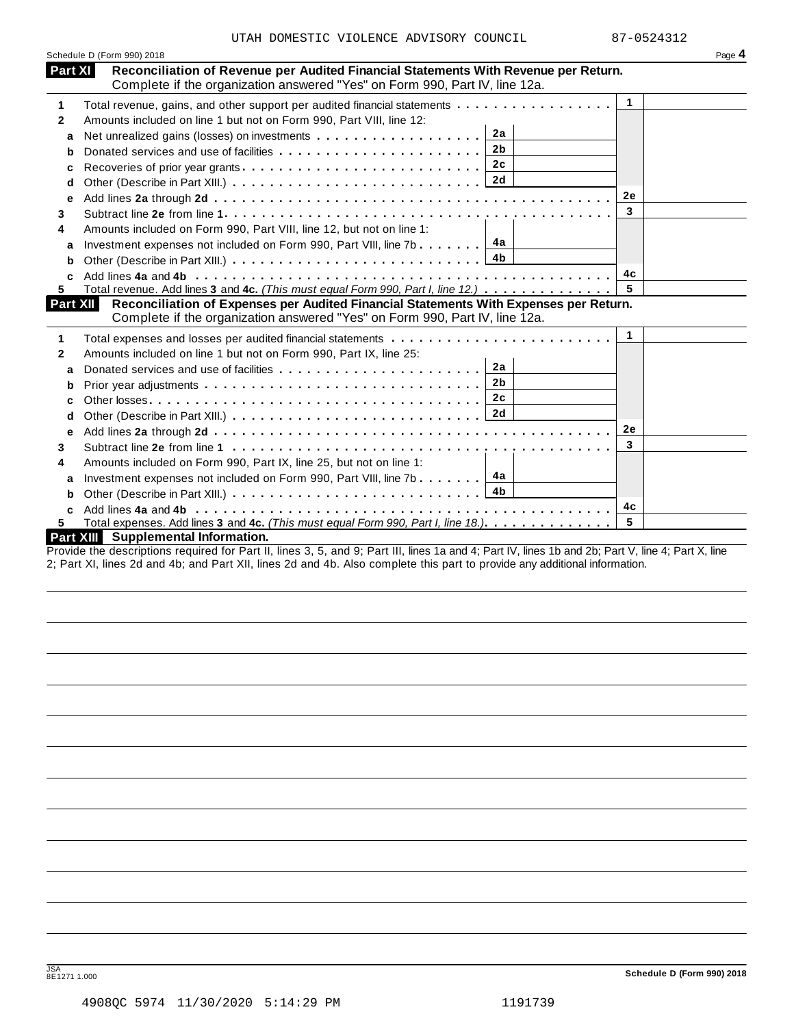UTAH DOMESTIC VIOLENCE ADVISORY COUNCIL 87-0524312

Schedule D (Form 990) 2018 Page **4**

## Part XI Reconciliation of Revenue per Audited Financial Statements With Revenue per Return.

Complete if the organization answered "Yes" on Form 990, Part IV, line 12a.

| | | | | | |
|---|---|---|---|---|---|
| **1** | Total revenue, gains, and other support per audited financial statements | | | 1 | |
| **2** | Amounts included on line 1 but not on Form 990, Part VIII, line 12: | | | | |
| **a** | Net unrealized gains (losses) on investments | 2a | | | |
| **b** | Donated services and use of facilities | 2b | | | |
| **c** | Recoveries of prior year grants | 2c | | | |
| **d** | Other (Describe in Part XIII.) | 2d | | | |
| **e** | Add lines **2a** through **2d** | | | 2e | |
| **3** | Subtract line **2e** from line **1** | | | 3 | |
| **4** | Amounts included on Form 990, Part VIII, line 12, but not on line 1: | | | | |
| **a** | Investment expenses not included on Form 990, Part VIII, line 7b | 4a | | | |
| **b** | Other (Describe in Part XIII.) | 4b | | | |
| **c** | Add lines **4a** and **4b** | | | 4c | |
| **5** | Total revenue. Add lines **3** and **4c.** *(This must equal Form 990, Part I, line 12.)* | | | 5 | |

## Part XII Reconciliation of Expenses per Audited Financial Statements With Expenses per Return.

Complete if the organization answered "Yes" on Form 990, Part IV, line 12a.

| | | | | | |
|---|---|---|---|---|---|
| **1** | Total expenses and losses per audited financial statements | | | 1 | |
| **2** | Amounts included on line 1 but not on Form 990, Part IX, line 25: | | | | |
| **a** | Donated services and use of facilities | 2a | | | |
| **b** | Prior year adjustments | 2b | | | |
| **c** | Other losses | 2c | | | |
| **d** | Other (Describe in Part XIII.) | 2d | | | |
| **e** | Add lines **2a** through **2d** | | | 2e | |
| **3** | Subtract line **2e** from line **1** | | | 3 | |
| **4** | Amounts included on Form 990, Part IX, line 25, but not on line 1: | | | | |
| **a** | Investment expenses not included on Form 990, Part VIII, line 7b | 4a | | | |
| **b** | Other (Describe in Part XIII.) | 4b | | | |
| **c** | Add lines **4a** and **4b** | | | 4c | |
| **5** | Total expenses. Add lines **3** and **4c.** *(This must equal Form 990, Part I, line 18.)* | | | 5 | |

## Part XIII Supplemental Information.

Provide the descriptions required for Part II, lines 3, 5, and 9; Part III, lines 1a and 4; Part IV, lines 1b and 2b; Part V, line 4; Part X, line 2; Part XI, lines 2d and 4b; and Part XII, lines 2d and 4b. Also complete this part to provide additional information.

JSA
8E1271 1.000

**Schedule D (Form 990) 2018**

4908QC 5974 11/30/2020 5:14:29 PM 1191739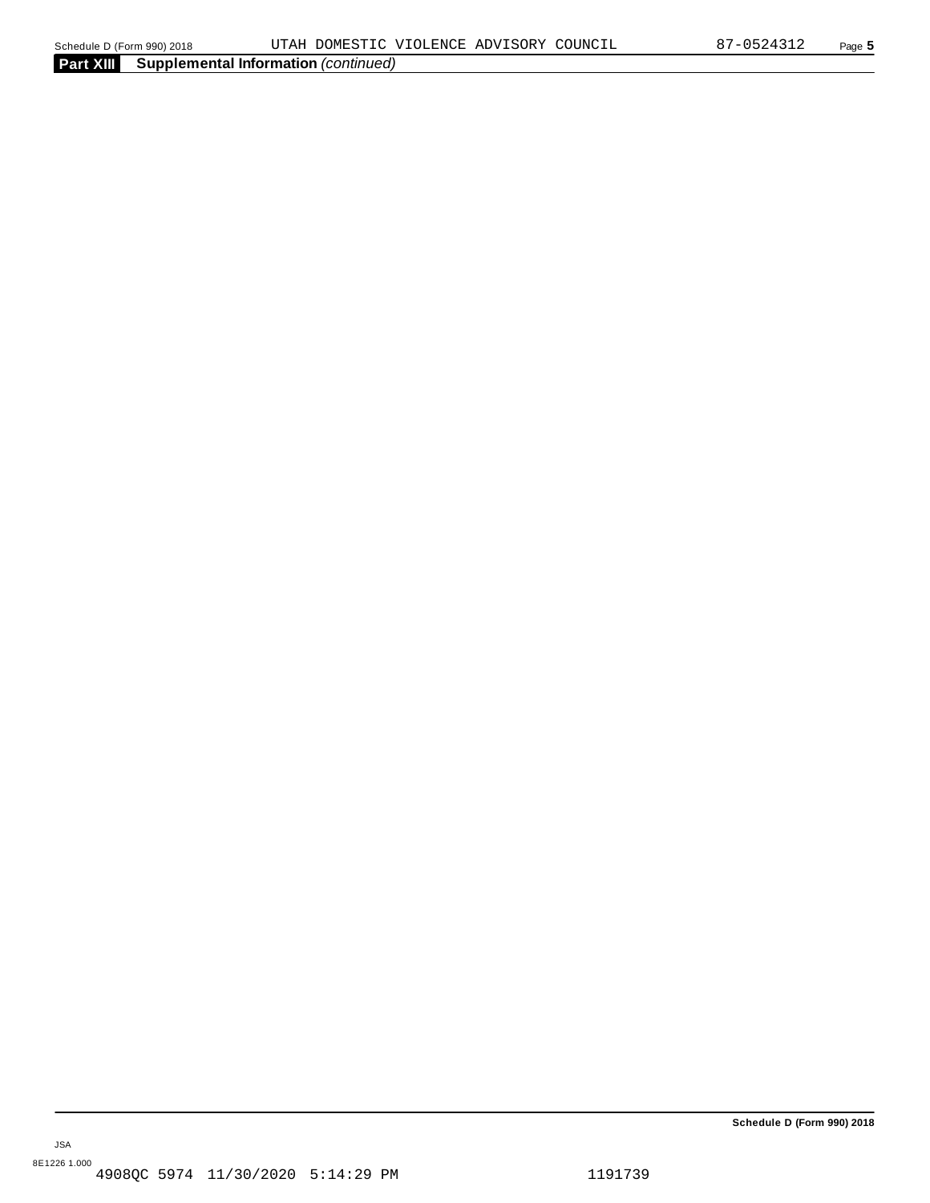## Part XIII Supplemental Information *(continued)*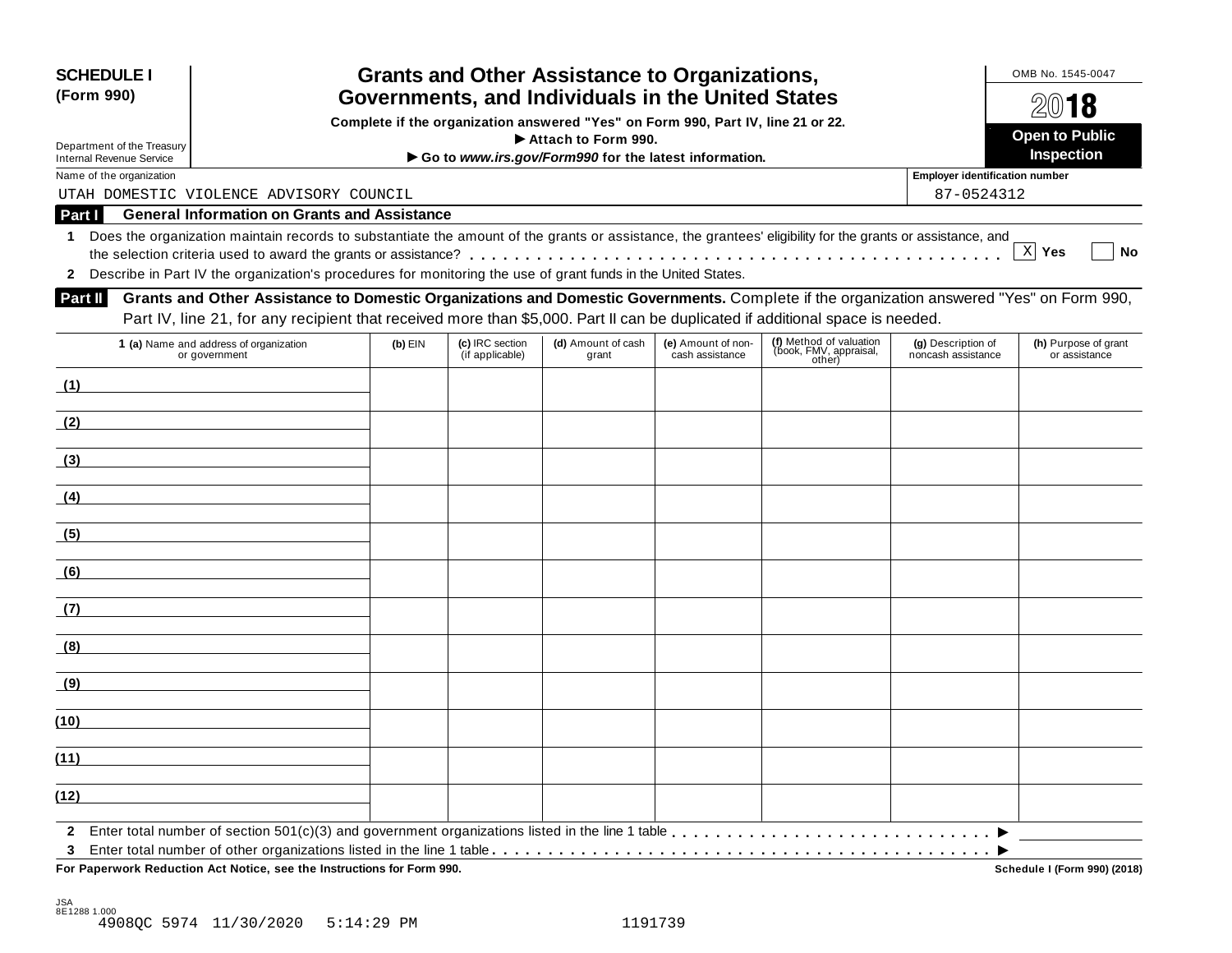**SCHEDULE I**
**(Form 990)**

Department of the Treasury
Internal Revenue Service

# Grants and Other Assistance to Organizations, Governments, and Individuals in the United States

**Complete if the organization answered "Yes" on Form 990, Part IV, line 21 or 22.**
**▶ Attach to Form 990.**
**▶ Go to *www.irs.gov/Form990* for the latest information.**

OMB No. 1545-0047

**2018**

**Open to Public Inspection**

Name of the organization: UTAH DOMESTIC VIOLENCE ADVISORY COUNCIL

Employer identification number: 87-0524312

## Part I General Information on Grants and Assistance

**1** Does the organization maintain records to substantiate the amount of the grants or assistance, the grantees' eligibility for the grants or assistance, and the selection criteria used to award the grants or assistance? . . . . . [X] **Yes** [ ] **No**

**2** Describe in Part IV the organization's procedures for monitoring the use of grant funds in the United States.

## Part II Grants and Other Assistance to Domestic Organizations and Domestic Governments.

Complete if the organization answered "Yes" on Form 990, Part IV, line 21, for any recipient that received more than $5,000. Part II can be duplicated if additional space is needed.

| 1 (a) Name and address of organization or government | (b) EIN | (c) IRC section (if applicable) | (d) Amount of cash grant | (e) Amount of non-cash assistance | (f) Method of valuation (book, FMV, appraisal, other) | (g) Description of noncash assistance | (h) Purpose of grant or assistance |
|---|---|---|---|---|---|---|---|
| (1) | | | | | | | |
| (2) | | | | | | | |
| (3) | | | | | | | |
| (4) | | | | | | | |
| (5) | | | | | | | |
| (6) | | | | | | | |
| (7) | | | | | | | |
| (8) | | | | | | | |
| (9) | | | | | | | |
| (10) | | | | | | | |
| (11) | | | | | | | |
| (12) | | | | | | | |

**2** Enter total number of section 501(c)(3) and government organizations listed in the line 1 table . . . . . ▶

**3** Enter total number of other organizations listed in the line 1 table . . . . . ▶

**For Paperwork Reduction Act Notice, see the Instructions for Form 990.** **Schedule I (Form 990) (2018)**

JSA
8E1288 1.000
4908QC 5974 11/30/2020 5:14:29 PM 1191739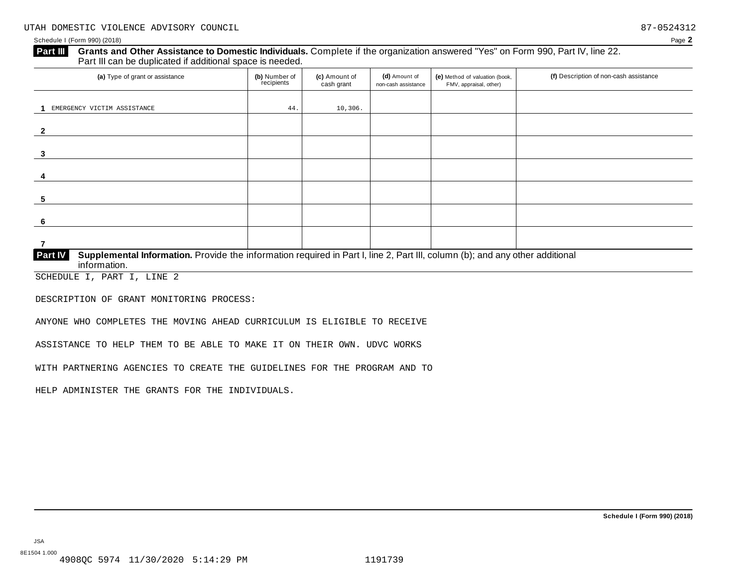UTAH DOMESTIC VIOLENCE ADVISORY COUNCIL 87-0524312

Schedule I (Form 990) (2018)

## Part III Grants and Other Assistance to Domestic Individuals.

Complete if the organization answered "Yes" on Form 990, Part IV, line 22. Part III can be duplicated if additional space is needed.

| | (a) Type of grant or assistance | (b) Number of recipients | (c) Amount of cash grant | (d) Amount of non-cash assistance | (e) Method of valuation (book, FMV, appraisal, other) | (f) Description of non-cash assistance |
|---|---|---|---|---|---|---|
| 1 | EMERGENCY VICTIM ASSISTANCE | 44. | 10,306. | | | |
| 2 | | | | | | |
| 3 | | | | | | |
| 4 | | | | | | |
| 5 | | | | | | |
| 6 | | | | | | |
| 7 | | | | | | |

## Part IV Supplemental Information.

Provide the information required in Part I, line 2, Part III, column (b); and any other additional information.

SCHEDULE I, PART I, LINE 2

DESCRIPTION OF GRANT MONITORING PROCESS:

ANYONE WHO COMPLETES THE MOVING AHEAD CURRICULUM IS ELIGIBLE TO RECEIVE

ASSISTANCE TO HELP THEM TO BE ABLE TO MAKE IT ON THEIR OWN. UDVC WORKS

WITH PARTNERING AGENCIES TO CREATE THE GUIDELINES FOR THE PROGRAM AND TO

HELP ADMINISTER THE GRANTS FOR THE INDIVIDUALS.

Schedule I (Form 990) (2018)

JSA
8E1504 1.000
4908QC 5974 11/30/2020 5:14:29 PM 1191739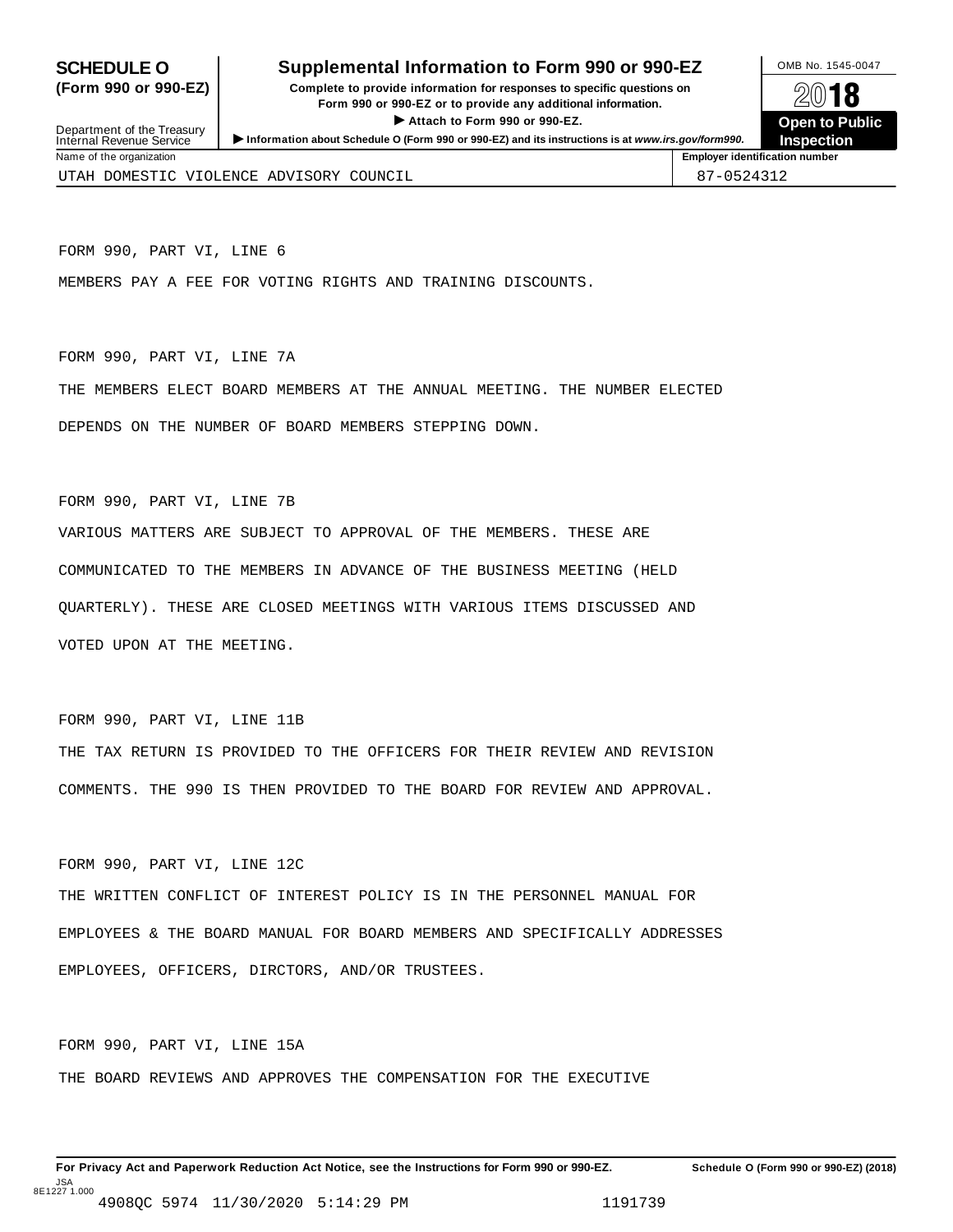**SCHEDULE O (Form 990 or 990-EZ)**

Department of the Treasury
Internal Revenue Service

# Supplemental Information to Form 990 or 990-EZ

**Complete to provide information for responses to specific questions on Form 990 or 990-EZ or to provide any additional information.**

**▶ Attach to Form 990 or 990-EZ.**

**▶ Information about Schedule O (Form 990 or 990-EZ) and its instructions is at *www.irs.gov/form990*.**

OMB No. 1545-0047

**2018**

**Open to Public Inspection**

| Name of the organization | Employer identification number |
|---|---|
| UTAH DOMESTIC VIOLENCE ADVISORY COUNCIL | 87-0524312 |

FORM 990, PART VI, LINE 6

MEMBERS PAY A FEE FOR VOTING RIGHTS AND TRAINING DISCOUNTS.

FORM 990, PART VI, LINE 7A

THE MEMBERS ELECT BOARD MEMBERS AT THE ANNUAL MEETING. THE NUMBER ELECTED DEPENDS ON THE NUMBER OF BOARD MEMBERS STEPPING DOWN.

FORM 990, PART VI, LINE 7B

VARIOUS MATTERS ARE SUBJECT TO APPROVAL OF THE MEMBERS. THESE ARE COMMUNICATED TO THE MEMBERS IN ADVANCE OF THE BUSINESS MEETING (HELD QUARTERLY). THESE ARE CLOSED MEETINGS WITH VARIOUS ITEMS DISCUSSED AND VOTED UPON AT THE MEETING.

FORM 990, PART VI, LINE 11B

THE TAX RETURN IS PROVIDED TO THE OFFICERS FOR THEIR REVIEW AND REVISION COMMENTS. THE 990 IS THEN PROVIDED TO THE BOARD FOR REVIEW AND APPROVAL.

FORM 990, PART VI, LINE 12C

THE WRITTEN CONFLICT OF INTEREST POLICY IS IN THE PERSONNEL MANUAL FOR EMPLOYEES & THE BOARD MANUAL FOR BOARD MEMBERS AND SPECIFICALLY ADDRESSES EMPLOYEES, OFFICERS, DIRCTORS, AND/OR TRUSTEES.

FORM 990, PART VI, LINE 15A

THE BOARD REVIEWS AND APPROVES THE COMPENSATION FOR THE EXECUTIVE

**For Privacy Act and Paperwork Reduction Act Notice, see the Instructions for Form 990 or 990-EZ.** **Schedule O (Form 990 or 990-EZ) (2018)**

JSA
8E1227 1.000
4908QC 5974 11/30/2020 5:14:29 PM 1191739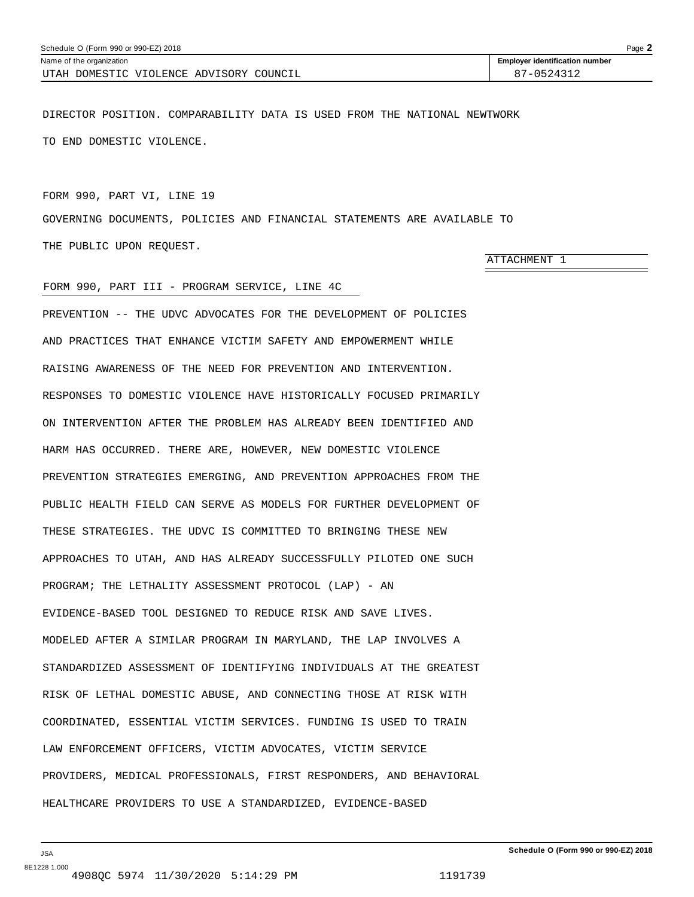Name of the organization: UTAH DOMESTIC VIOLENCE ADVISORY COUNCIL

Employer identification number: 87-0524312

DIRECTOR POSITION. COMPARABILITY DATA IS USED FROM THE NATIONAL NEWTWORK TO END DOMESTIC VIOLENCE.

FORM 990, PART VI, LINE 19

GOVERNING DOCUMENTS, POLICIES AND FINANCIAL STATEMENTS ARE AVAILABLE TO THE PUBLIC UPON REQUEST.

ATTACHMENT 1

FORM 990, PART III - PROGRAM SERVICE, LINE 4C

PREVENTION -- THE UDVC ADVOCATES FOR THE DEVELOPMENT OF POLICIES AND PRACTICES THAT ENHANCE VICTIM SAFETY AND EMPOWERMENT WHILE RAISING AWARENESS OF THE NEED FOR PREVENTION AND INTERVENTION. RESPONSES TO DOMESTIC VIOLENCE HAVE HISTORICALLY FOCUSED PRIMARILY ON INTERVENTION AFTER THE PROBLEM HAS ALREADY BEEN IDENTIFIED AND HARM HAS OCCURRED. THERE ARE, HOWEVER, NEW DOMESTIC VIOLENCE PREVENTION STRATEGIES EMERGING, AND PREVENTION APPROACHES FROM THE PUBLIC HEALTH FIELD CAN SERVE AS MODELS FOR FURTHER DEVELOPMENT OF THESE STRATEGIES. THE UDVC IS COMMITTED TO BRINGING THESE NEW APPROACHES TO UTAH, AND HAS ALREADY SUCCESSFULLY PILOTED ONE SUCH PROGRAM; THE LETHALITY ASSESSMENT PROTOCOL (LAP) - AN EVIDENCE-BASED TOOL DESIGNED TO REDUCE RISK AND SAVE LIVES. MODELED AFTER A SIMILAR PROGRAM IN MARYLAND, THE LAP INVOLVES A STANDARDIZED ASSESSMENT OF IDENTIFYING INDIVIDUALS AT THE GREATEST RISK OF LETHAL DOMESTIC ABUSE, AND CONNECTING THOSE AT RISK WITH COORDINATED, ESSENTIAL VICTIM SERVICES. FUNDING IS USED TO TRAIN LAW ENFORCEMENT OFFICERS, VICTIM ADVOCATES, VICTIM SERVICE PROVIDERS, MEDICAL PROFESSIONALS, FIRST RESPONDERS, AND BEHAVIORAL HEALTHCARE PROVIDERS TO USE A STANDARDIZED, EVIDENCE-BASED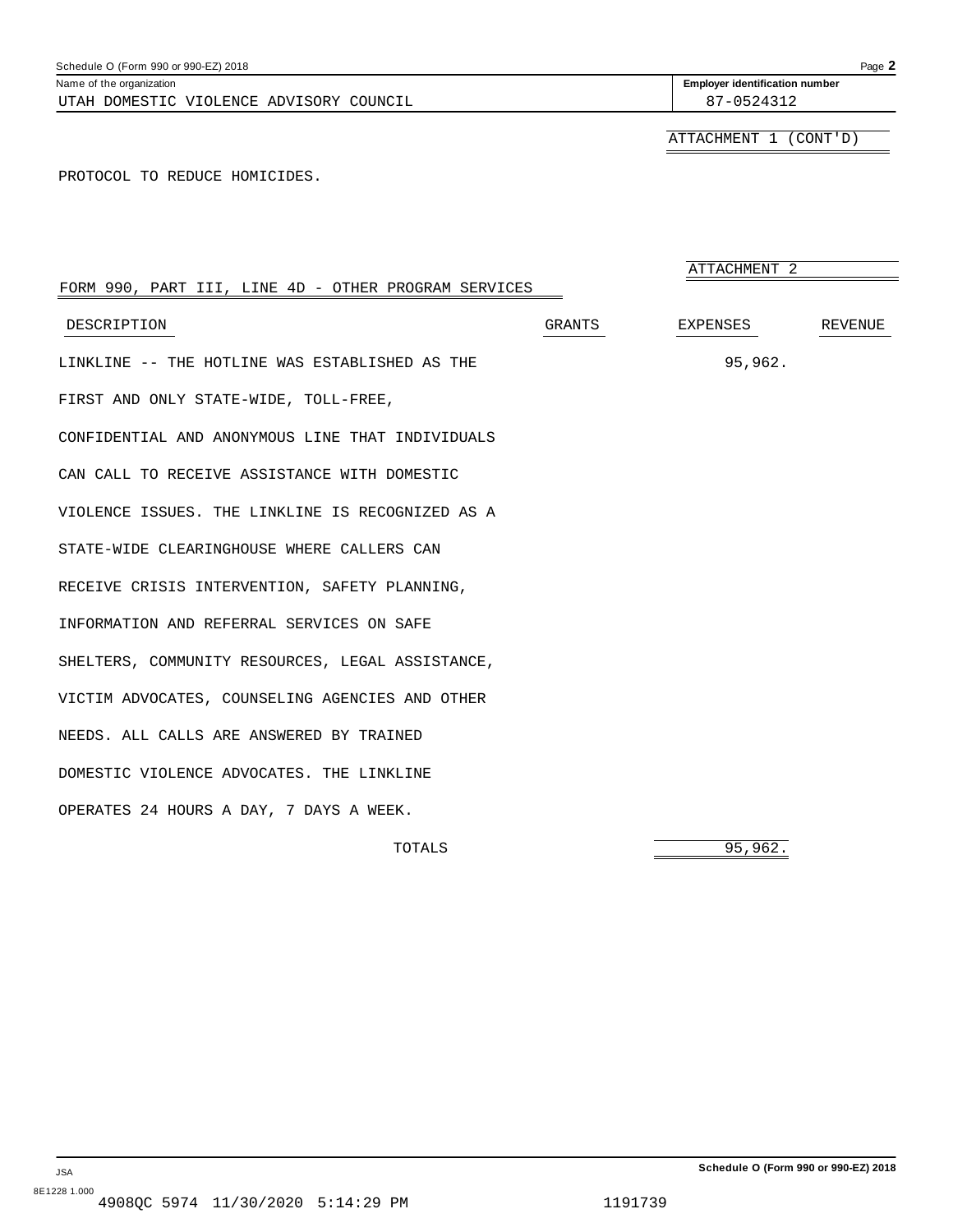Name of the organization: UTAH DOMESTIC VIOLENCE ADVISORY COUNCIL

Employer identification number: 87-0524312

ATTACHMENT 1 (CONT'D)

PROTOCOL TO REDUCE HOMICIDES.

ATTACHMENT 2

## FORM 990, PART III, LINE 4D - OTHER PROGRAM SERVICES

| DESCRIPTION | GRANTS | EXPENSES | REVENUE |
|---|---|---|---|
| LINKLINE -- THE HOTLINE WAS ESTABLISHED AS THE FIRST AND ONLY STATE-WIDE, TOLL-FREE, CONFIDENTIAL AND ANONYMOUS LINE THAT INDIVIDUALS CAN CALL TO RECEIVE ASSISTANCE WITH DOMESTIC VIOLENCE ISSUES. THE LINKLINE IS RECOGNIZED AS A STATE-WIDE CLEARINGHOUSE WHERE CALLERS CAN RECEIVE CRISIS INTERVENTION, SAFETY PLANNING, INFORMATION AND REFERRAL SERVICES ON SAFE SHELTERS, COMMUNITY RESOURCES, LEGAL ASSISTANCE, VICTIM ADVOCATES, COUNSELING AGENCIES AND OTHER NEEDS. ALL CALLS ARE ANSWERED BY TRAINED DOMESTIC VIOLENCE ADVOCATES. THE LINKLINE OPERATES 24 HOURS A DAY, 7 DAYS A WEEK. | | 95,962. | |
| TOTALS | | 95,962. | |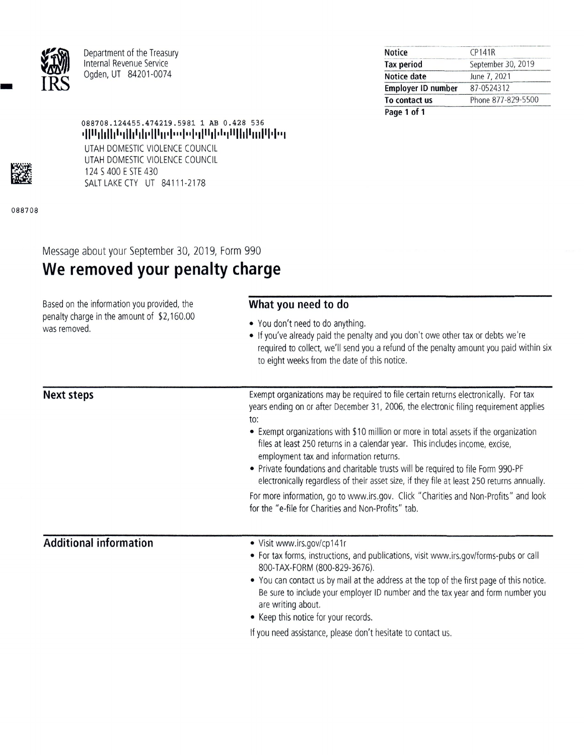Department of the Treasury
Internal Revenue Service
Ogden, UT 84201-0074

| | |
|---|---|
| Notice | CP141R |
| Tax period | September 30, 2019 |
| Notice date | June 7, 2021 |
| Employer ID number | 87-0524312 |
| To contact us | Phone 877-829-5500 |

088708.124455.474219.5981 1 AB 0.428 536

UTAH DOMESTIC VIOLENCE COUNCIL
UTAH DOMESTIC VIOLENCE COUNCIL
124 S 400 E STE 430
SALT LAKE CTY UT 84111-2178

088708

Message about your September 30, 2019, Form 990

# We removed your penalty charge

Based on the information you provided, the penalty charge in the amount of $2,160.00 was removed.

## What you need to do

- You don't need to do anything.
- If you've already paid the penalty and you don't owe other tax or debts we're required to collect, we'll send you a refund of the penalty amount you paid within six to eight weeks from the date of this notice.

## Next steps

Exempt organizations may be required to file certain returns electronically. For tax years ending on or after December 31, 2006, the electronic filing requirement applies to:

- Exempt organizations with $10 million or more in total assets if the organization files at least 250 returns in a calendar year. This includes income, excise, employment tax and information returns.
- Private foundations and charitable trusts will be required to file Form 990-PF electronically regardless of their asset size, if they file at least 250 returns annually.

For more information, go to www.irs.gov. Click "Charities and Non-Profits" and look for the "e-file for Charities and Non-Profits" tab.

## Additional information

- Visit www.irs.gov/cp141r
- For tax forms, instructions, and publications, visit www.irs.gov/forms-pubs or call 800-TAX-FORM (800-829-3676).
- You can contact us by mail at the address at the top of the first page of this notice. Be sure to include your employer ID number and the tax year and form number you are writing about.
- Keep this notice for your records.

If you need assistance, please don't hesitate to contact us.